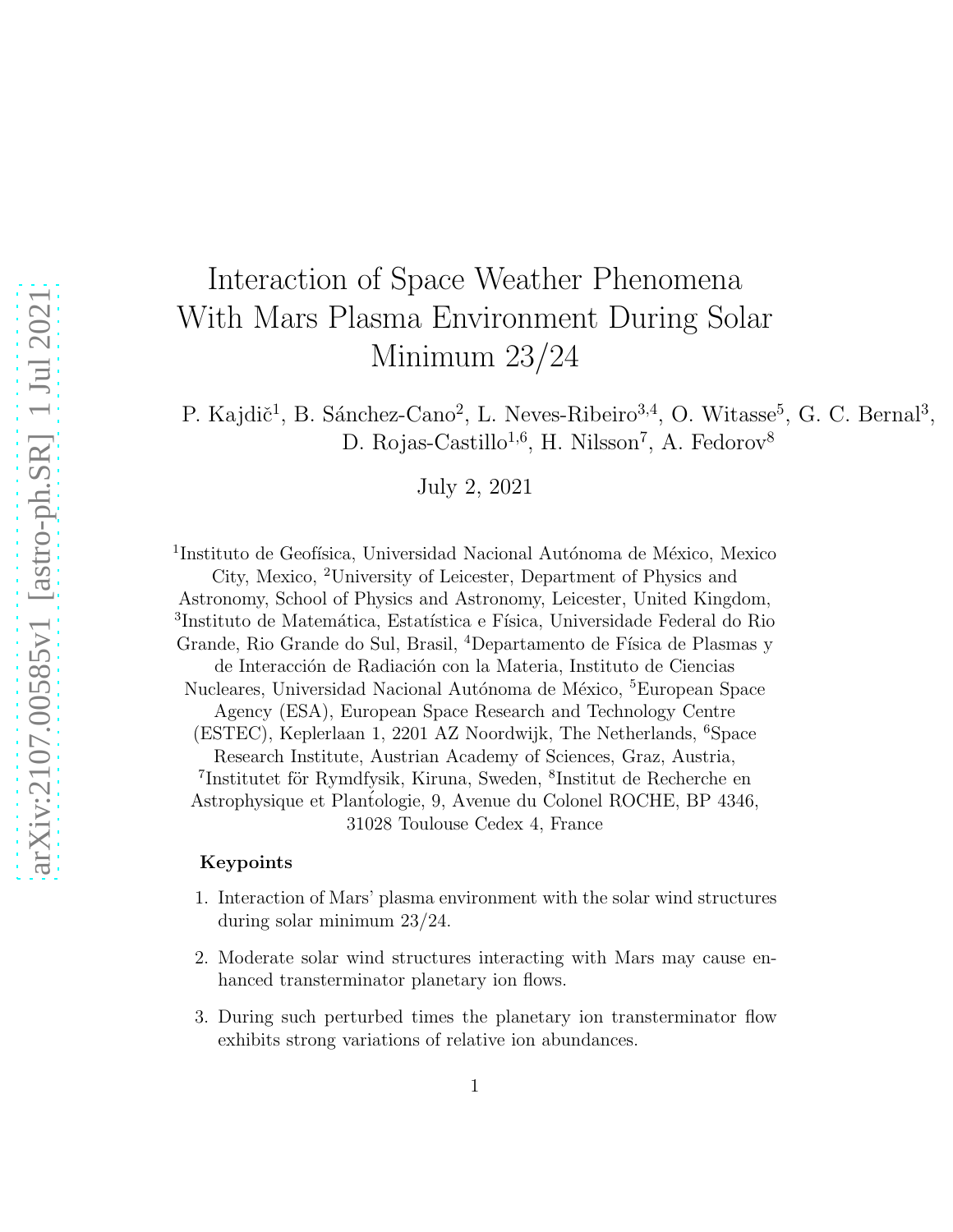# Interaction of Space Weather Phenomena With Mars Plasma Environment During Solar Minimum 23/24

P. Kajdič[1], B. Sánchez-Cano[2], L. Neves-Ribeiro[3,4], O. Witasse[5], G. C. Bernal[3], D. Rojas-Castillo[1,6], H. Nilsson[7], A. Fedorov[8]

July 2, 2021

[1]Instituto de Geofísica, Universidad Nacional Autónoma de México, Mexico City, Mexico, [2]University of Leicester, Department of Physics and Astronomy, School of Physics and Astronomy, Leicester, United Kingdom, [3]Instituto de Matemática, Estatística e Física, Universidade Federal do Rio Grande, Rio Grande do Sul, Brasil, [4]Departamento de Física de Plasmas y de Interacción de Radiación con la Materia, Instituto de Ciencias Nucleares, Universidad Nacional Autónoma de México, [5]European Space Agency (ESA), European Space Research and Technology Centre (ESTEC), Keplerlaan 1, 2201 AZ Noordwijk, The Netherlands, [6]Space Research Institute, Austrian Academy of Sciences, Graz, Austria, [7]Institutet för Rymdfysik, Kiruna, Sweden, [8]Institut de Recherche en Astrophysique et Plantologie, 9, Avenue du Colonel ROCHE, BP 4346, 31028 Toulouse Cedex 4, France

**Keypoints**

1. Interaction of Mars' plasma environment with the solar wind structures during solar minimum 23/24.
2. Moderate solar wind structures interacting with Mars may cause enhanced transterminator planetary ion flows.
3. During such perturbed times the planetary ion transterminator flow exhibits strong variations of relative ion abundances.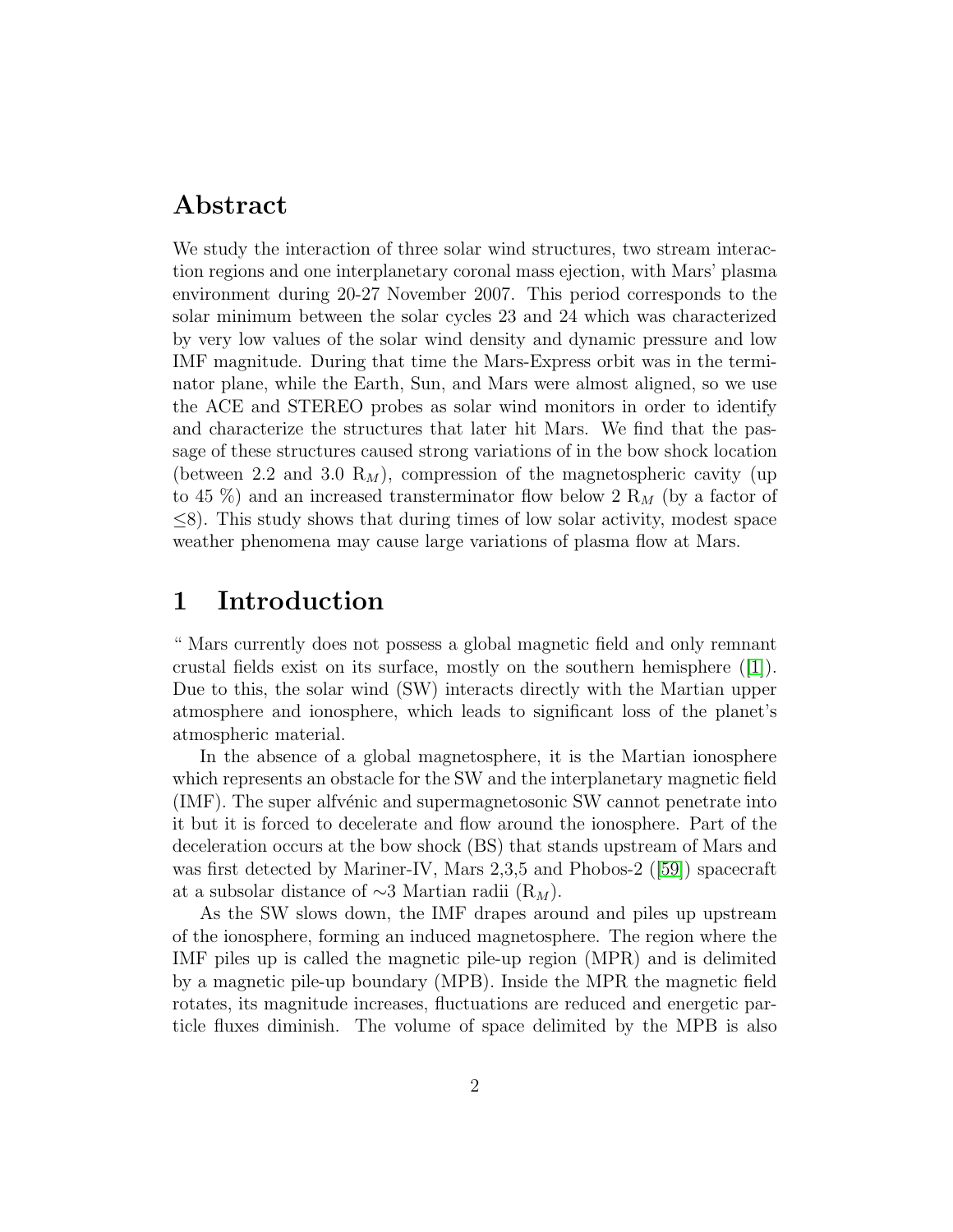# Abstract

We study the interaction of three solar wind structures, two stream interaction regions and one interplanetary coronal mass ejection, with Mars' plasma environment during 20-27 November 2007. This period corresponds to the solar minimum between the solar cycles 23 and 24 which was characterized by very low values of the solar wind density and dynamic pressure and low IMF magnitude. During that time the Mars-Express orbit was in the terminator plane, while the Earth, Sun, and Mars were almost aligned, so we use the ACE and STEREO probes as solar wind monitors in order to identify and characterize the structures that later hit Mars. We find that the passage of these structures caused strong variations of in the bow shock location (between 2.2 and 3.0 $R_M$), compression of the magnetospheric cavity (up to 45 %) and an increased transterminator flow below 2 $R_M$ (by a factor of $\leq$8). This study shows that during times of low solar activity, modest space weather phenomena may cause large variations of plasma flow at Mars.

# 1 Introduction

" Mars currently does not possess a global magnetic field and only remnant crustal fields exist on its surface, mostly on the southern hemisphere ([1]). Due to this, the solar wind (SW) interacts directly with the Martian upper atmosphere and ionosphere, which leads to significant loss of the planet's atmospheric material.

In the absence of a global magnetosphere, it is the Martian ionosphere which represents an obstacle for the SW and the interplanetary magnetic field (IMF). The super alfvénic and supermagnetosonic SW cannot penetrate into it but it is forced to decelerate and flow around the ionosphere. Part of the deceleration occurs at the bow shock (BS) that stands upstream of Mars and was first detected by Mariner-IV, Mars 2,3,5 and Phobos-2 ([59]) spacecraft at a subsolar distance of $\sim$3 Martian radii ($R_M$).

As the SW slows down, the IMF drapes around and piles up upstream of the ionosphere, forming an induced magnetosphere. The region where the IMF piles up is called the magnetic pile-up region (MPR) and is delimited by a magnetic pile-up boundary (MPB). Inside the MPR the magnetic field rotates, its magnitude increases, fluctuations are reduced and energetic particle fluxes diminish. The volume of space delimited by the MPB is also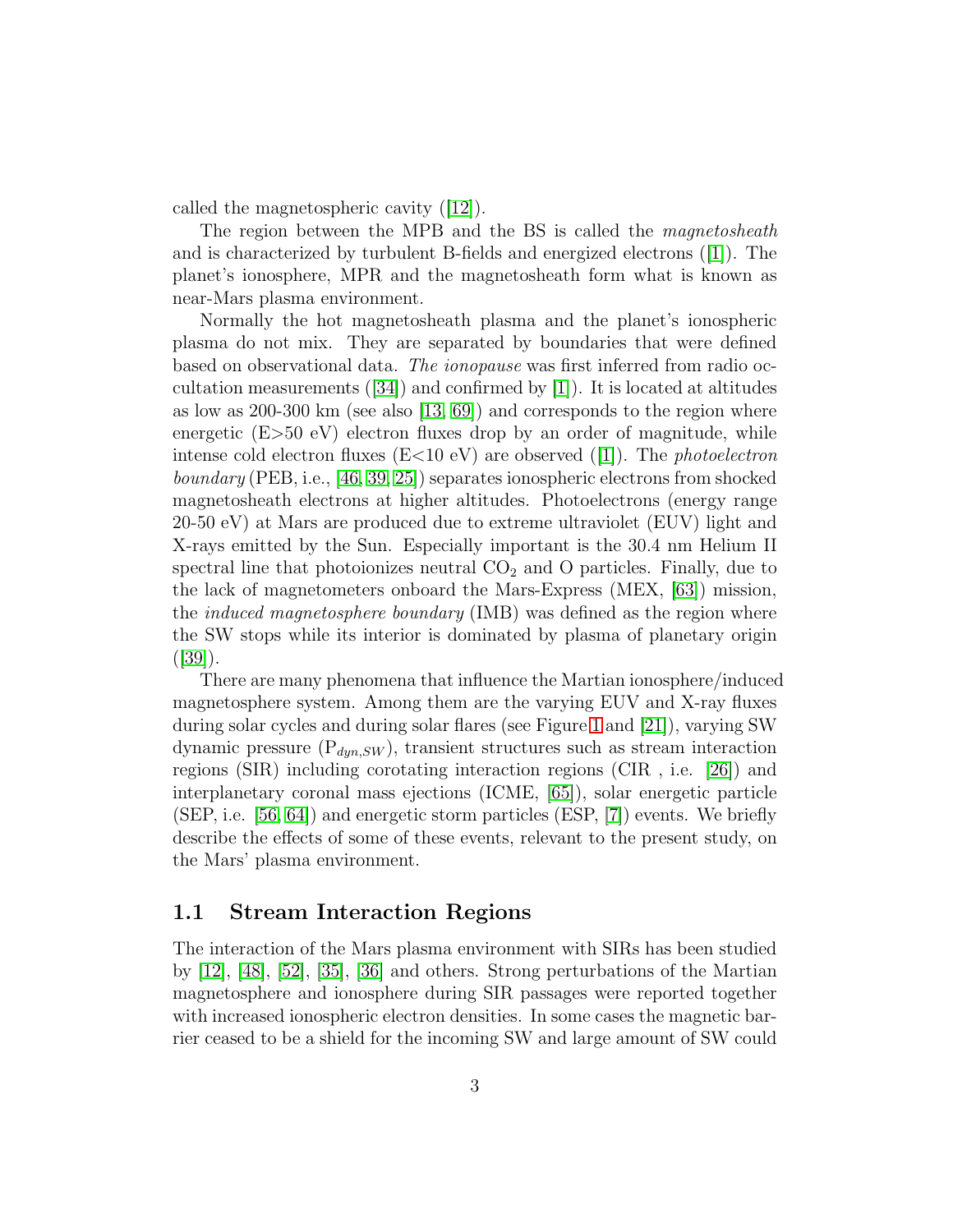called the magnetospheric cavity ([12]).

The region between the MPB and the BS is called the *magnetosheath* and is characterized by turbulent B-fields and energized electrons ([1]). The planet's ionosphere, MPR and the magnetosheath form what is known as near-Mars plasma environment.

Normally the hot magnetosheath plasma and the planet's ionospheric plasma do not mix. They are separated by boundaries that were defined based on observational data. *The ionopause* was first inferred from radio occultation measurements ([34]) and confirmed by [1]). It is located at altitudes as low as 200-300 km (see also [13, 69]) and corresponds to the region where energetic (E>50 eV) electron fluxes drop by an order of magnitude, while intense cold electron fluxes (E<10 eV) are observed ([1]). The *photoelectron boundary* (PEB, i.e., [46, 39, 25]) separates ionospheric electrons from shocked magnetosheath electrons at higher altitudes. Photoelectrons (energy range 20-50 eV) at Mars are produced due to extreme ultraviolet (EUV) light and X-rays emitted by the Sun. Especially important is the 30.4 nm Helium II spectral line that photoionizes neutral $CO_2$ and O particles. Finally, due to the lack of magnetometers onboard the Mars-Express (MEX, [63]) mission, the *induced magnetosphere boundary* (IMB) was defined as the region where the SW stops while its interior is dominated by plasma of planetary origin ([39]).

There are many phenomena that influence the Martian ionosphere/induced magnetosphere system. Among them are the varying EUV and X-ray fluxes during solar cycles and during solar flares (see Figure 1 and [21]), varying SW dynamic pressure ($P_{dyn,SW}$), transient structures such as stream interaction regions (SIR) including corotating interaction regions (CIR , i.e. [26]) and interplanetary coronal mass ejections (ICME, [65]), solar energetic particle (SEP, i.e. [56, 64]) and energetic storm particles (ESP, [7]) events. We briefly describe the effects of some of these events, relevant to the present study, on the Mars' plasma environment.

## 1.1 Stream Interaction Regions

The interaction of the Mars plasma environment with SIRs has been studied by [12], [48], [52], [35], [36] and others. Strong perturbations of the Martian magnetosphere and ionosphere during SIR passages were reported together with increased ionospheric electron densities. In some cases the magnetic barrier ceased to be a shield for the incoming SW and large amount of SW could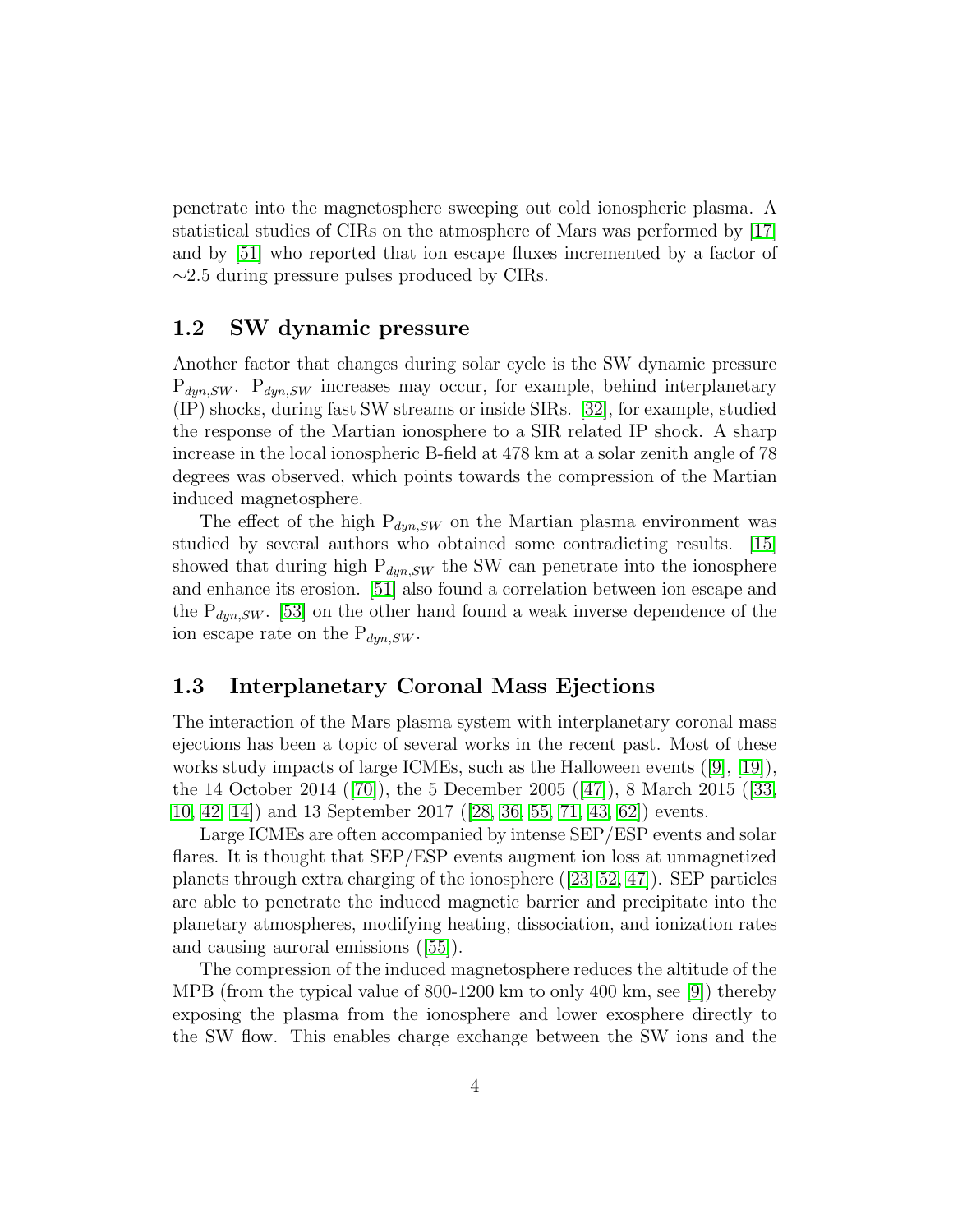penetrate into the magnetosphere sweeping out cold ionospheric plasma. A statistical studies of CIRs on the atmosphere of Mars was performed by [17] and by [51] who reported that ion escape fluxes incremented by a factor of ~2.5 during pressure pulses produced by CIRs.

## 1.2 SW dynamic pressure

Another factor that changes during solar cycle is the SW dynamic pressure $P_{dyn,SW}$. $P_{dyn,SW}$ increases may occur, for example, behind interplanetary (IP) shocks, during fast SW streams or inside SIRs. [32], for example, studied the response of the Martian ionosphere to a SIR related IP shock. A sharp increase in the local ionospheric B-field at 478 km at a solar zenith angle of 78 degrees was observed, which points towards the compression of the Martian induced magnetosphere.

The effect of the high $P_{dyn,SW}$ on the Martian plasma environment was studied by several authors who obtained some contradicting results. [15] showed that during high $P_{dyn,SW}$ the SW can penetrate into the ionosphere and enhance its erosion. [51] also found a correlation between ion escape and the $P_{dyn,SW}$. [53] on the other hand found a weak inverse dependence of the ion escape rate on the $P_{dyn,SW}$.

## 1.3 Interplanetary Coronal Mass Ejections

The interaction of the Mars plasma system with interplanetary coronal mass ejections has been a topic of several works in the recent past. Most of these works study impacts of large ICMEs, such as the Halloween events ([9], [19]), the 14 October 2014 ([70]), the 5 December 2005 ([47]), 8 March 2015 ([33, 10, 42, 14]) and 13 September 2017 ([28, 36, 55, 71, 43, 62]) events.

Large ICMEs are often accompanied by intense SEP/ESP events and solar flares. It is thought that SEP/ESP events augment ion loss at unmagnetized planets through extra charging of the ionosphere ([23, 52, 47]). SEP particles are able to penetrate the induced magnetic barrier and precipitate into the planetary atmospheres, modifying heating, dissociation, and ionization rates and causing auroral emissions ([55]).

The compression of the induced magnetosphere reduces the altitude of the MPB (from the typical value of 800-1200 km to only 400 km, see [9]) thereby exposing the plasma from the ionosphere and lower exosphere directly to the SW flow. This enables charge exchange between the SW ions and the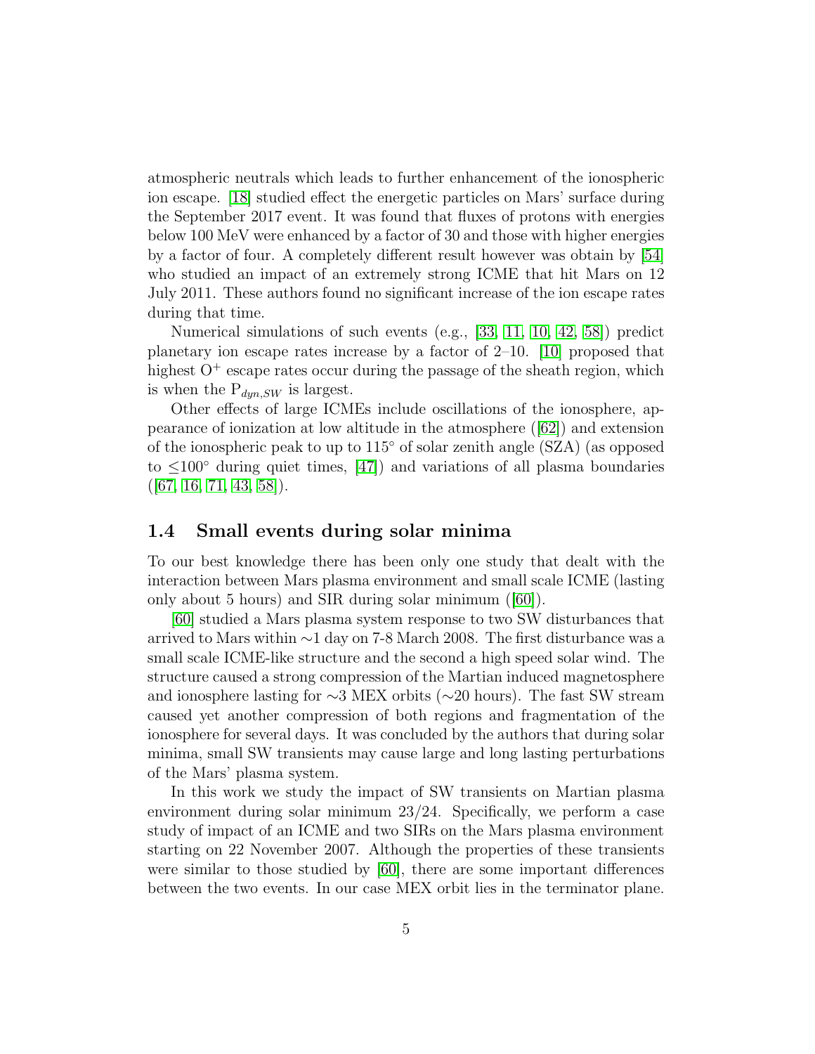atmospheric neutrals which leads to further enhancement of the ionospheric ion escape. [18] studied effect the energetic particles on Mars' surface during the September 2017 event. It was found that fluxes of protons with energies below 100 MeV were enhanced by a factor of 30 and those with higher energies by a factor of four. A completely different result however was obtain by [54] who studied an impact of an extremely strong ICME that hit Mars on 12 July 2011. These authors found no significant increase of the ion escape rates during that time.

Numerical simulations of such events (e.g., [33, 11, 10, 42, 58]) predict planetary ion escape rates increase by a factor of 2–10. [10] proposed that highest $O^+$ escape rates occur during the passage of the sheath region, which is when the $P_{dyn,SW}$ is largest.

Other effects of large ICMEs include oscillations of the ionosphere, appearance of ionization at low altitude in the atmosphere ([62]) and extension of the ionospheric peak to up to 115° of solar zenith angle (SZA) (as opposed to $\leq$100° during quiet times, [47]) and variations of all plasma boundaries ([67, 16, 71, 43, 58]).

## 1.4 Small events during solar minima

To our best knowledge there has been only one study that dealt with the interaction between Mars plasma environment and small scale ICME (lasting only about 5 hours) and SIR during solar minimum ([60]).

[60] studied a Mars plasma system response to two SW disturbances that arrived to Mars within $\sim$1 day on 7-8 March 2008. The first disturbance was a small scale ICME-like structure and the second a high speed solar wind. The structure caused a strong compression of the Martian induced magnetosphere and ionosphere lasting for $\sim$3 MEX orbits ($\sim$20 hours). The fast SW stream caused yet another compression of both regions and fragmentation of the ionosphere for several days. It was concluded by the authors that during solar minima, small SW transients may cause large and long lasting perturbations of the Mars' plasma system.

In this work we study the impact of SW transients on Martian plasma environment during solar minimum 23/24. Specifically, we perform a case study of impact of an ICME and two SIRs on the Mars plasma environment starting on 22 November 2007. Although the properties of these transients were similar to those studied by [60], there are some important differences between the two events. In our case MEX orbit lies in the terminator plane.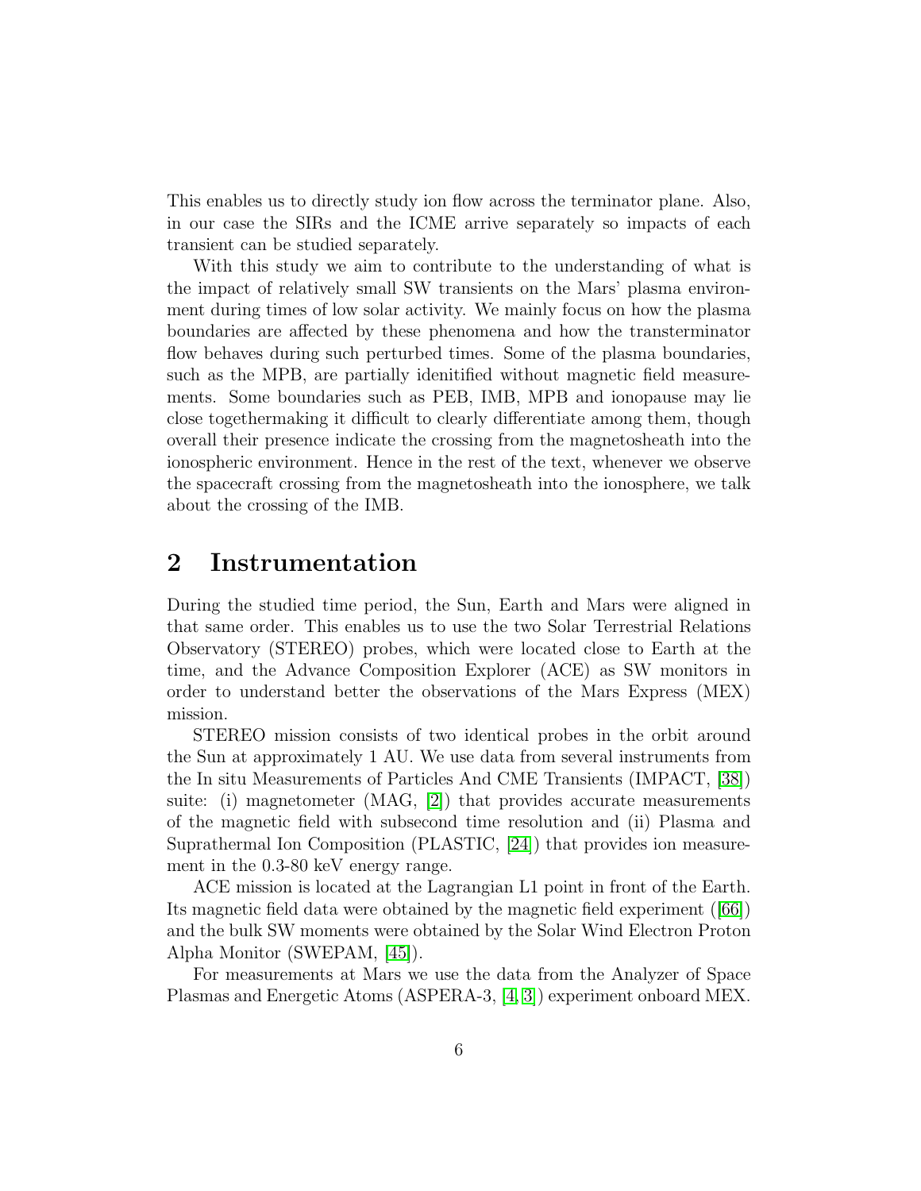This enables us to directly study ion flow across the terminator plane. Also, in our case the SIRs and the ICME arrive separately so impacts of each transient can be studied separately.

With this study we aim to contribute to the understanding of what is the impact of relatively small SW transients on the Mars' plasma environment during times of low solar activity. We mainly focus on how the plasma boundaries are affected by these phenomena and how the transterminator flow behaves during such perturbed times. Some of the plasma boundaries, such as the MPB, are partially idenitified without magnetic field measurements. Some boundaries such as PEB, IMB, MPB and ionopause may lie close togethermaking it difficult to clearly differentiate among them, though overall their presence indicate the crossing from the magnetosheath into the ionospheric environment. Hence in the rest of the text, whenever we observe the spacecraft crossing from the magnetosheath into the ionosphere, we talk about the crossing of the IMB.

## 2 Instrumentation

During the studied time period, the Sun, Earth and Mars were aligned in that same order. This enables us to use the two Solar Terrestrial Relations Observatory (STEREO) probes, which were located close to Earth at the time, and the Advance Composition Explorer (ACE) as SW monitors in order to understand better the observations of the Mars Express (MEX) mission.

STEREO mission consists of two identical probes in the orbit around the Sun at approximately 1 AU. We use data from several instruments from the In situ Measurements of Particles And CME Transients (IMPACT, [38]) suite: (i) magnetometer (MAG, [2]) that provides accurate measurements of the magnetic field with subsecond time resolution and (ii) Plasma and Suprathermal Ion Composition (PLASTIC, [24]) that provides ion measurement in the 0.3-80 keV energy range.

ACE mission is located at the Lagrangian L1 point in front of the Earth. Its magnetic field data were obtained by the magnetic field experiment ([66]) and the bulk SW moments were obtained by the Solar Wind Electron Proton Alpha Monitor (SWEPAM, [45]).

For measurements at Mars we use the data from the Analyzer of Space Plasmas and Energetic Atoms (ASPERA-3, [4, 3]) experiment onboard MEX.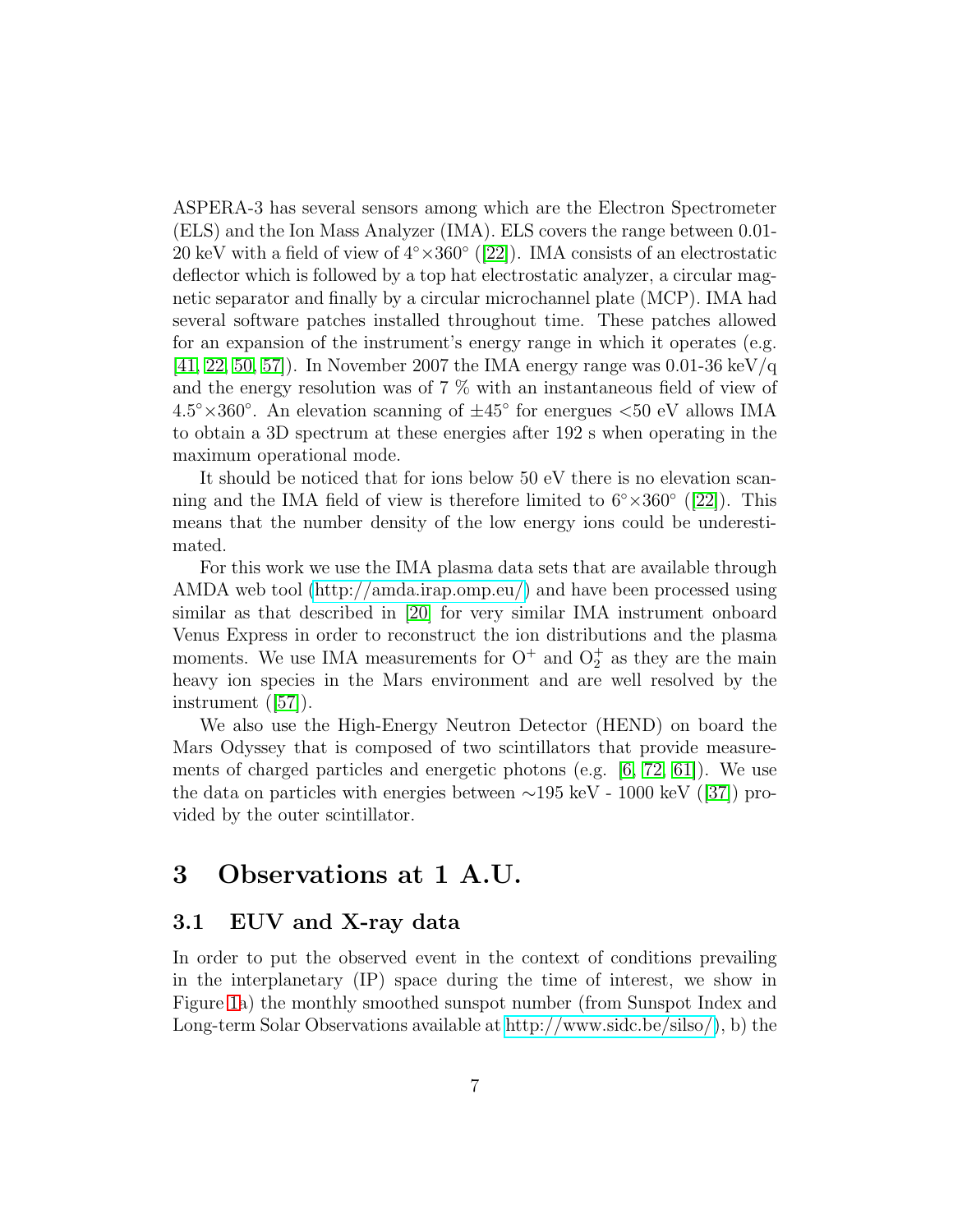ASPERA-3 has several sensors among which are the Electron Spectrometer (ELS) and the Ion Mass Analyzer (IMA). ELS covers the range between 0.01-20 keV with a field of view of $4° \times 360°$ ([22]). IMA consists of an electrostatic deflector which is followed by a top hat electrostatic analyzer, a circular magnetic separator and finally by a circular microchannel plate (MCP). IMA had several software patches installed throughout time. These patches allowed for an expansion of the instrument's energy range in which it operates (e.g. [41, 22, 50, 57]). In November 2007 the IMA energy range was 0.01-36 keV/q and the energy resolution was of 7 % with an instantaneous field of view of $4.5° \times 360°$. An elevation scanning of $\pm 45°$ for energues <50 eV allows IMA to obtain a 3D spectrum at these energies after 192 s when operating in the maximum operational mode.

It should be noticed that for ions below 50 eV there is no elevation scanning and the IMA field of view is therefore limited to $6° \times 360°$ ([22]). This means that the number density of the low energy ions could be underestimated.

For this work we use the IMA plasma data sets that are available through AMDA web tool (http://amda.irap.omp.eu/) and have been processed using similar as that described in [20] for very similar IMA instrument onboard Venus Express in order to reconstruct the ion distributions and the plasma moments. We use IMA measurements for $O^+$ and $O_2^+$ as they are the main heavy ion species in the Mars environment and are well resolved by the instrument ([57]).

We also use the High-Energy Neutron Detector (HEND) on board the Mars Odyssey that is composed of two scintillators that provide measurements of charged particles and energetic photons (e.g. [6, 72, 61]). We use the data on particles with energies between ∼195 keV - 1000 keV ([37]) provided by the outer scintillator.

# 3 Observations at 1 A.U.

## 3.1 EUV and X-ray data

In order to put the observed event in the context of conditions prevailing in the interplanetary (IP) space during the time of interest, we show in Figure 1a) the monthly smoothed sunspot number (from Sunspot Index and Long-term Solar Observations available at http://www.sidc.be/silso/), b) the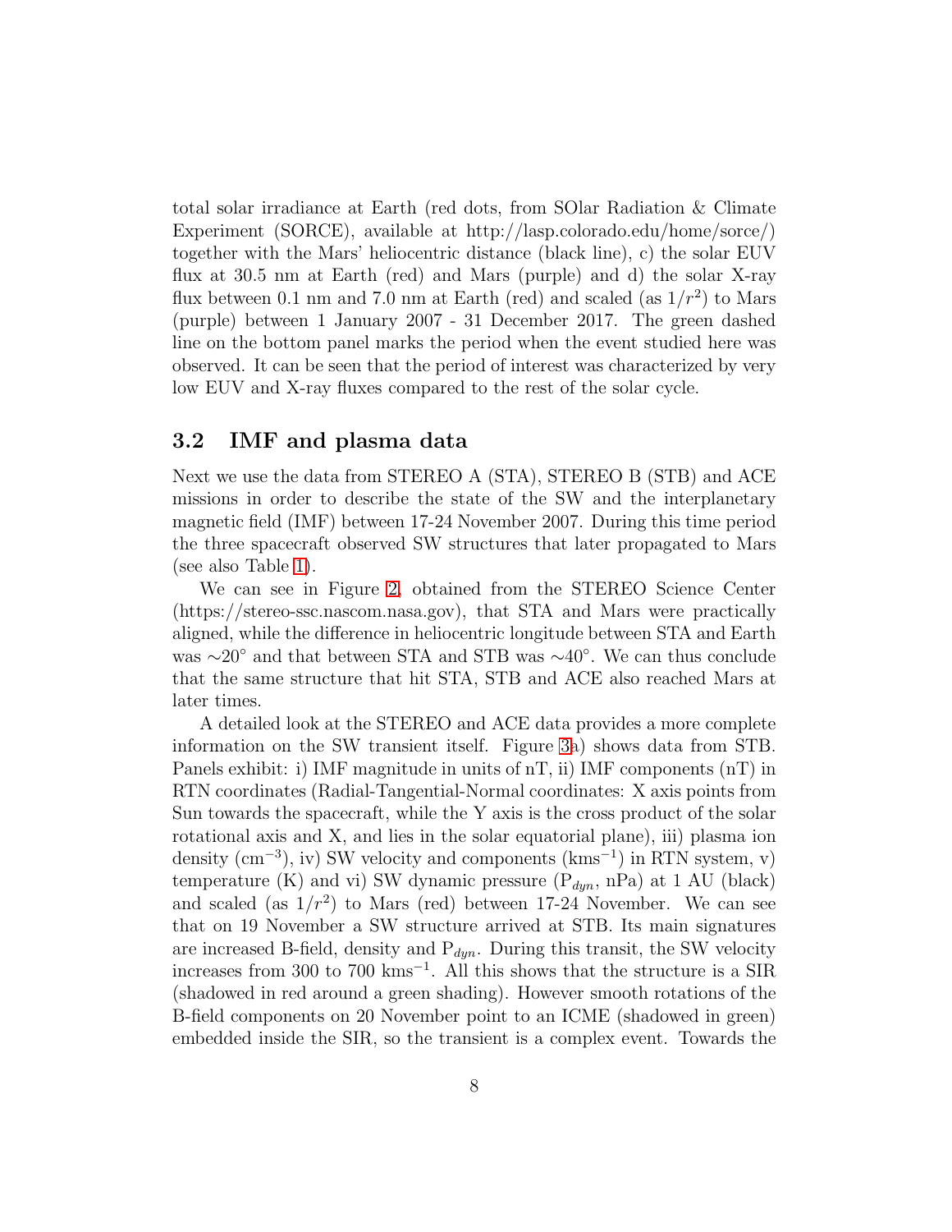total solar irradiance at Earth (red dots, from SOlar Radiation & Climate Experiment (SORCE), available at http://lasp.colorado.edu/home/sorce/) together with the Mars' heliocentric distance (black line), c) the solar EUV flux at 30.5 nm at Earth (red) and Mars (purple) and d) the solar X-ray flux between 0.1 nm and 7.0 nm at Earth (red) and scaled (as $1/r^2$) to Mars (purple) between 1 January 2007 - 31 December 2017. The green dashed line on the bottom panel marks the period when the event studied here was observed. It can be seen that the period of interest was characterized by very low EUV and X-ray fluxes compared to the rest of the solar cycle.

## 3.2 IMF and plasma data

Next we use the data from STEREO A (STA), STEREO B (STB) and ACE missions in order to describe the state of the SW and the interplanetary magnetic field (IMF) between 17-24 November 2007. During this time period the three spacecraft observed SW structures that later propagated to Mars (see also Table 1).

We can see in Figure 2, obtained from the STEREO Science Center (https://stereo-ssc.nascom.nasa.gov), that STA and Mars were practically aligned, while the difference in heliocentric longitude between STA and Earth was $\sim 20^{\circ}$ and that between STA and STB was $\sim 40^{\circ}$. We can thus conclude that the same structure that hit STA, STB and ACE also reached Mars at later times.

A detailed look at the STEREO and ACE data provides a more complete information on the SW transient itself. Figure 3a) shows data from STB. Panels exhibit: i) IMF magnitude in units of nT, ii) IMF components (nT) in RTN coordinates (Radial-Tangential-Normal coordinates: X axis points from Sun towards the spacecraft, while the Y axis is the cross product of the solar rotational axis and X, and lies in the solar equatorial plane), iii) plasma ion density ($\mathrm{cm}^{-3}$), iv) SW velocity and components ($\mathrm{kms}^{-1}$) in RTN system, v) temperature (K) and vi) SW dynamic pressure ($P_{dyn}$, nPa) at 1 AU (black) and scaled (as $1/r^2$) to Mars (red) between 17-24 November. We can see that on 19 November a SW structure arrived at STB. Its main signatures are increased B-field, density and $P_{dyn}$. During this transit, the SW velocity increases from 300 to 700 $\mathrm{kms}^{-1}$. All this shows that the structure is a SIR (shadowed in red around a green shading). However smooth rotations of the B-field components on 20 November point to an ICME (shadowed in green) embedded inside the SIR, so the transient is a complex event. Towards the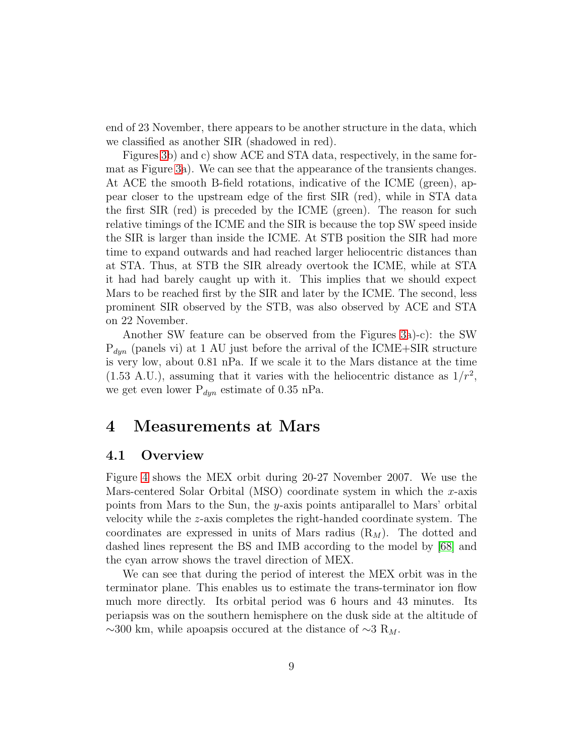end of 23 November, there appears to be another structure in the data, which we classified as another SIR (shadowed in red).

Figures 3b) and c) show ACE and STA data, respectively, in the same format as Figure 3a). We can see that the appearance of the transients changes. At ACE the smooth B-field rotations, indicative of the ICME (green), appear closer to the upstream edge of the first SIR (red), while in STA data the first SIR (red) is preceded by the ICME (green). The reason for such relative timings of the ICME and the SIR is because the top SW speed inside the SIR is larger than inside the ICME. At STB position the SIR had more time to expand outwards and had reached larger heliocentric distances than at STA. Thus, at STB the SIR already overtook the ICME, while at STA it had had barely caught up with it. This implies that we should expect Mars to be reached first by the SIR and later by the ICME. The second, less prominent SIR observed by the STB, was also observed by ACE and STA on 22 November.

Another SW feature can be observed from the Figures 3a)-c): the SW $P_{dyn}$ (panels vi) at 1 AU just before the arrival of the ICME+SIR structure is very low, about 0.81 nPa. If we scale it to the Mars distance at the time (1.53 A.U.), assuming that it varies with the heliocentric distance as $1/r^2$, we get even lower $P_{dyn}$ estimate of 0.35 nPa.

# 4 Measurements at Mars

## 4.1 Overview

Figure 4 shows the MEX orbit during 20-27 November 2007. We use the Mars-centered Solar Orbital (MSO) coordinate system in which the $x$-axis points from Mars to the Sun, the $y$-axis points antiparallel to Mars' orbital velocity while the $z$-axis completes the right-handed coordinate system. The coordinates are expressed in units of Mars radius ($R_M$). The dotted and dashed lines represent the BS and IMB according to the model by [68] and the cyan arrow shows the travel direction of MEX.

We can see that during the period of interest the MEX orbit was in the terminator plane. This enables us to estimate the trans-terminator ion flow much more directly. Its orbital period was 6 hours and 43 minutes. Its periapsis was on the southern hemisphere on the dusk side at the altitude of ~300 km, while apoapsis occured at the distance of ~3 $R_M$.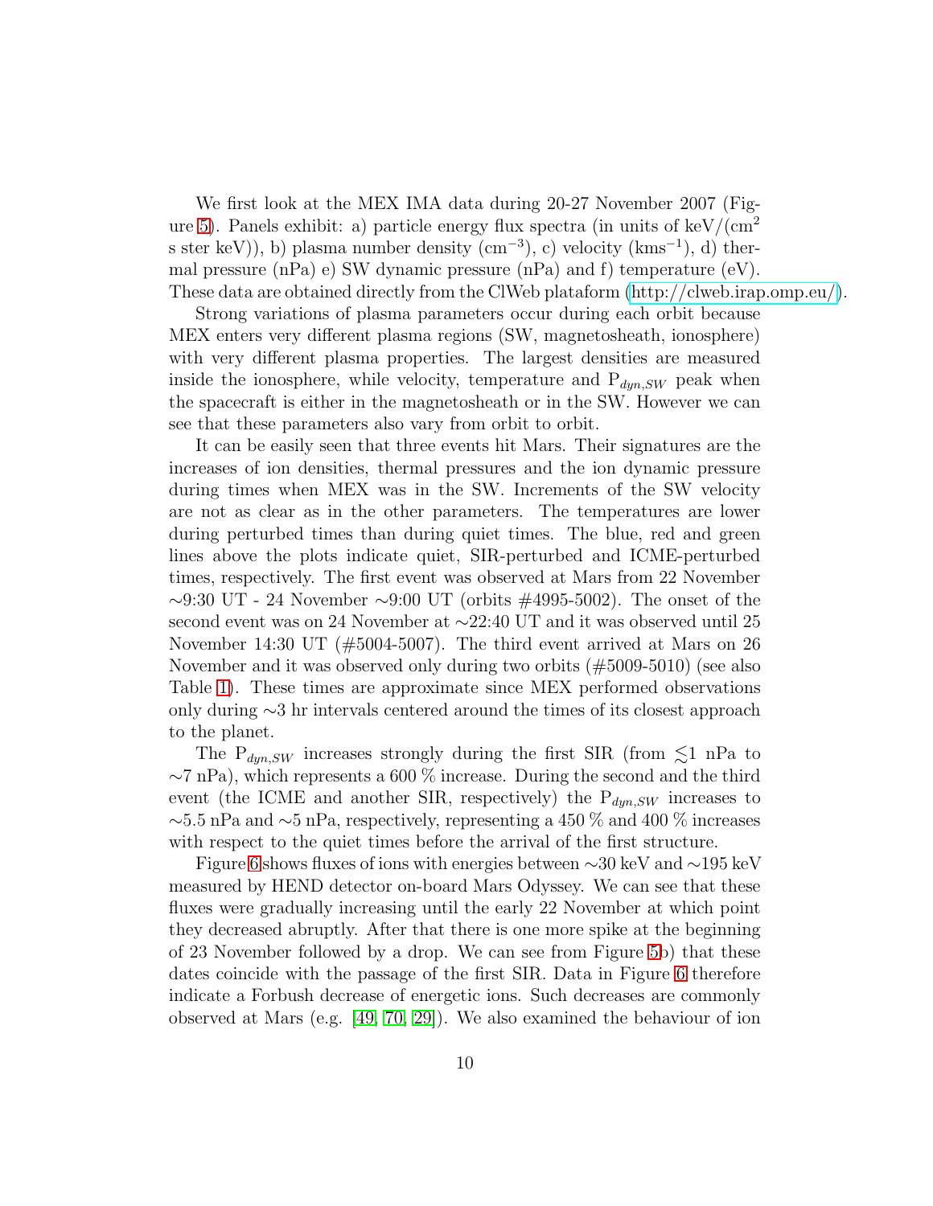We first look at the MEX IMA data during 20-27 November 2007 (Figure 5). Panels exhibit: a) particle energy flux spectra (in units of keV/(cm$^2$ s ster keV)), b) plasma number density (cm$^{-3}$), c) velocity (kms$^{-1}$), d) thermal pressure (nPa) e) SW dynamic pressure (nPa) and f) temperature (eV). These data are obtained directly from the ClWeb plataform (http://clweb.irap.omp.eu/).

Strong variations of plasma parameters occur during each orbit because MEX enters very different plasma regions (SW, magnetosheath, ionosphere) with very different plasma properties. The largest densities are measured inside the ionosphere, while velocity, temperature and $P_{dyn,SW}$ peak when the spacecraft is either in the magnetosheath or in the SW. However we can see that these parameters also vary from orbit to orbit.

It can be easily seen that three events hit Mars. Their signatures are the increases of ion densities, thermal pressures and the ion dynamic pressure during times when MEX was in the SW. Increments of the SW velocity are not as clear as in the other parameters. The temperatures are lower during perturbed times than during quiet times. The blue, red and green lines above the plots indicate quiet, SIR-perturbed and ICME-perturbed times, respectively. The first event was observed at Mars from 22 November ∼9:30 UT - 24 November ∼9:00 UT (orbits #4995-5002). The onset of the second event was on 24 November at ∼22:40 UT and it was observed until 25 November 14:30 UT (#5004-5007). The third event arrived at Mars on 26 November and it was observed only during two orbits (#5009-5010) (see also Table 1). These times are approximate since MEX performed observations only during ∼3 hr intervals centered around the times of its closest approach to the planet.

The $P_{dyn,SW}$ increases strongly during the first SIR (from $\lesssim$1 nPa to ∼7 nPa), which represents a 600 % increase. During the second and the third event (the ICME and another SIR, respectively) the $P_{dyn,SW}$ increases to ∼5.5 nPa and ∼5 nPa, respectively, representing a 450 % and 400 % increases with respect to the quiet times before the arrival of the first structure.

Figure 6 shows fluxes of ions with energies between ∼30 keV and ∼195 keV measured by HEND detector on-board Mars Odyssey. We can see that these fluxes were gradually increasing until the early 22 November at which point they decreased abruptly. After that there is one more spike at the beginning of 23 November followed by a drop. We can see from Figure 5b) that these dates coincide with the passage of the first SIR. Data in Figure 6 therefore indicate a Forbush decrease of energetic ions. Such decreases are commonly observed at Mars (e.g. [49, 70, 29]). We also examined the behaviour of ion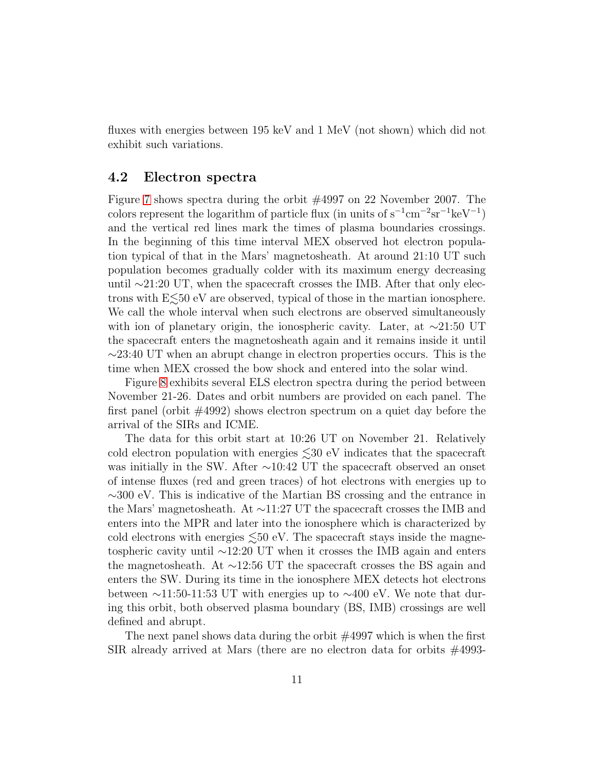fluxes with energies between 195 keV and 1 MeV (not shown) which did not exhibit such variations.

### 4.2 Electron spectra

Figure 7 shows spectra during the orbit #4997 on 22 November 2007. The colors represent the logarithm of particle flux (in units of $s^{-1}cm^{-2}sr^{-1}keV^{-1}$) and the vertical red lines mark the times of plasma boundaries crossings. In the beginning of this time interval MEX observed hot electron population typical of that in the Mars' magnetosheath. At around 21:10 UT such population becomes gradually colder with its maximum energy decreasing until ∼21:20 UT, when the spacecraft crosses the IMB. After that only electrons with E$\lesssim$50 eV are observed, typical of those in the martian ionosphere. We call the whole interval when such electrons are observed simultaneously with ion of planetary origin, the ionospheric cavity. Later, at ∼21:50 UT the spacecraft enters the magnetosheath again and it remains inside it until ∼23:40 UT when an abrupt change in electron properties occurs. This is the time when MEX crossed the bow shock and entered into the solar wind.

Figure 8 exhibits several ELS electron spectra during the period between November 21-26. Dates and orbit numbers are provided on each panel. The first panel (orbit #4992) shows electron spectrum on a quiet day before the arrival of the SIRs and ICME.

The data for this orbit start at 10:26 UT on November 21. Relatively cold electron population with energies $\lesssim$30 eV indicates that the spacecraft was initially in the SW. After ∼10:42 UT the spacecraft observed an onset of intense fluxes (red and green traces) of hot electrons with energies up to ∼300 eV. This is indicative of the Martian BS crossing and the entrance in the Mars' magnetosheath. At ∼11:27 UT the spacecraft crosses the IMB and enters into the MPR and later into the ionosphere which is characterized by cold electrons with energies $\lesssim$50 eV. The spacecraft stays inside the magnetospheric cavity until ∼12:20 UT when it crosses the IMB again and enters the magnetosheath. At ∼12:56 UT the spacecraft crosses the BS again and enters the SW. During its time in the ionosphere MEX detects hot electrons between ∼11:50-11:53 UT with energies up to ∼400 eV. We note that during this orbit, both observed plasma boundary (BS, IMB) crossings are well defined and abrupt.

The next panel shows data during the orbit #4997 which is when the first SIR already arrived at Mars (there are no electron data for orbits #4993-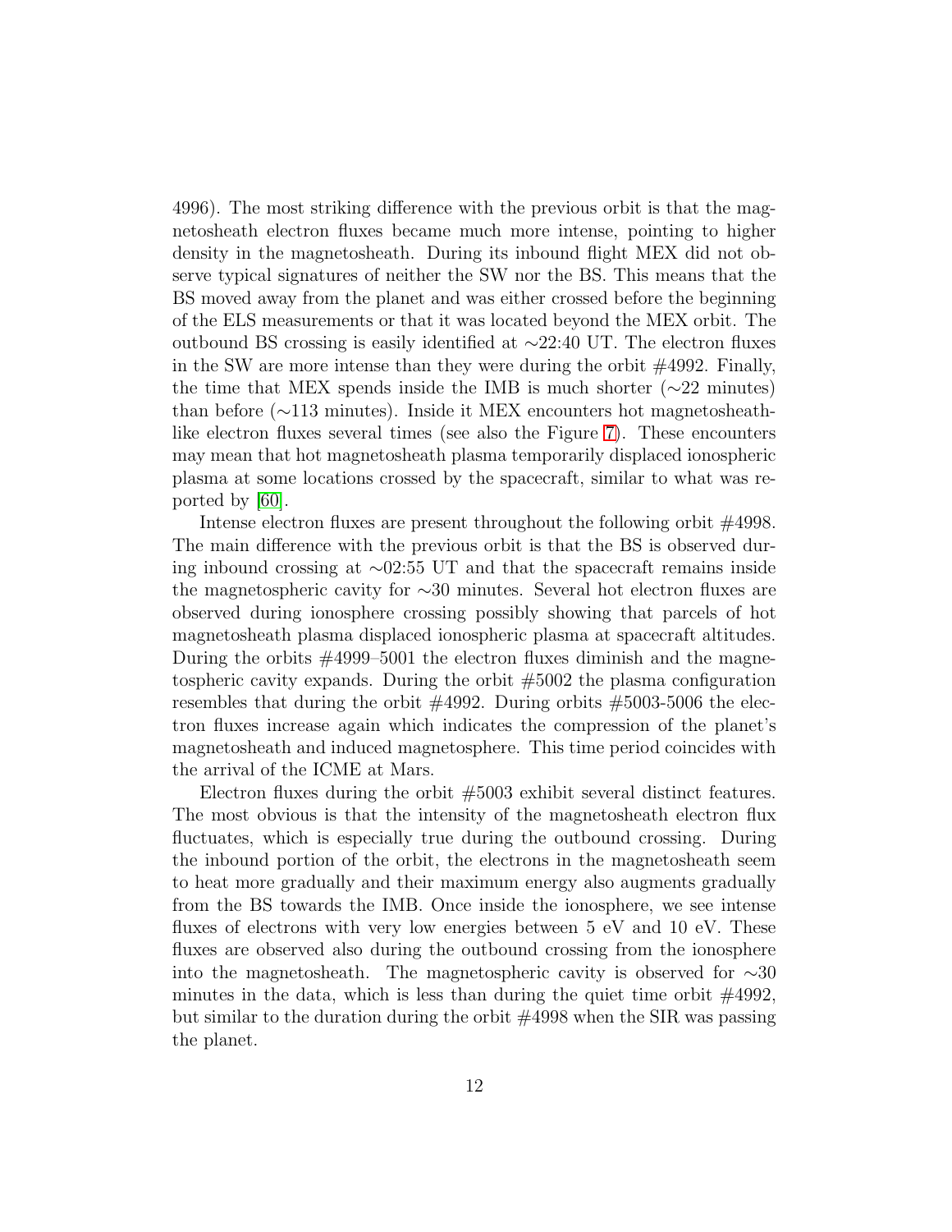4996). The most striking difference with the previous orbit is that the magnetosheath electron fluxes became much more intense, pointing to higher density in the magnetosheath. During its inbound flight MEX did not observe typical signatures of neither the SW nor the BS. This means that the BS moved away from the planet and was either crossed before the beginning of the ELS measurements or that it was located beyond the MEX orbit. The outbound BS crossing is easily identified at ∼22:40 UT. The electron fluxes in the SW are more intense than they were during the orbit #4992. Finally, the time that MEX spends inside the IMB is much shorter (∼22 minutes) than before (∼113 minutes). Inside it MEX encounters hot magnetosheath-like electron fluxes several times (see also the Figure 7). These encounters may mean that hot magnetosheath plasma temporarily displaced ionospheric plasma at some locations crossed by the spacecraft, similar to what was reported by [60].

Intense electron fluxes are present throughout the following orbit #4998. The main difference with the previous orbit is that the BS is observed during inbound crossing at ∼02:55 UT and that the spacecraft remains inside the magnetospheric cavity for ∼30 minutes. Several hot electron fluxes are observed during ionosphere crossing possibly showing that parcels of hot magnetosheath plasma displaced ionospheric plasma at spacecraft altitudes. During the orbits #4999–5001 the electron fluxes diminish and the magnetospheric cavity expands. During the orbit #5002 the plasma configuration resembles that during the orbit #4992. During orbits #5003-5006 the electron fluxes increase again which indicates the compression of the planet's magnetosheath and induced magnetosphere. This time period coincides with the arrival of the ICME at Mars.

Electron fluxes during the orbit #5003 exhibit several distinct features. The most obvious is that the intensity of the magnetosheath electron flux fluctuates, which is especially true during the outbound crossing. During the inbound portion of the orbit, the electrons in the magnetosheath seem to heat more gradually and their maximum energy also augments gradually from the BS towards the IMB. Once inside the ionosphere, we see intense fluxes of electrons with very low energies between 5 eV and 10 eV. These fluxes are observed also during the outbound crossing from the ionosphere into the magnetosheath. The magnetospheric cavity is observed for ∼30 minutes in the data, which is less than during the quiet time orbit #4992, but similar to the duration during the orbit #4998 when the SIR was passing the planet.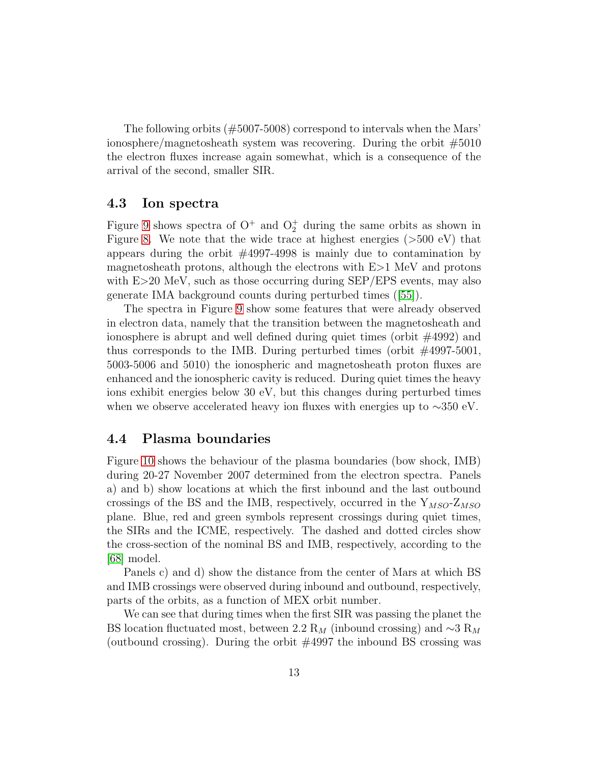The following orbits (#5007-5008) correspond to intervals when the Mars' ionosphere/magnetosheath system was recovering. During the orbit #5010 the electron fluxes increase again somewhat, which is a consequence of the arrival of the second, smaller SIR.

### 4.3 Ion spectra

Figure 9 shows spectra of $O^+$ and $O_2^+$ during the same orbits as shown in Figure 8. We note that the wide trace at highest energies (>500 eV) that appears during the orbit #4997-4998 is mainly due to contamination by magnetosheath protons, although the electrons with E>1 MeV and protons with E>20 MeV, such as those occurring during SEP/EPS events, may also generate IMA background counts during perturbed times ([55]).

The spectra in Figure 9 show some features that were already observed in electron data, namely that the transition between the magnetosheath and ionosphere is abrupt and well defined during quiet times (orbit #4992) and thus corresponds to the IMB. During perturbed times (orbit #4997-5001, 5003-5006 and 5010) the ionospheric and magnetosheath proton fluxes are enhanced and the ionospheric cavity is reduced. During quiet times the heavy ions exhibit energies below 30 eV, but this changes during perturbed times when we observe accelerated heavy ion fluxes with energies up to ∼350 eV.

### 4.4 Plasma boundaries

Figure 10 shows the behaviour of the plasma boundaries (bow shock, IMB) during 20-27 November 2007 determined from the electron spectra. Panels a) and b) show locations at which the first inbound and the last outbound crossings of the BS and the IMB, respectively, occurred in the $Y_{MSO}$-$Z_{MSO}$ plane. Blue, red and green symbols represent crossings during quiet times, the SIRs and the ICME, respectively. The dashed and dotted circles show the cross-section of the nominal BS and IMB, respectively, according to the [68] model.

Panels c) and d) show the distance from the center of Mars at which BS and IMB crossings were observed during inbound and outbound, respectively, parts of the orbits, as a function of MEX orbit number.

We can see that during times when the first SIR was passing the planet the BS location fluctuated most, between 2.2 $R_M$ (inbound crossing) and ∼3 $R_M$ (outbound crossing). During the orbit #4997 the inbound BS crossing was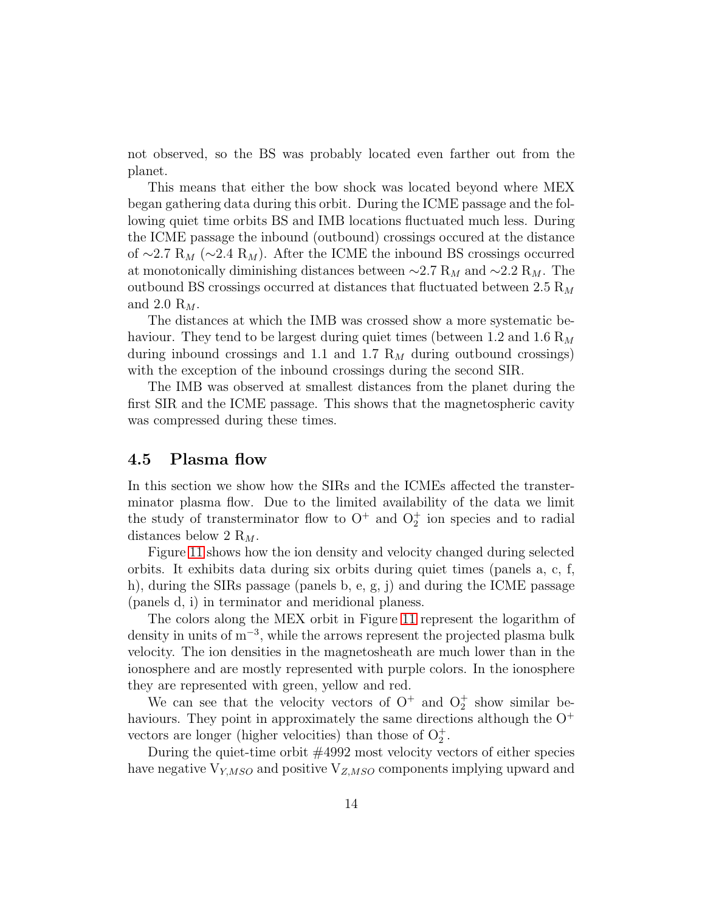not observed, so the BS was probably located even farther out from the planet.

This means that either the bow shock was located beyond where MEX began gathering data during this orbit. During the ICME passage and the following quiet time orbits BS and IMB locations fluctuated much less. During the ICME passage the inbound (outbound) crossings occured at the distance of ∼2.7 $R_M$ (∼2.4 $R_M$). After the ICME the inbound BS crossings occurred at monotonically diminishing distances between ∼2.7 $R_M$ and ∼2.2 $R_M$. The outbound BS crossings occurred at distances that fluctuated between 2.5 $R_M$ and 2.0 $R_M$.

The distances at which the IMB was crossed show a more systematic behaviour. They tend to be largest during quiet times (between 1.2 and 1.6 $R_M$ during inbound crossings and 1.1 and 1.7 $R_M$ during outbound crossings) with the exception of the inbound crossings during the second SIR.

The IMB was observed at smallest distances from the planet during the first SIR and the ICME passage. This shows that the magnetospheric cavity was compressed during these times.

## 4.5 Plasma flow

In this section we show how the SIRs and the ICMEs affected the transterminator plasma flow. Due to the limited availability of the data we limit the study of transterminator flow to $O^+$ and $O_2^+$ ion species and to radial distances below 2 $R_M$.

Figure 11 shows how the ion density and velocity changed during selected orbits. It exhibits data during six orbits during quiet times (panels a, c, f, h), during the SIRs passage (panels b, e, g, j) and during the ICME passage (panels d, i) in terminator and meridional planess.

The colors along the MEX orbit in Figure 11 represent the logarithm of density in units of $m^{-3}$, while the arrows represent the projected plasma bulk velocity. The ion densities in the magnetosheath are much lower than in the ionosphere and are mostly represented with purple colors. In the ionosphere they are represented with green, yellow and red.

We can see that the velocity vectors of $O^+$ and $O_2^+$ show similar behaviours. They point in approximately the same directions although the $O^+$ vectors are longer (higher velocities) than those of $O_2^+$.

During the quiet-time orbit #4992 most velocity vectors of either species have negative $V_{Y,MSO}$ and positive $V_{Z,MSO}$ components implying upward and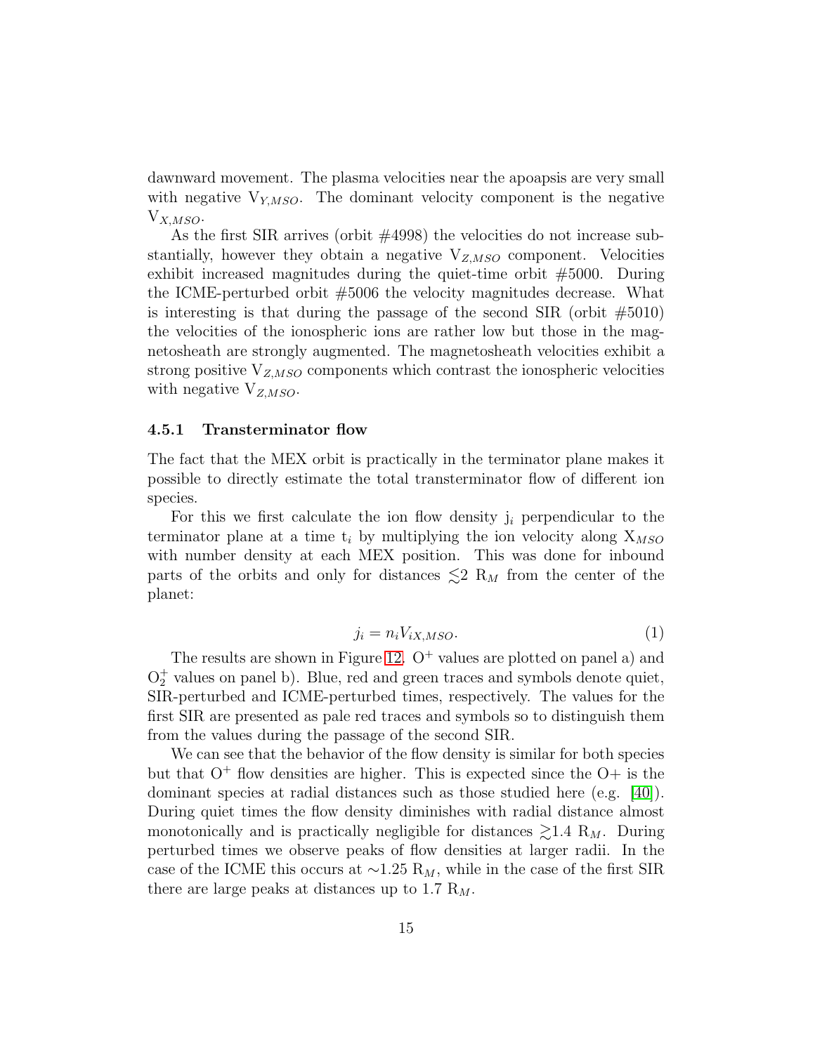dawnward movement. The plasma velocities near the apoapsis are very small with negative $V_{Y,MSO}$. The dominant velocity component is the negative $V_{X,MSO}$.

As the first SIR arrives (orbit #4998) the velocities do not increase substantially, however they obtain a negative $V_{Z,MSO}$ component. Velocities exhibit increased magnitudes during the quiet-time orbit #5000. During the ICME-perturbed orbit #5006 the velocity magnitudes decrease. What is interesting is that during the passage of the second SIR (orbit #5010) the velocities of the ionospheric ions are rather low but those in the magnetosheath are strongly augmented. The magnetosheath velocities exhibit a strong positive $V_{Z,MSO}$ components which contrast the ionospheric velocities with negative $V_{Z,MSO}$.

### 4.5.1 Transterminator flow

The fact that the MEX orbit is practically in the terminator plane makes it possible to directly estimate the total transterminator flow of different ion species.

For this we first calculate the ion flow density $j_i$ perpendicular to the terminator plane at a time $t_i$ by multiplying the ion velocity along $X_{MSO}$ with number density at each MEX position. This was done for inbound parts of the orbits and only for distances $\lesssim$2 $R_M$ from the center of the planet:

$$j_i = n_i V_{iX,MSO}. \tag{1}$$

The results are shown in Figure 12. $O^+$ values are plotted on panel a) and $O_2^+$ values on panel b). Blue, red and green traces and symbols denote quiet, SIR-perturbed and ICME-perturbed times, respectively. The values for the first SIR are presented as pale red traces and symbols so to distinguish them from the values during the passage of the second SIR.

We can see that the behavior of the flow density is similar for both species but that $O^+$ flow densities are higher. This is expected since the O+ is the dominant species at radial distances such as those studied here (e.g. [40]). During quiet times the flow density diminishes with radial distance almost monotonically and is practically negligible for distances $\gtrsim$1.4 $R_M$. During perturbed times we observe peaks of flow densities at larger radii. In the case of the ICME this occurs at $\sim$1.25 $R_M$, while in the case of the first SIR there are large peaks at distances up to 1.7 $R_M$.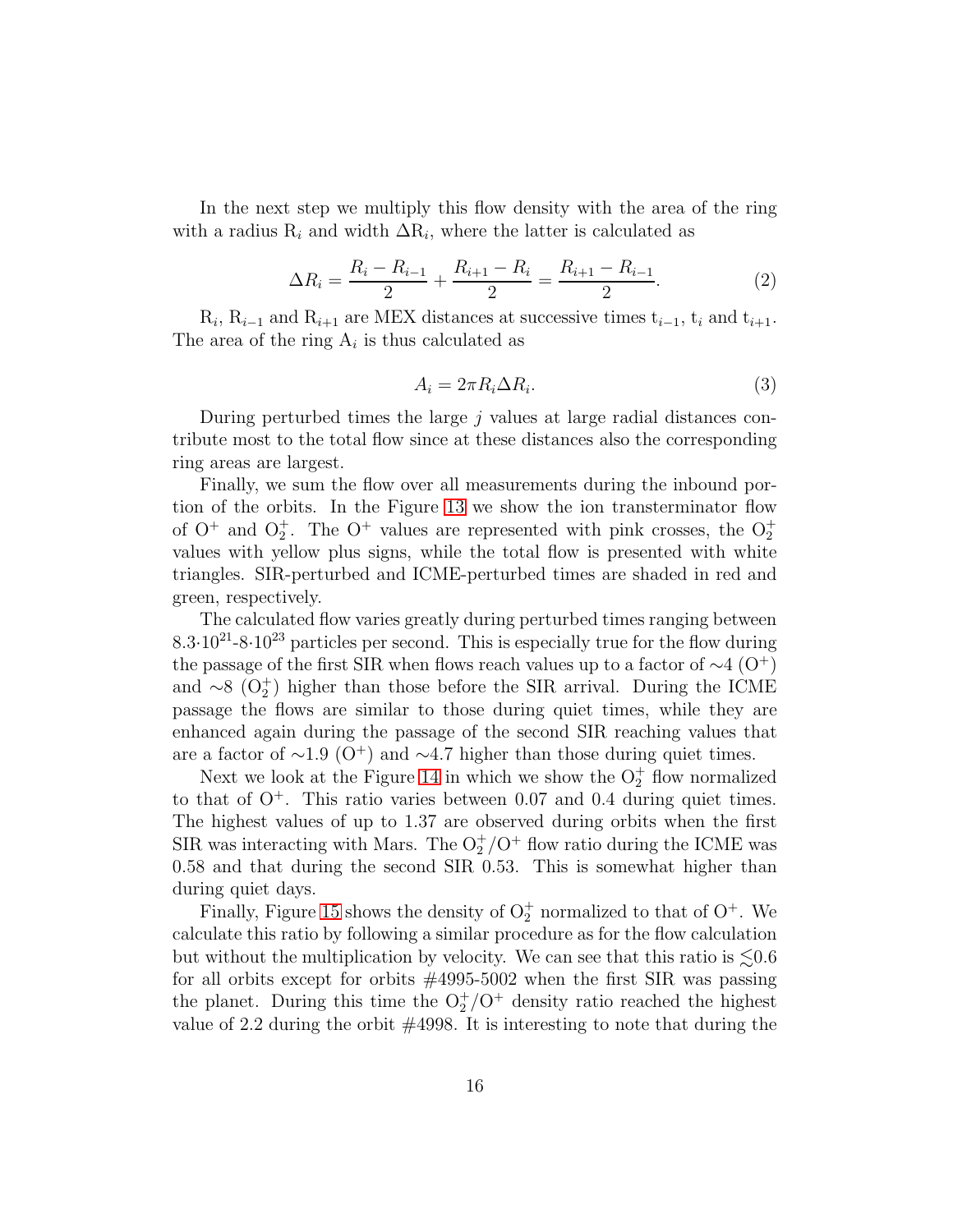In the next step we multiply this flow density with the area of the ring with a radius $R_i$ and width $\Delta R_i$, where the latter is calculated as

$$\Delta R_i = \frac{R_i - R_{i-1}}{2} + \frac{R_{i+1} - R_i}{2} = \frac{R_{i+1} - R_{i-1}}{2}. \tag{2}$$

$R_i$, $R_{i-1}$ and $R_{i+1}$ are MEX distances at successive times $t_{i-1}$, $t_i$ and $t_{i+1}$. The area of the ring $A_i$ is thus calculated as

$$A_i = 2\pi R_i \Delta R_i. \tag{3}$$

During perturbed times the large $j$ values at large radial distances contribute most to the total flow since at these distances also the corresponding ring areas are largest.

Finally, we sum the flow over all measurements during the inbound portion of the orbits. In the Figure 13 we show the ion transterminator flow of $O^+$ and $O_2^+$. The $O^+$ values are represented with pink crosses, the $O_2^+$ values with yellow plus signs, while the total flow is presented with white triangles. SIR-perturbed and ICME-perturbed times are shaded in red and green, respectively.

The calculated flow varies greatly during perturbed times ranging between $8.3 \cdot 10^{21}$-$8 \cdot 10^{23}$ particles per second. This is especially true for the flow during the passage of the first SIR when flows reach values up to a factor of $\sim$4 ($O^+$) and $\sim$8 ($O_2^+$) higher than those before the SIR arrival. During the ICME passage the flows are similar to those during quiet times, while they are enhanced again during the passage of the second SIR reaching values that are a factor of $\sim$1.9 ($O^+$) and $\sim$4.7 higher than those during quiet times.

Next we look at the Figure 14 in which we show the $O_2^+$ flow normalized to that of $O^+$. This ratio varies between 0.07 and 0.4 during quiet times. The highest values of up to 1.37 are observed during orbits when the first SIR was interacting with Mars. The $O_2^+/O^+$ flow ratio during the ICME was 0.58 and that during the second SIR 0.53. This is somewhat higher than during quiet days.

Finally, Figure 15 shows the density of $O_2^+$ normalized to that of $O^+$. We calculate this ratio by following a similar procedure as for the flow calculation but without the multiplication by velocity. We can see that this ratio is $\lesssim$0.6 for all orbits except for orbits #4995-5002 when the first SIR was passing the planet. During this time the $O_2^+/O^+$ density ratio reached the highest value of 2.2 during the orbit #4998. It is interesting to note that during the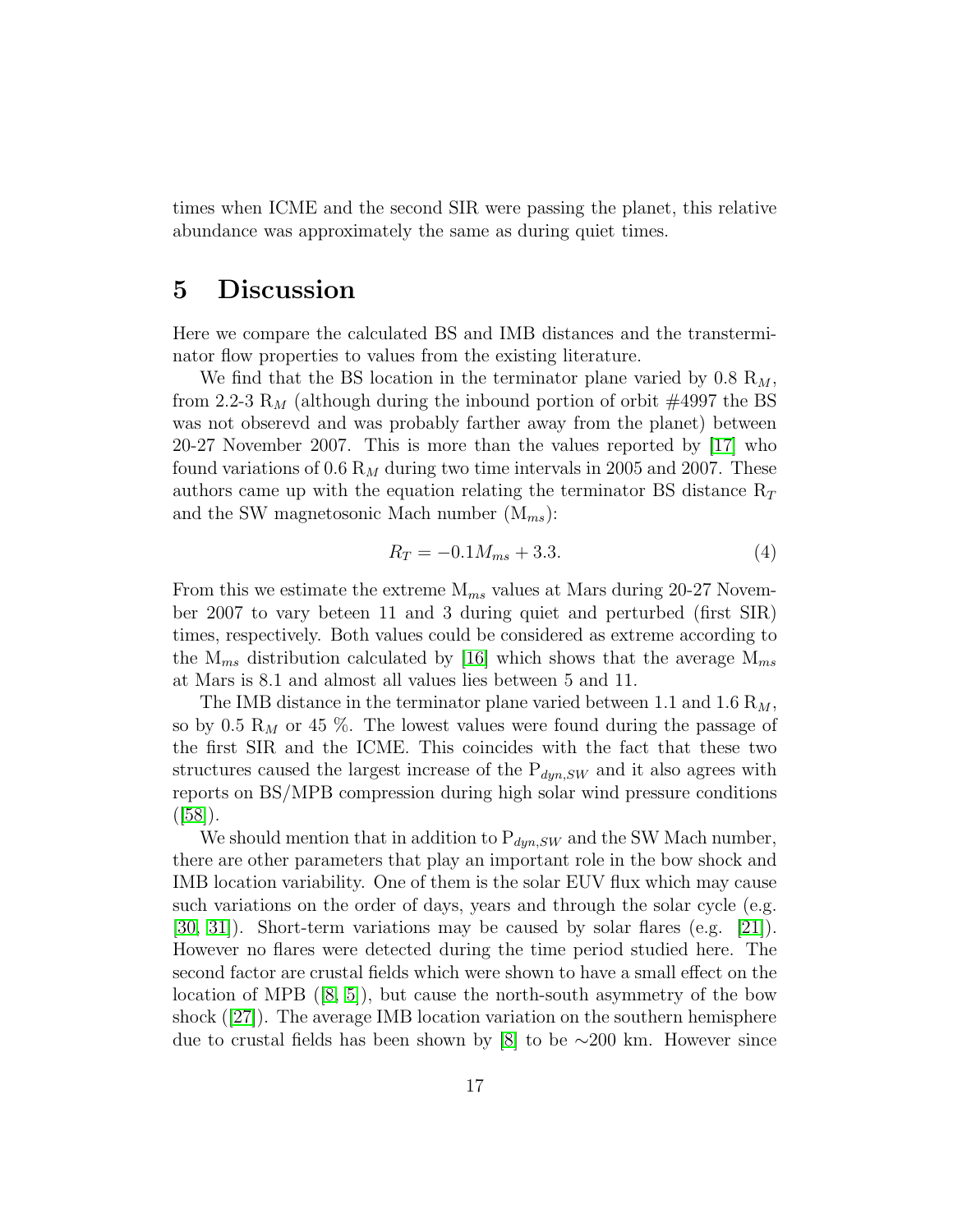times when ICME and the second SIR were passing the planet, this relative abundance was approximately the same as during quiet times.

## 5 Discussion

Here we compare the calculated BS and IMB distances and the transterminator flow properties to values from the existing literature.

We find that the BS location in the terminator plane varied by 0.8 $R_M$, from 2.2-3 $R_M$ (although during the inbound portion of orbit #4997 the BS was not obserevd and was probably farther away from the planet) between 20-27 November 2007. This is more than the values reported by [17] who found variations of 0.6 $R_M$ during two time intervals in 2005 and 2007. These authors came up with the equation relating the terminator BS distance $R_T$ and the SW magnetosonic Mach number ($M_{ms}$):

$$R_T = -0.1M_{ms} + 3.3. \tag{4}$$

From this we estimate the extreme $M_{ms}$ values at Mars during 20-27 November 2007 to vary beteen 11 and 3 during quiet and perturbed (first SIR) times, respectively. Both values could be considered as extreme according to the $M_{ms}$ distribution calculated by [16] which shows that the average $M_{ms}$ at Mars is 8.1 and almost all values lies between 5 and 11.

The IMB distance in the terminator plane varied between 1.1 and 1.6 $R_M$, so by 0.5 $R_M$ or 45 %. The lowest values were found during the passage of the first SIR and the ICME. This coincides with the fact that these two structures caused the largest increase of the $P_{dyn,SW}$ and it also agrees with reports on BS/MPB compression during high solar wind pressure conditions ([58]).

We should mention that in addition to $P_{dyn,SW}$ and the SW Mach number, there are other parameters that play an important role in the bow shock and IMB location variability. One of them is the solar EUV flux which may cause such variations on the order of days, years and through the solar cycle (e.g. [30, 31]). Short-term variations may be caused by solar flares (e.g. [21]). However no flares were detected during the time period studied here. The second factor are crustal fields which were shown to have a small effect on the location of MPB ([8, 5]), but cause the north-south asymmetry of the bow shock ([27]). The average IMB location variation on the southern hemisphere due to crustal fields has been shown by [8] to be ∼200 km. However since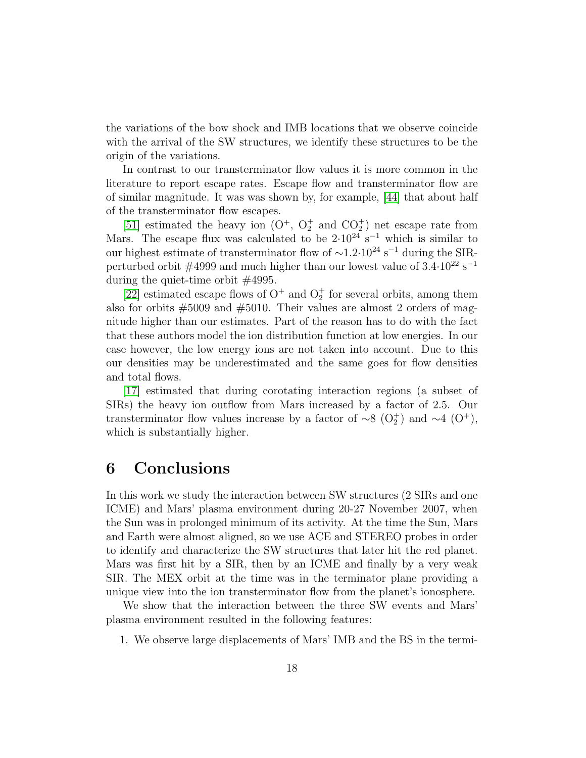the variations of the bow shock and IMB locations that we observe coincide with the arrival of the SW structures, we identify these structures to be the origin of the variations.

In contrast to our transterminator flow values it is more common in the literature to report escape rates. Escape flow and transterminator flow are of similar magnitude. It was was shown by, for example, [44] that about half of the transterminator flow escapes.

[51] estimated the heavy ion ($O^+$, $O_2^+$ and $CO_2^+$) net escape rate from Mars. The escape flux was calculated to be $2{\cdot}10^{24}$ s$^{-1}$ which is similar to our highest estimate of transterminator flow of $\sim 1.2{\cdot}10^{24}$ s$^{-1}$ during the SIR-perturbed orbit #4999 and much higher than our lowest value of $3.4{\cdot}10^{22}$ s$^{-1}$ during the quiet-time orbit #4995.

[22] estimated escape flows of $O^+$ and $O_2^+$ for several orbits, among them also for orbits #5009 and #5010. Their values are almost 2 orders of magnitude higher than our estimates. Part of the reason has to do with the fact that these authors model the ion distribution function at low energies. In our case however, the low energy ions are not taken into account. Due to this our densities may be underestimated and the same goes for flow densities and total flows.

[17] estimated that during corotating interaction regions (a subset of SIRs) the heavy ion outflow from Mars increased by a factor of 2.5. Our transterminator flow values increase by a factor of $\sim 8$ ($O_2^+$) and $\sim 4$ ($O^+$), which is substantially higher.

# 6 Conclusions

In this work we study the interaction between SW structures (2 SIRs and one ICME) and Mars' plasma environment during 20-27 November 2007, when the Sun was in prolonged minimum of its activity. At the time the Sun, Mars and Earth were almost aligned, so we use ACE and STEREO probes in order to identify and characterize the SW structures that later hit the red planet. Mars was first hit by a SIR, then by an ICME and finally by a very weak SIR. The MEX orbit at the time was in the terminator plane providing a unique view into the ion transterminator flow from the planet's ionosphere.

We show that the interaction between the three SW events and Mars' plasma environment resulted in the following features:

1. We observe large displacements of Mars' IMB and the BS in the termi-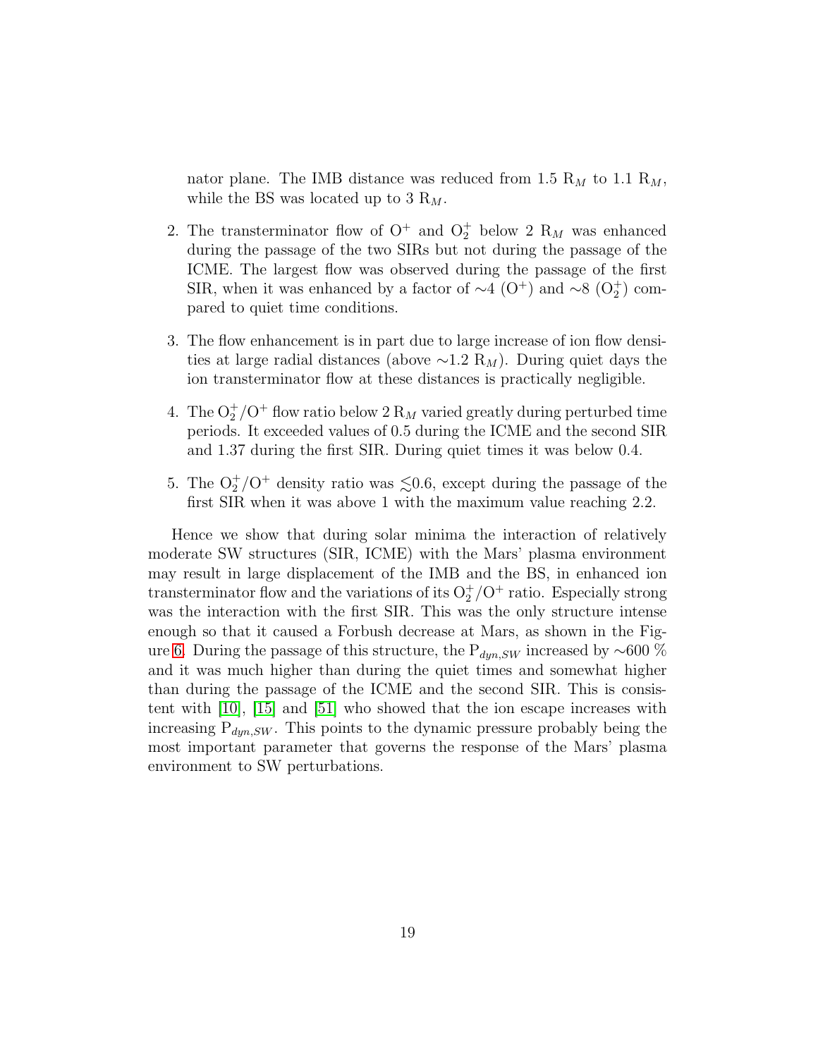nator plane. The IMB distance was reduced from 1.5 $R_M$ to 1.1 $R_M$, while the BS was located up to 3 $R_M$.

2. The transterminator flow of $O^+$ and $O_2^+$ below 2 $R_M$ was enhanced during the passage of the two SIRs but not during the passage of the ICME. The largest flow was observed during the passage of the first SIR, when it was enhanced by a factor of ∼4 ($O^+$) and ∼8 ($O_2^+$) compared to quiet time conditions.

3. The flow enhancement is in part due to large increase of ion flow densities at large radial distances (above ∼1.2 $R_M$). During quiet days the ion transterminator flow at these distances is practically negligible.

4. The $O_2^+/O^+$ flow ratio below 2 $R_M$ varied greatly during perturbed time periods. It exceeded values of 0.5 during the ICME and the second SIR and 1.37 during the first SIR. During quiet times it was below 0.4.

5. The $O_2^+/O^+$ density ratio was $\lesssim$0.6, except during the passage of the first SIR when it was above 1 with the maximum value reaching 2.2.

Hence we show that during solar minima the interaction of relatively moderate SW structures (SIR, ICME) with the Mars' plasma environment may result in large displacement of the IMB and the BS, in enhanced ion transterminator flow and the variations of its $O_2^+/O^+$ ratio. Especially strong was the interaction with the first SIR. This was the only structure intense enough so that it caused a Forbush decrease at Mars, as shown in the Figure 6. During the passage of this structure, the $P_{dyn,SW}$ increased by ∼600 % and it was much higher than during the quiet times and somewhat higher than during the passage of the ICME and the second SIR. This is consistent with [10], [15] and [51] who showed that the ion escape increases with increasing $P_{dyn,SW}$. This points to the dynamic pressure probably being the most important parameter that governs the response of the Mars' plasma environment to SW perturbations.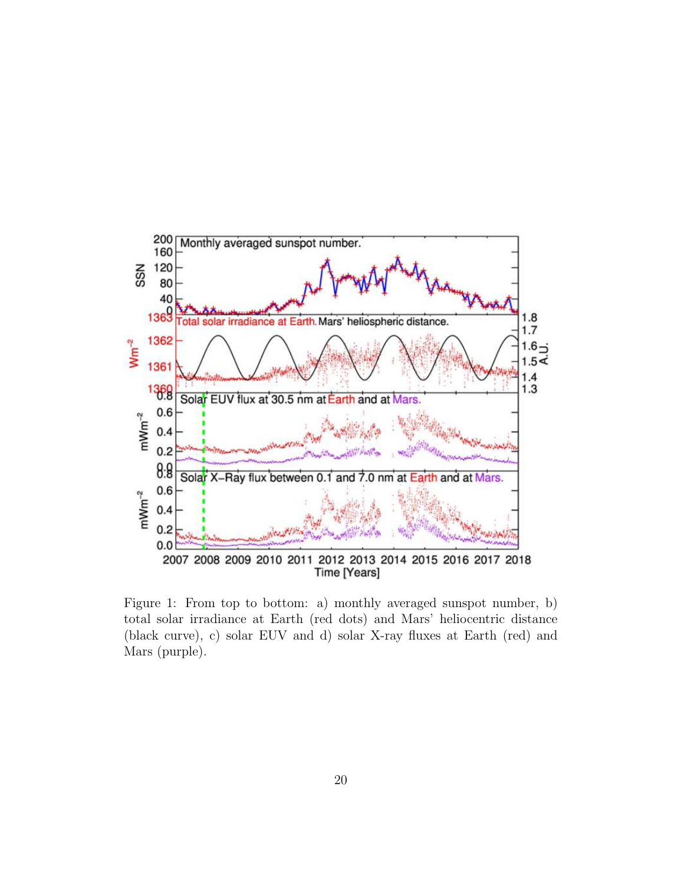Monthly averaged sunspot number.

SSN

200
160
120
80
40
0

Total solar irradiance at Earth. Mars' heliospheric distance.

$Wm^{-2}$

1363
1362
1361
1360

A.U.

1.8
1.7
1.6
1.5
1.4
1.3

Solar EUV flux at 30.5 nm at Earth and at Mars.

$mWm^{-2}$

0.8
0.6
0.4
0.2
0.0

Solar X–Ray flux between 0.1 and 7.0 nm at Earth and at Mars.

$mWm^{-2}$

0.8
0.6
0.4
0.2
0.0

2007 2008 2009 2010 2011 2012 2013 2014 2015 2016 2017 2018

Time [Years]

Figure 1: From top to bottom: a) monthly averaged sunspot number, b) total solar irradiance at Earth (red dots) and Mars' heliocentric distance (black curve), c) solar EUV and d) solar X-ray fluxes at Earth (red) and Mars (purple).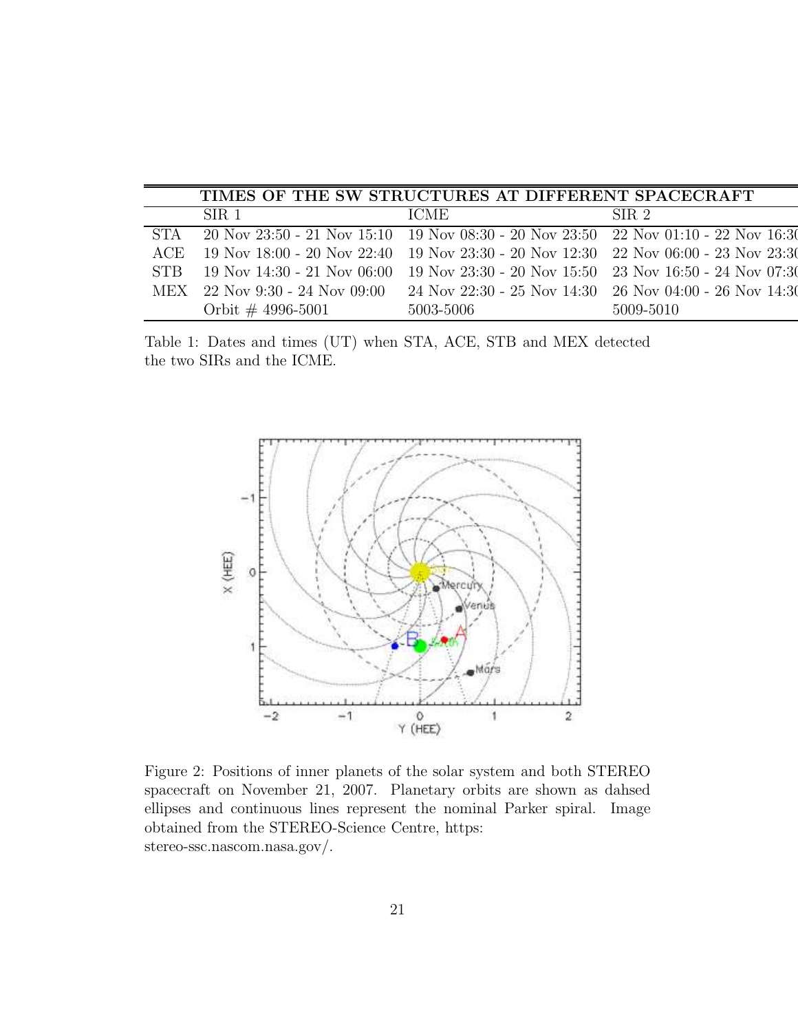| TIMES OF THE SW STRUCTURES AT DIFFERENT SPACECRAFT | | | |
|---|---|---|---|
| | SIR 1 | ICME | SIR 2 |
| STA | 20 Nov 23:50 - 21 Nov 15:10 | 19 Nov 08:30 - 20 Nov 23:50 | 22 Nov 01:10 - 22 Nov 16:30 |
| ACE | 19 Nov 18:00 - 20 Nov 22:40 | 19 Nov 23:30 - 20 Nov 12:30 | 22 Nov 06:00 - 23 Nov 23:30 |
| STB | 19 Nov 14:30 - 21 Nov 06:00 | 19 Nov 23:30 - 20 Nov 15:50 | 23 Nov 16:50 - 24 Nov 07:30 |
| MEX | 22 Nov 9:30 - 24 Nov 09:00 | 24 Nov 22:30 - 25 Nov 14:30 | 26 Nov 04:00 - 26 Nov 14:30 |
| | Orbit # 4996-5001 | 5003-5006 | 5009-5010 |

Table 1: Dates and times (UT) when STA, ACE, STB and MEX detected the two SIRs and the ICME.

Sun
Mercury
Venus
B
Earth
A
Mars
X (HEE)
Y (HEE)
−1
0
1
−2
−1
0
1
2

Figure 2: Positions of inner planets of the solar system and both STEREO spacecraft on November 21, 2007. Planetary orbits are shown as dahsed ellipses and continuous lines represent the nominal Parker spiral. Image obtained from the STEREO-Science Centre, https: stereo-ssc.nascom.nasa.gov/.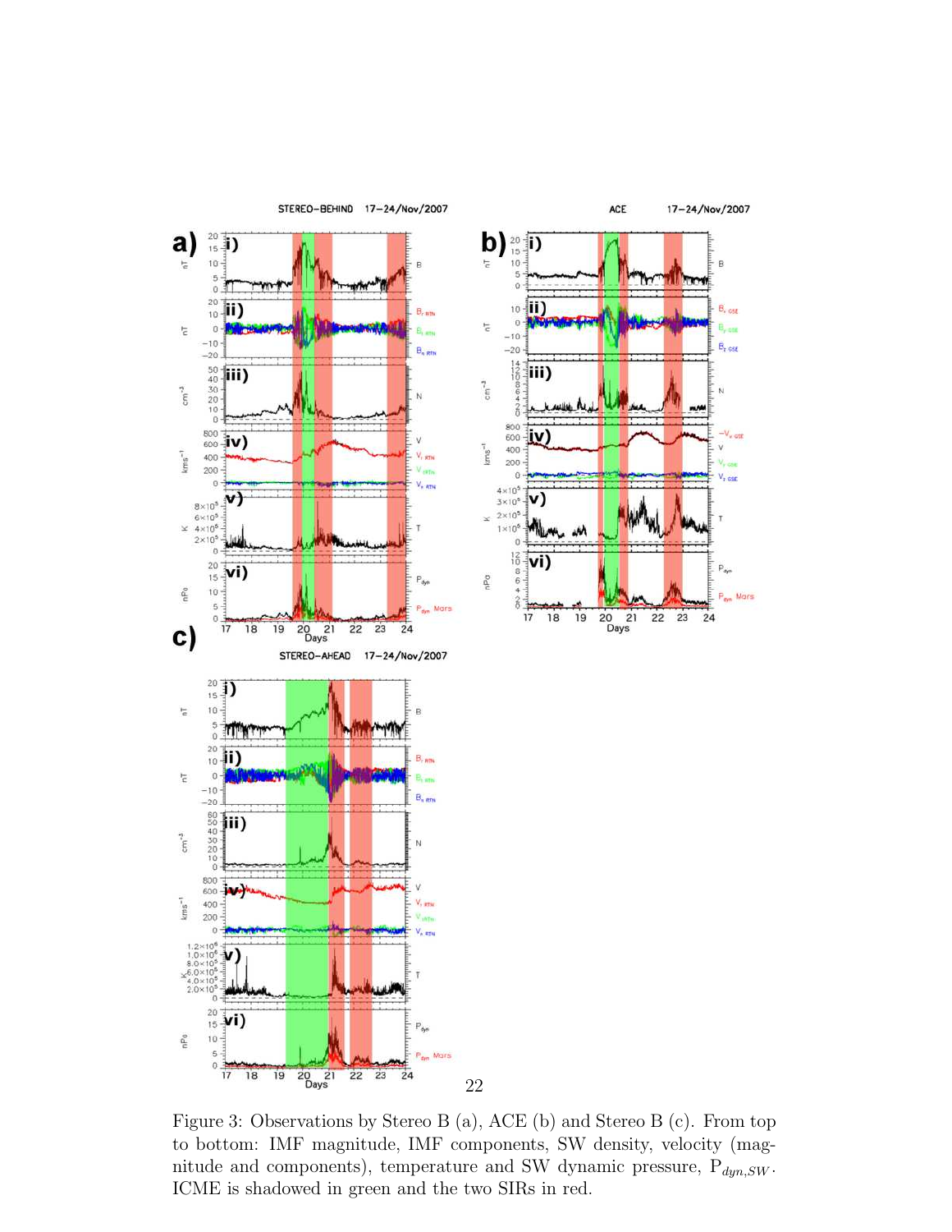STEREO-BEHIND 17–24/Nov/2007

a)

i) nT B

ii) nT $B_{r\ RTN}$ $B_{t\ RTN}$ $B_{n\ RTN}$

iii) cm$^{-3}$ N

iv) kms$^{-1}$ V $V_{r\ RTN}$ $V_{t\ RTN}$ $V_{n\ RTN}$

v) K T

vi) nPa $P_{dyn}$ $P_{dyn}$ Mars

17 18 19 20 21 22 23 24

Days

ACE 17–24/Nov/2007

b)

i) nT B

ii) nT $B_{x\ GSE}$ $B_{y\ GSE}$ $B_{z\ GSE}$

iii) cm$^{-3}$ N

iv) kms$^{-1}$ $-V_{x\ GSE}$ V $V_{y\ GSE}$ $V_{z\ GSE}$

v) K T

vi) nPa $P_{dyn}$ $P_{dyn}$ Mars

17 18 19 20 21 22 23 24

Days

c)

STEREO-AHEAD 17–24/Nov/2007

i) nT B

ii) nT $B_{r\ RTN}$ $B_{t\ RTN}$ $B_{n\ RTN}$

iii) cm$^{-3}$ N

iv) kms$^{-1}$ V $V_{r\ RTN}$ $V_{t\ RTN}$ $V_{n\ RTN}$

v) K T

vi) nPa $P_{dyn}$ $P_{dyn}$ Mars

17 18 19 20 21 22 23 24

Days

Figure 3: Observations by Stereo B (a), ACE (b) and Stereo B (c). From top to bottom: IMF magnitude, IMF components, SW density, velocity (magnitude and components), temperature and SW dynamic pressure, $P_{dyn,SW}$. ICME is shadowed in green and the two SIRs in red.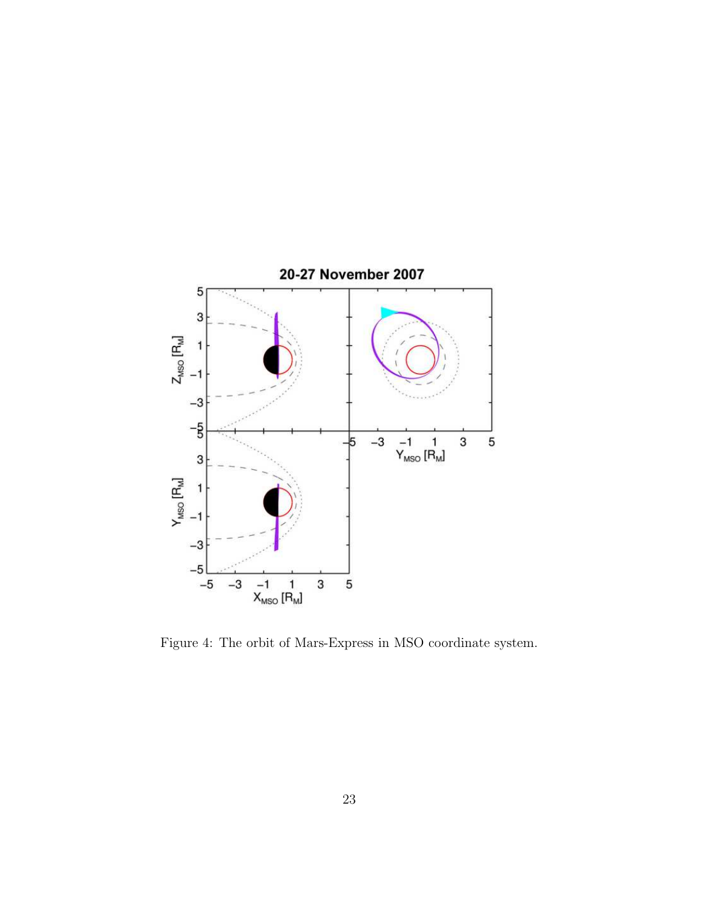20-27 November 2007

$Z_{MSO}$ [$R_M$]

$Y_{MSO}$ [$R_M$]

$X_{MSO}$ [$R_M$]

$Y_{MSO}$ [$R_M$]

5 3 1 −1 −3 −5

−5 −3 −1 1 3 5

Figure 4: The orbit of Mars-Express in MSO coordinate system.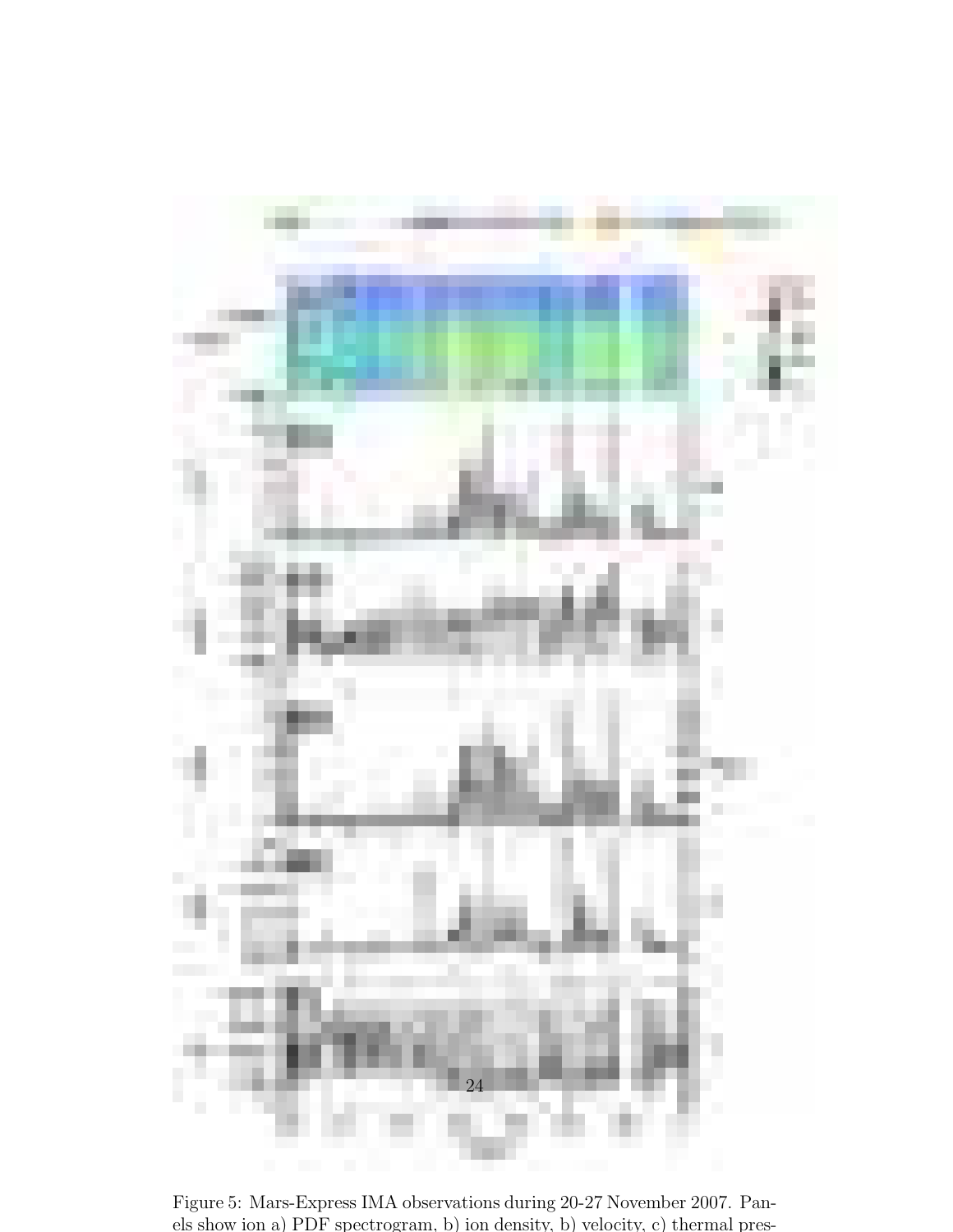Figure 5: Mars-Express IMA observations during 20-27 November 2007. Panels show ion a) PDF spectrogram, b) ion density, b) velocity, c) thermal pres-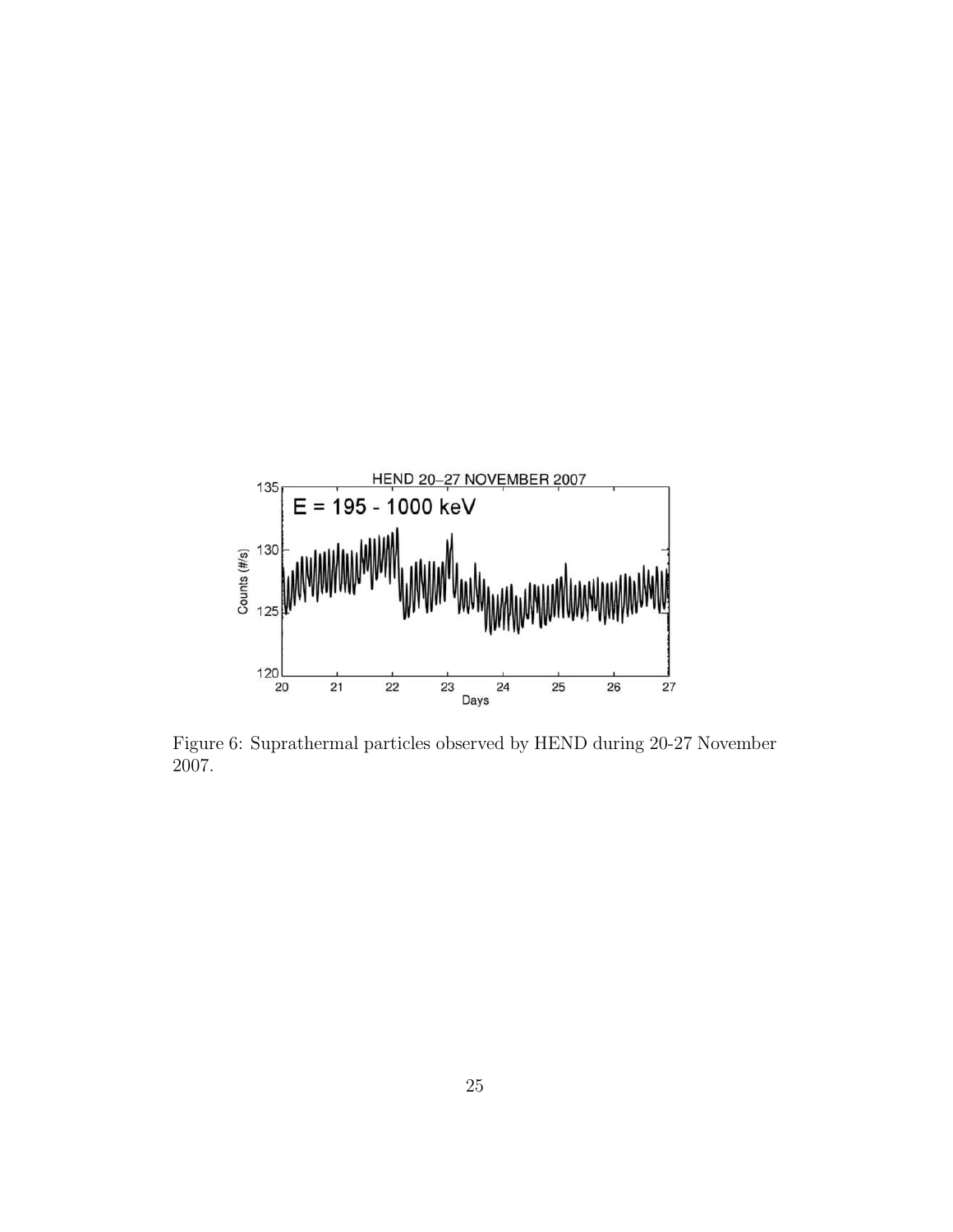HEND 20–27 NOVEMBER 2007

E = 195 - 1000 keV

Counts (#/s)

135
130
125
120

20 21 22 23 24 25 26 27

Days

Figure 6: Suprathermal particles observed by HEND during 20-27 November 2007.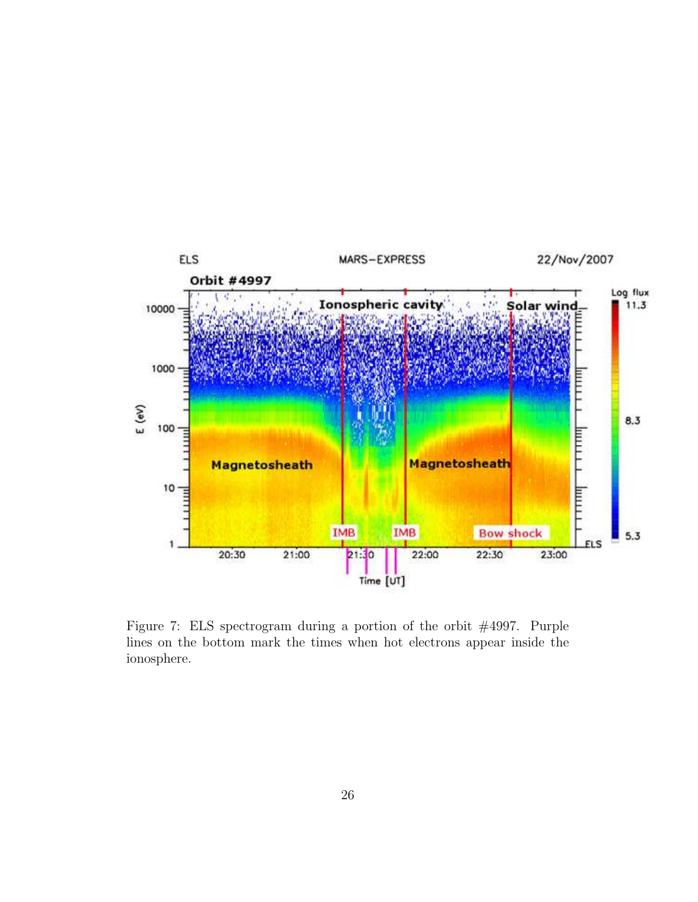ELS MARS−EXPRESS 22/Nov/2007

Orbit #4997

Ionospheric cavity

Solar wind

Magnetosheath

Magnetosheath

IMB

IMB

Bow shock

E (eV)

10000

1000

100

10

1

20:30

21:00

21:30

22:00

22:30

23:00

Time [UT]

Log flux

11.3

8.3

5.3

ELS

Figure 7: ELS spectrogram during a portion of the orbit #4997. Purple lines on the bottom mark the times when hot electrons appear inside the ionosphere.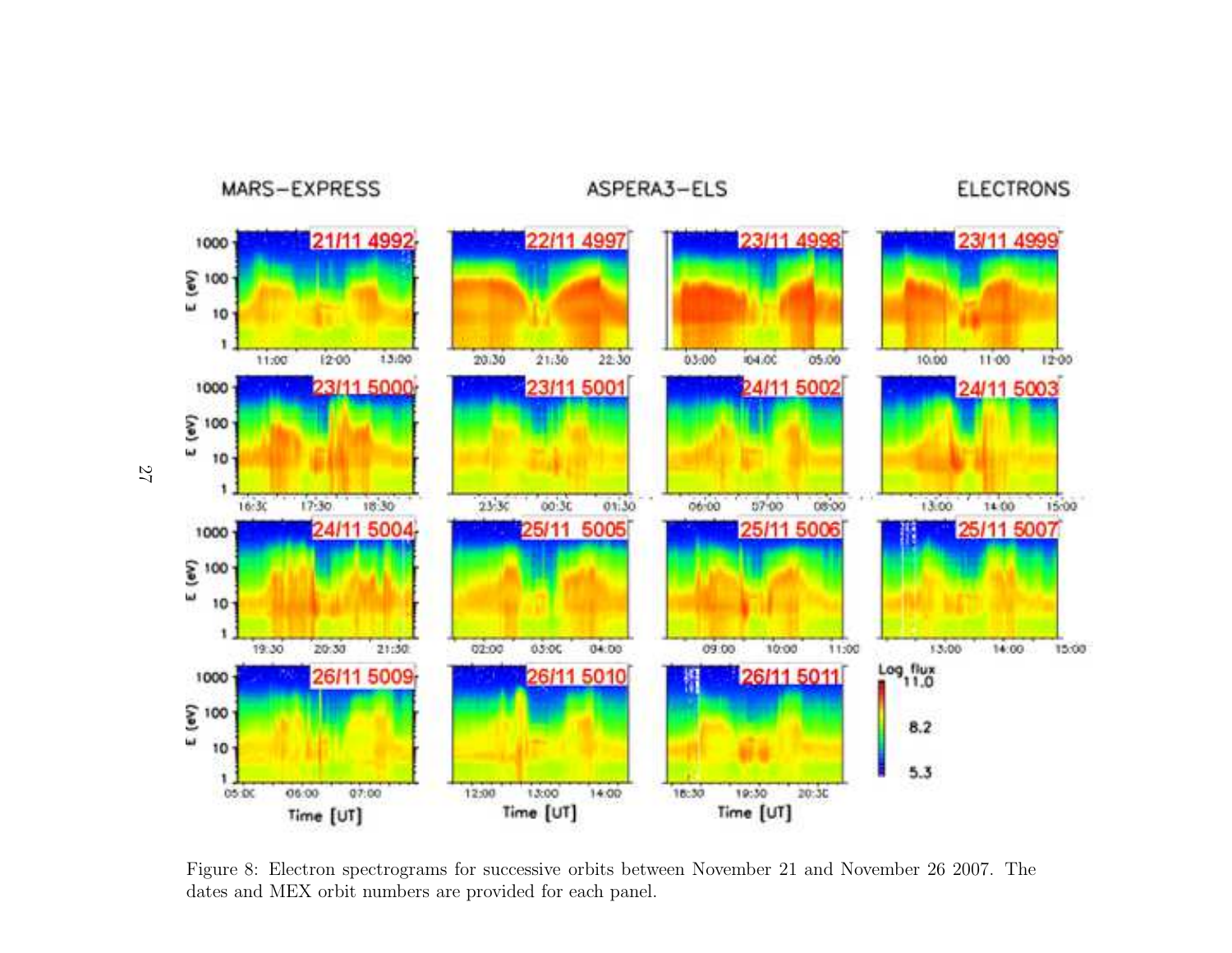MARS−EXPRESS ASPERA3−ELS ELECTRONS

21/11 4992
22/11 4997
23/11 4998
23/11 4999
23/11 5000
23/11 5001
24/11 5002
24/11 5003
24/11 5004
25/11 5005
25/11 5006
25/11 5007
26/11 5009
26/11 5010
26/11 5011

E (eV)
1000
100
10
1

11:00 12:00 13:00
20:30 21:30 22:30
03:00 04:00 05:00
10:00 11:00 12:00
16:30 17:30 18:30
23:30 00:30 01:30
06:00 07:00 08:00
13:00 14:00 15:00
19:30 20:30 21:30
02:00 03:00 04:00
09:00 10:00 11:00
13:00 14:00 15:00
05:00 06:00 07:00
12:00 13:00 14:00
18:30 19:30 20:30

Time [UT]

Log flux
11.0
8.2
5.3

Figure 8: Electron spectrograms for successive orbits between November 21 and November 26 2007. The dates and MEX orbit numbers are provided for each panel.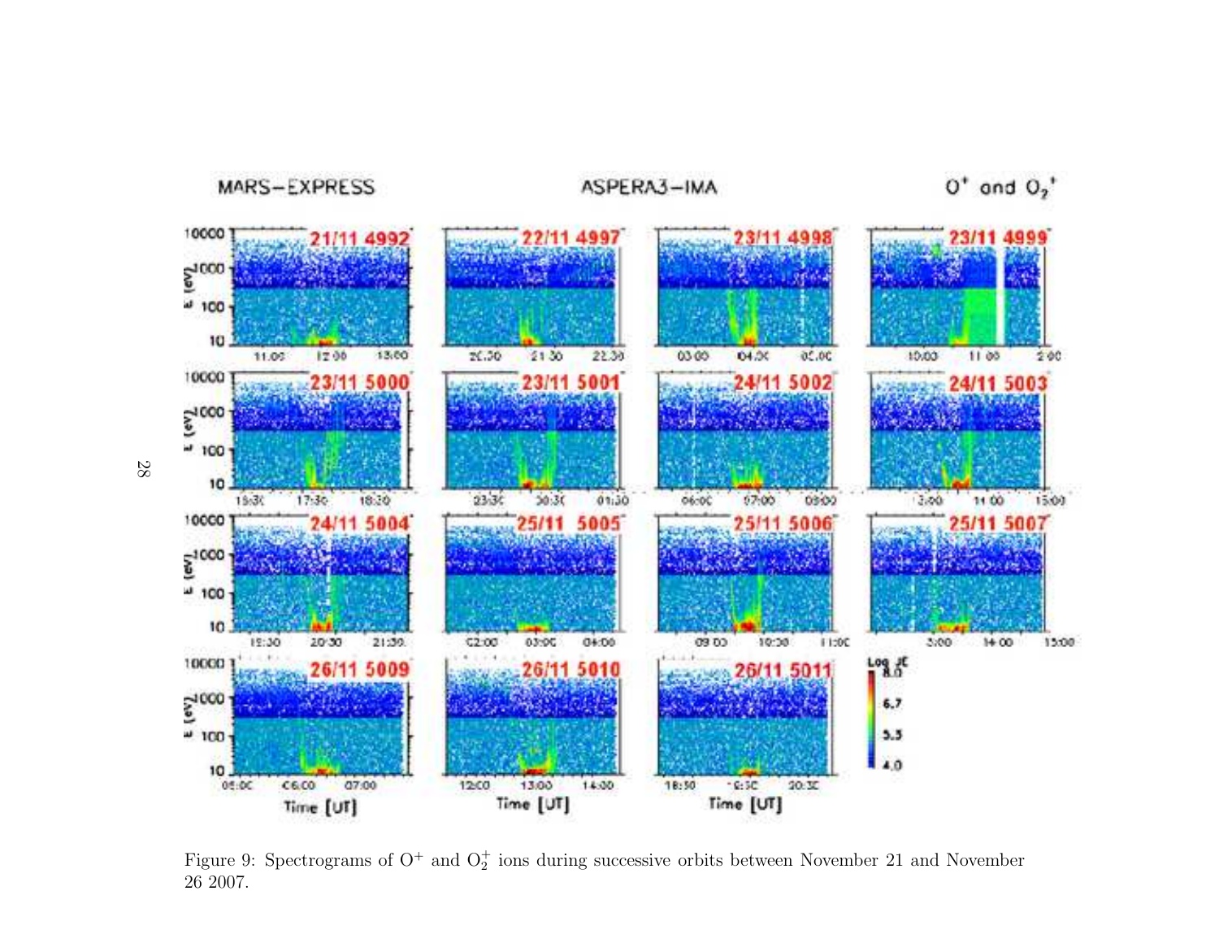MARS–EXPRESS ASPERA3–IMA $O^+$ and $O_2^+$

21/11 4992

22/11 4997

23/11 4998

23/11 4999

23/11 5000

23/11 5001

24/11 5002

24/11 5003

24/11 5004

25/11 5005

25/11 5006

25/11 5007

26/11 5009

26/11 5010

26/11 5011

E [eV]

10000

1000

100

10

Time [UT]

Log JE

8.0

6.7

5.5

4.0

Figure 9: Spectrograms of $O^+$ and $O_2^+$ ions during successive orbits between November 21 and November 26 2007.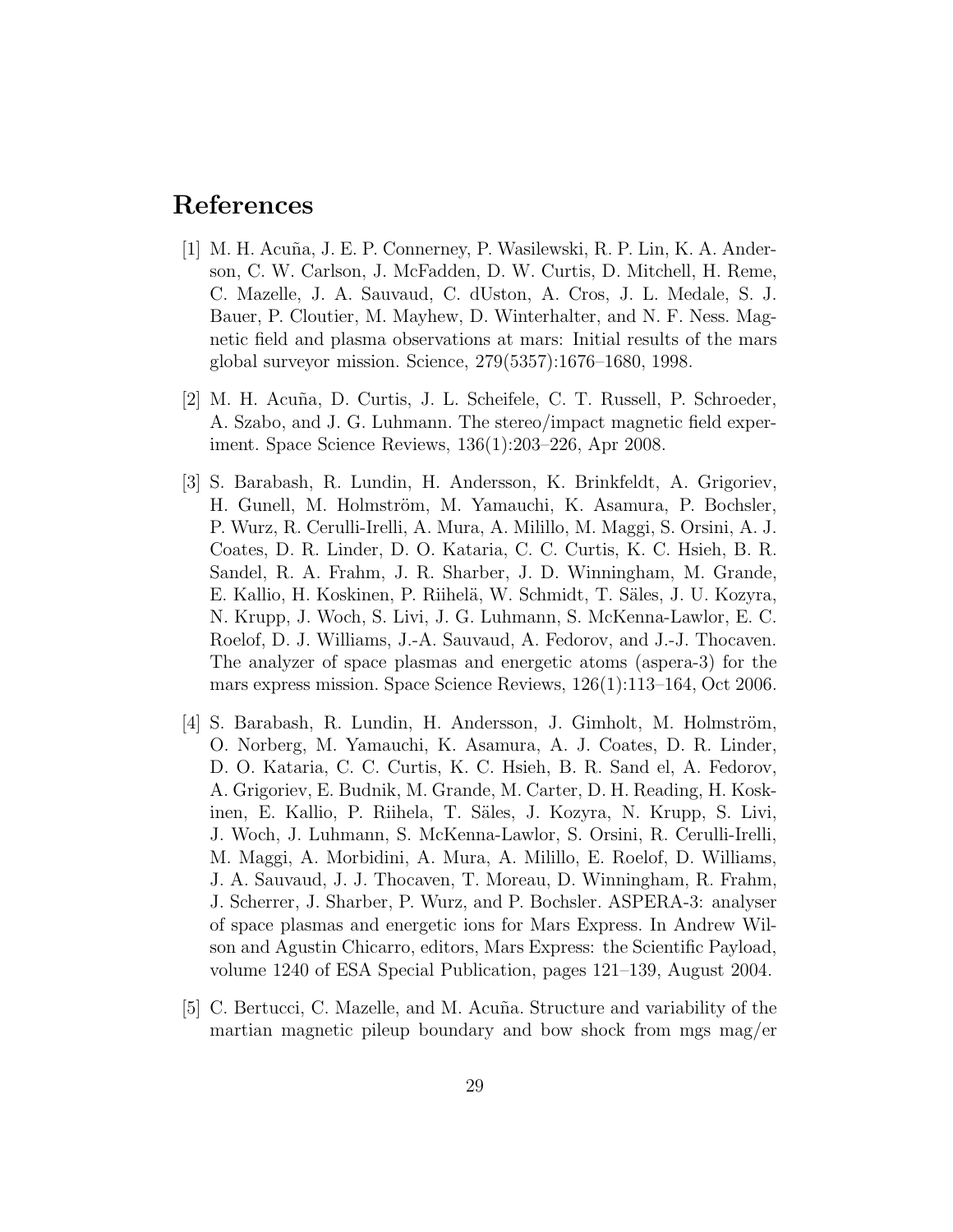# References

[1] M. H. Acuña, J. E. P. Connerney, P. Wasilewski, R. P. Lin, K. A. Anderson, C. W. Carlson, J. McFadden, D. W. Curtis, D. Mitchell, H. Reme, C. Mazelle, J. A. Sauvaud, C. dUston, A. Cros, J. L. Medale, S. J. Bauer, P. Cloutier, M. Mayhew, D. Winterhalter, and N. F. Ness. Magnetic field and plasma observations at mars: Initial results of the mars global surveyor mission. Science, 279(5357):1676–1680, 1998.

[2] M. H. Acuña, D. Curtis, J. L. Scheifele, C. T. Russell, P. Schroeder, A. Szabo, and J. G. Luhmann. The stereo/impact magnetic field experiment. Space Science Reviews, 136(1):203–226, Apr 2008.

[3] S. Barabash, R. Lundin, H. Andersson, K. Brinkfeldt, A. Grigoriev, H. Gunell, M. Holmström, M. Yamauchi, K. Asamura, P. Bochsler, P. Wurz, R. Cerulli-Irelli, A. Mura, A. Milillo, M. Maggi, S. Orsini, A. J. Coates, D. R. Linder, D. O. Kataria, C. C. Curtis, K. C. Hsieh, B. R. Sandel, R. A. Frahm, J. R. Sharber, J. D. Winningham, M. Grande, E. Kallio, H. Koskinen, P. Riihelä, W. Schmidt, T. Säles, J. U. Kozyra, N. Krupp, J. Woch, S. Livi, J. G. Luhmann, S. McKenna-Lawlor, E. C. Roelof, D. J. Williams, J.-A. Sauvaud, A. Fedorov, and J.-J. Thocaven. The analyzer of space plasmas and energetic atoms (aspera-3) for the mars express mission. Space Science Reviews, 126(1):113–164, Oct 2006.

[4] S. Barabash, R. Lundin, H. Andersson, J. Gimholt, M. Holmström, O. Norberg, M. Yamauchi, K. Asamura, A. J. Coates, D. R. Linder, D. O. Kataria, C. C. Curtis, K. C. Hsieh, B. R. Sand el, A. Fedorov, A. Grigoriev, E. Budnik, M. Grande, M. Carter, D. H. Reading, H. Koskinen, E. Kallio, P. Riihela, T. Säles, J. Kozyra, N. Krupp, S. Livi, J. Woch, J. Luhmann, S. McKenna-Lawlor, S. Orsini, R. Cerulli-Irelli, M. Maggi, A. Morbidini, A. Mura, A. Milillo, E. Roelof, D. Williams, J. A. Sauvaud, J. J. Thocaven, T. Moreau, D. Winningham, R. Frahm, J. Scherrer, J. Sharber, P. Wurz, and P. Bochsler. ASPERA-3: analyser of space plasmas and energetic ions for Mars Express. In Andrew Wilson and Agustin Chicarro, editors, Mars Express: the Scientific Payload, volume 1240 of ESA Special Publication, pages 121–139, August 2004.

[5] C. Bertucci, C. Mazelle, and M. Acuña. Structure and variability of the martian magnetic pileup boundary and bow shock from mgs mag/er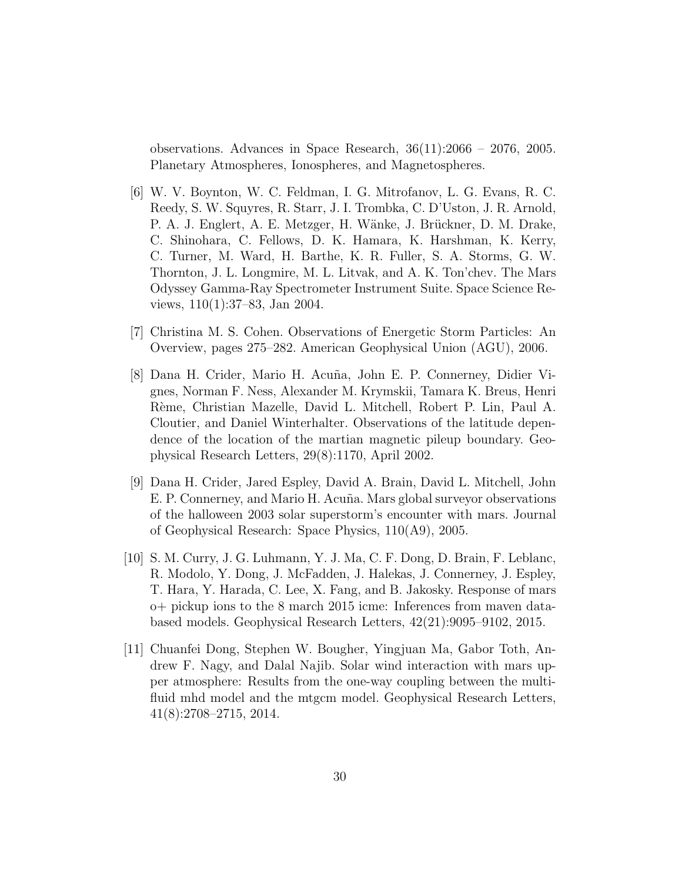observations. Advances in Space Research, 36(11):2066 – 2076, 2005. Planetary Atmospheres, Ionospheres, and Magnetospheres.

[6] W. V. Boynton, W. C. Feldman, I. G. Mitrofanov, L. G. Evans, R. C. Reedy, S. W. Squyres, R. Starr, J. I. Trombka, C. D'Uston, J. R. Arnold, P. A. J. Englert, A. E. Metzger, H. Wänke, J. Brückner, D. M. Drake, C. Shinohara, C. Fellows, D. K. Hamara, K. Harshman, K. Kerry, C. Turner, M. Ward, H. Barthe, K. R. Fuller, S. A. Storms, G. W. Thornton, J. L. Longmire, M. L. Litvak, and A. K. Ton'chev. The Mars Odyssey Gamma-Ray Spectrometer Instrument Suite. Space Science Reviews, 110(1):37–83, Jan 2004.

[7] Christina M. S. Cohen. Observations of Energetic Storm Particles: An Overview, pages 275–282. American Geophysical Union (AGU), 2006.

[8] Dana H. Crider, Mario H. Acuña, John E. P. Connerney, Didier Vignes, Norman F. Ness, Alexander M. Krymskii, Tamara K. Breus, Henri Rème, Christian Mazelle, David L. Mitchell, Robert P. Lin, Paul A. Cloutier, and Daniel Winterhalter. Observations of the latitude dependence of the location of the martian magnetic pileup boundary. Geophysical Research Letters, 29(8):1170, April 2002.

[9] Dana H. Crider, Jared Espley, David A. Brain, David L. Mitchell, John E. P. Connerney, and Mario H. Acuña. Mars global surveyor observations of the halloween 2003 solar superstorm's encounter with mars. Journal of Geophysical Research: Space Physics, 110(A9), 2005.

[10] S. M. Curry, J. G. Luhmann, Y. J. Ma, C. F. Dong, D. Brain, F. Leblanc, R. Modolo, Y. Dong, J. McFadden, J. Halekas, J. Connerney, J. Espley, T. Hara, Y. Harada, C. Lee, X. Fang, and B. Jakosky. Response of mars o+ pickup ions to the 8 march 2015 icme: Inferences from maven data-based models. Geophysical Research Letters, 42(21):9095–9102, 2015.

[11] Chuanfei Dong, Stephen W. Bougher, Yingjuan Ma, Gabor Toth, Andrew F. Nagy, and Dalal Najib. Solar wind interaction with mars upper atmosphere: Results from the one-way coupling between the multi-fluid mhd model and the mtgcm model. Geophysical Research Letters, 41(8):2708–2715, 2014.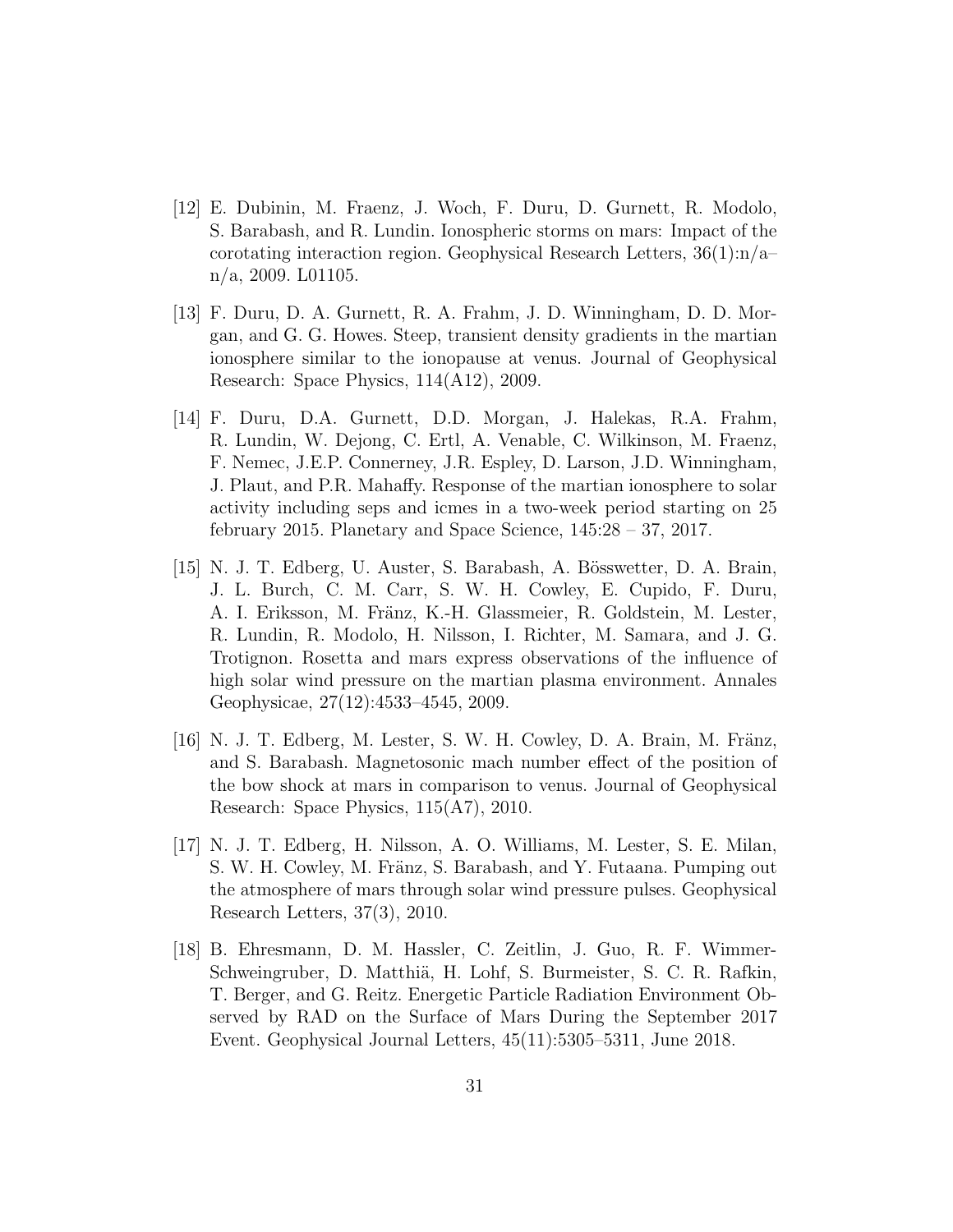[12] E. Dubinin, M. Fraenz, J. Woch, F. Duru, D. Gurnett, R. Modolo, S. Barabash, and R. Lundin. Ionospheric storms on mars: Impact of the corotating interaction region. Geophysical Research Letters, 36(1):n/a–n/a, 2009. L01105.

[13] F. Duru, D. A. Gurnett, R. A. Frahm, J. D. Winningham, D. D. Morgan, and G. G. Howes. Steep, transient density gradients in the martian ionosphere similar to the ionopause at venus. Journal of Geophysical Research: Space Physics, 114(A12), 2009.

[14] F. Duru, D.A. Gurnett, D.D. Morgan, J. Halekas, R.A. Frahm, R. Lundin, W. Dejong, C. Ertl, A. Venable, C. Wilkinson, M. Fraenz, F. Nemec, J.E.P. Connerney, J.R. Espley, D. Larson, J.D. Winningham, J. Plaut, and P.R. Mahaffy. Response of the martian ionosphere to solar activity including seps and icmes in a two-week period starting on 25 february 2015. Planetary and Space Science, 145:28 – 37, 2017.

[15] N. J. T. Edberg, U. Auster, S. Barabash, A. Bösswetter, D. A. Brain, J. L. Burch, C. M. Carr, S. W. H. Cowley, E. Cupido, F. Duru, A. I. Eriksson, M. Fränz, K.-H. Glassmeier, R. Goldstein, M. Lester, R. Lundin, R. Modolo, H. Nilsson, I. Richter, M. Samara, and J. G. Trotignon. Rosetta and mars express observations of the influence of high solar wind pressure on the martian plasma environment. Annales Geophysicae, 27(12):4533–4545, 2009.

[16] N. J. T. Edberg, M. Lester, S. W. H. Cowley, D. A. Brain, M. Fränz, and S. Barabash. Magnetosonic mach number effect of the position of the bow shock at mars in comparison to venus. Journal of Geophysical Research: Space Physics, 115(A7), 2010.

[17] N. J. T. Edberg, H. Nilsson, A. O. Williams, M. Lester, S. E. Milan, S. W. H. Cowley, M. Fränz, S. Barabash, and Y. Futaana. Pumping out the atmosphere of mars through solar wind pressure pulses. Geophysical Research Letters, 37(3), 2010.

[18] B. Ehresmann, D. M. Hassler, C. Zeitlin, J. Guo, R. F. Wimmer-Schweingruber, D. Matthiä, H. Lohf, S. Burmeister, S. C. R. Rafkin, T. Berger, and G. Reitz. Energetic Particle Radiation Environment Observed by RAD on the Surface of Mars During the September 2017 Event. Geophysical Journal Letters, 45(11):5305–5311, June 2018.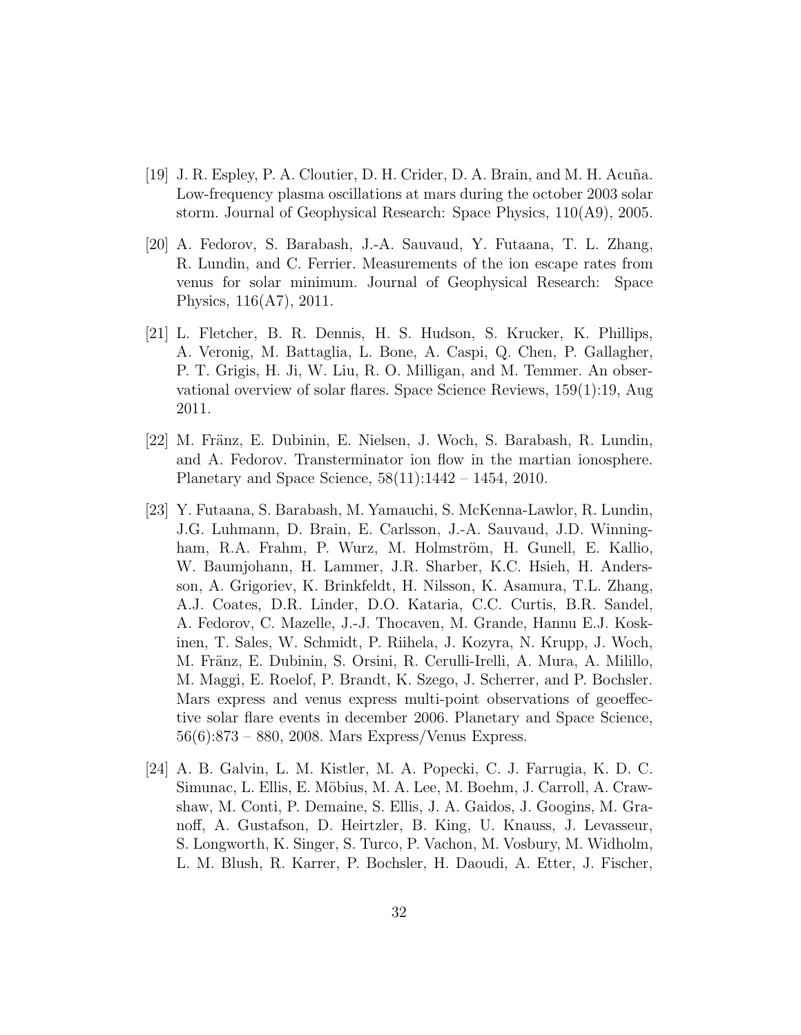[19] J. R. Espley, P. A. Cloutier, D. H. Crider, D. A. Brain, and M. H. Acuña. Low-frequency plasma oscillations at mars during the october 2003 solar storm. Journal of Geophysical Research: Space Physics, 110(A9), 2005.

[20] A. Fedorov, S. Barabash, J.-A. Sauvaud, Y. Futaana, T. L. Zhang, R. Lundin, and C. Ferrier. Measurements of the ion escape rates from venus for solar minimum. Journal of Geophysical Research: Space Physics, 116(A7), 2011.

[21] L. Fletcher, B. R. Dennis, H. S. Hudson, S. Krucker, K. Phillips, A. Veronig, M. Battaglia, L. Bone, A. Caspi, Q. Chen, P. Gallagher, P. T. Grigis, H. Ji, W. Liu, R. O. Milligan, and M. Temmer. An observational overview of solar flares. Space Science Reviews, 159(1):19, Aug 2011.

[22] M. Fränz, E. Dubinin, E. Nielsen, J. Woch, S. Barabash, R. Lundin, and A. Fedorov. Transterminator ion flow in the martian ionosphere. Planetary and Space Science, 58(11):1442 – 1454, 2010.

[23] Y. Futaana, S. Barabash, M. Yamauchi, S. McKenna-Lawlor, R. Lundin, J.G. Luhmann, D. Brain, E. Carlsson, J.-A. Sauvaud, J.D. Winningham, R.A. Frahm, P. Wurz, M. Holmström, H. Gunell, E. Kallio, W. Baumjohann, H. Lammer, J.R. Sharber, K.C. Hsieh, H. Andersson, A. Grigoriev, K. Brinkfeldt, H. Nilsson, K. Asamura, T.L. Zhang, A.J. Coates, D.R. Linder, D.O. Kataria, C.C. Curtis, B.R. Sandel, A. Fedorov, C. Mazelle, J.-J. Thocaven, M. Grande, Hannu E.J. Koskinen, T. Sales, W. Schmidt, P. Riihela, J. Kozyra, N. Krupp, J. Woch, M. Fränz, E. Dubinin, S. Orsini, R. Cerulli-Irelli, A. Mura, A. Milillo, M. Maggi, E. Roelof, P. Brandt, K. Szego, J. Scherrer, and P. Bochsler. Mars express and venus express multi-point observations of geoeffective solar flare events in december 2006. Planetary and Space Science, 56(6):873 – 880, 2008. Mars Express/Venus Express.

[24] A. B. Galvin, L. M. Kistler, M. A. Popecki, C. J. Farrugia, K. D. C. Simunac, L. Ellis, E. Möbius, M. A. Lee, M. Boehm, J. Carroll, A. Crawshaw, M. Conti, P. Demaine, S. Ellis, J. A. Gaidos, J. Googins, M. Granoff, A. Gustafson, D. Heirtzler, B. King, U. Knauss, J. Levasseur, S. Longworth, K. Singer, S. Turco, P. Vachon, M. Vosbury, M. Widholm, L. M. Blush, R. Karrer, P. Bochsler, H. Daoudi, A. Etter, J. Fischer,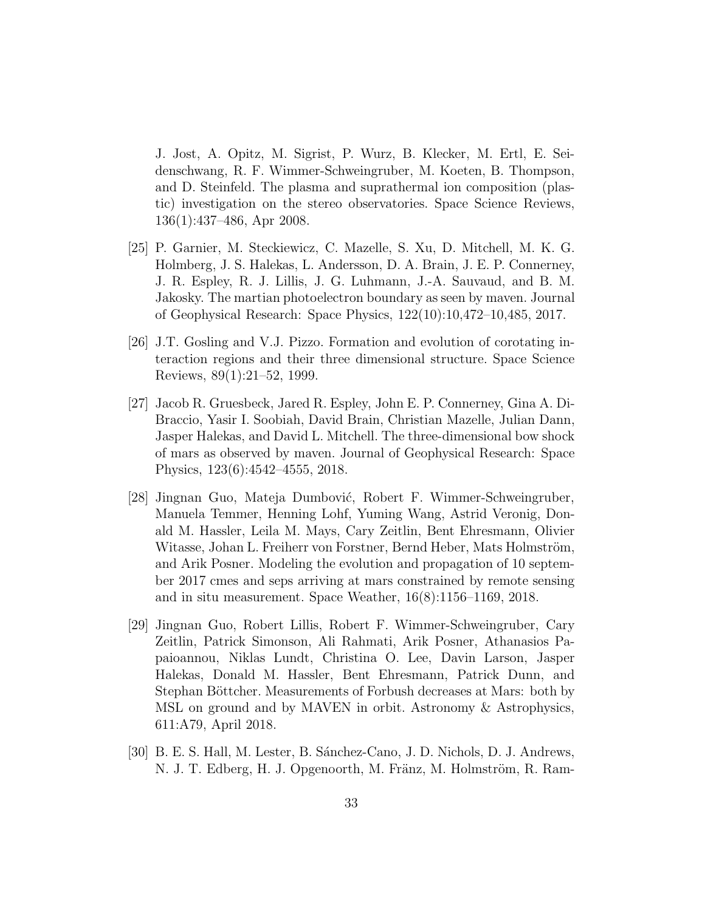J. Jost, A. Opitz, M. Sigrist, P. Wurz, B. Klecker, M. Ertl, E. Seidenschwang, R. F. Wimmer-Schweingruber, M. Koeten, B. Thompson, and D. Steinfeld. The plasma and suprathermal ion composition (plastic) investigation on the stereo observatories. Space Science Reviews, 136(1):437–486, Apr 2008.

[25] P. Garnier, M. Steckiewicz, C. Mazelle, S. Xu, D. Mitchell, M. K. G. Holmberg, J. S. Halekas, L. Andersson, D. A. Brain, J. E. P. Connerney, J. R. Espley, R. J. Lillis, J. G. Luhmann, J.-A. Sauvaud, and B. M. Jakosky. The martian photoelectron boundary as seen by maven. Journal of Geophysical Research: Space Physics, 122(10):10,472–10,485, 2017.

[26] J.T. Gosling and V.J. Pizzo. Formation and evolution of corotating interaction regions and their three dimensional structure. Space Science Reviews, 89(1):21–52, 1999.

[27] Jacob R. Gruesbeck, Jared R. Espley, John E. P. Connerney, Gina A. DiBraccio, Yasir I. Soobiah, David Brain, Christian Mazelle, Julian Dann, Jasper Halekas, and David L. Mitchell. The three-dimensional bow shock of mars as observed by maven. Journal of Geophysical Research: Space Physics, 123(6):4542–4555, 2018.

[28] Jingnan Guo, Mateja Dumbović, Robert F. Wimmer-Schweingruber, Manuela Temmer, Henning Lohf, Yuming Wang, Astrid Veronig, Donald M. Hassler, Leila M. Mays, Cary Zeitlin, Bent Ehresmann, Olivier Witasse, Johan L. Freiherr von Forstner, Bernd Heber, Mats Holmström, and Arik Posner. Modeling the evolution and propagation of 10 september 2017 cmes and seps arriving at mars constrained by remote sensing and in situ measurement. Space Weather, 16(8):1156–1169, 2018.

[29] Jingnan Guo, Robert Lillis, Robert F. Wimmer-Schweingruber, Cary Zeitlin, Patrick Simonson, Ali Rahmati, Arik Posner, Athanasios Papaioannou, Niklas Lundt, Christina O. Lee, Davin Larson, Jasper Halekas, Donald M. Hassler, Bent Ehresmann, Patrick Dunn, and Stephan Böttcher. Measurements of Forbush decreases at Mars: both by MSL on ground and by MAVEN in orbit. Astronomy & Astrophysics, 611:A79, April 2018.

[30] B. E. S. Hall, M. Lester, B. Sánchez-Cano, J. D. Nichols, D. J. Andrews, N. J. T. Edberg, H. J. Opgenoorth, M. Fränz, M. Holmström, R. Ram-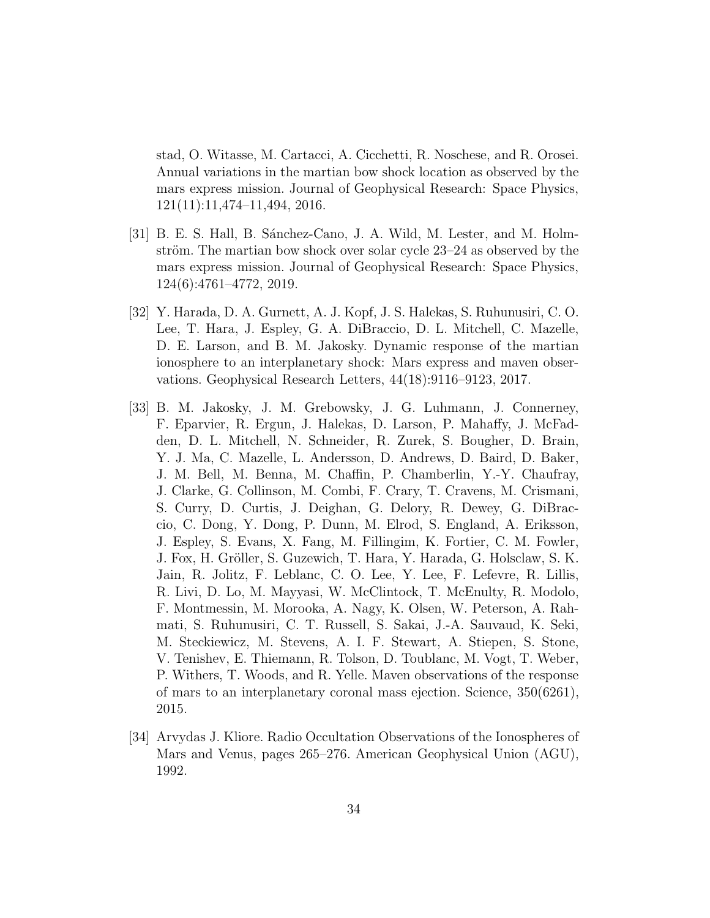stad, O. Witasse, M. Cartacci, A. Cicchetti, R. Noschese, and R. Orosei. Annual variations in the martian bow shock location as observed by the mars express mission. Journal of Geophysical Research: Space Physics, 121(11):11,474–11,494, 2016.

[31] B. E. S. Hall, B. Sánchez-Cano, J. A. Wild, M. Lester, and M. Holmström. The martian bow shock over solar cycle 23–24 as observed by the mars express mission. Journal of Geophysical Research: Space Physics, 124(6):4761–4772, 2019.

[32] Y. Harada, D. A. Gurnett, A. J. Kopf, J. S. Halekas, S. Ruhunusiri, C. O. Lee, T. Hara, J. Espley, G. A. DiBraccio, D. L. Mitchell, C. Mazelle, D. E. Larson, and B. M. Jakosky. Dynamic response of the martian ionosphere to an interplanetary shock: Mars express and maven observations. Geophysical Research Letters, 44(18):9116–9123, 2017.

[33] B. M. Jakosky, J. M. Grebowsky, J. G. Luhmann, J. Connerney, F. Eparvier, R. Ergun, J. Halekas, D. Larson, P. Mahaffy, J. McFadden, D. L. Mitchell, N. Schneider, R. Zurek, S. Bougher, D. Brain, Y. J. Ma, C. Mazelle, L. Andersson, D. Andrews, D. Baird, D. Baker, J. M. Bell, M. Benna, M. Chaffin, P. Chamberlin, Y.-Y. Chaufray, J. Clarke, G. Collinson, M. Combi, F. Crary, T. Cravens, M. Crismani, S. Curry, D. Curtis, J. Deighan, G. Delory, R. Dewey, G. DiBraccio, C. Dong, Y. Dong, P. Dunn, M. Elrod, S. England, A. Eriksson, J. Espley, S. Evans, X. Fang, M. Fillingim, K. Fortier, C. M. Fowler, J. Fox, H. Gröller, S. Guzewich, T. Hara, Y. Harada, G. Holsclaw, S. K. Jain, R. Jolitz, F. Leblanc, C. O. Lee, Y. Lee, F. Lefevre, R. Lillis, R. Livi, D. Lo, M. Mayyasi, W. McClintock, T. McEnulty, R. Modolo, F. Montmessin, M. Morooka, A. Nagy, K. Olsen, W. Peterson, A. Rahmati, S. Ruhunusiri, C. T. Russell, S. Sakai, J.-A. Sauvaud, K. Seki, M. Steckiewicz, M. Stevens, A. I. F. Stewart, A. Stiepen, S. Stone, V. Tenishev, E. Thiemann, R. Tolson, D. Toublanc, M. Vogt, T. Weber, P. Withers, T. Woods, and R. Yelle. Maven observations of the response of mars to an interplanetary coronal mass ejection. Science, 350(6261), 2015.

[34] Arvydas J. Kliore. Radio Occultation Observations of the Ionospheres of Mars and Venus, pages 265–276. American Geophysical Union (AGU), 1992.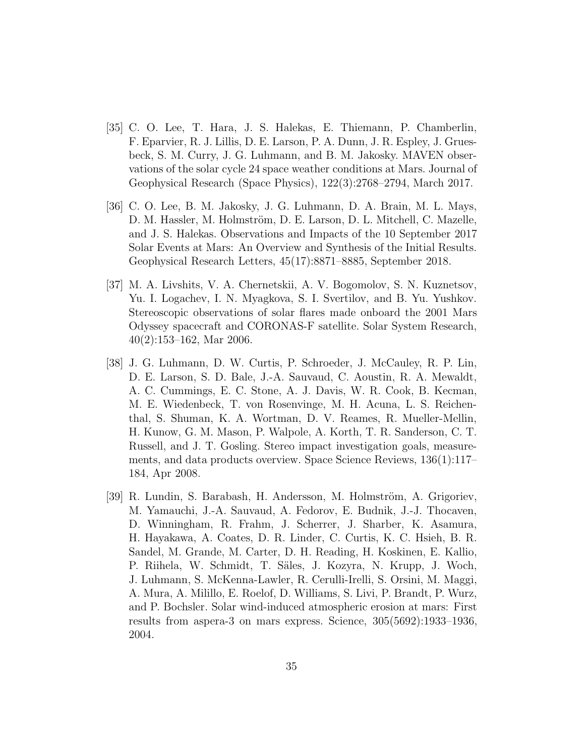[35] C. O. Lee, T. Hara, J. S. Halekas, E. Thiemann, P. Chamberlin, F. Eparvier, R. J. Lillis, D. E. Larson, P. A. Dunn, J. R. Espley, J. Gruesbeck, S. M. Curry, J. G. Luhmann, and B. M. Jakosky. MAVEN observations of the solar cycle 24 space weather conditions at Mars. Journal of Geophysical Research (Space Physics), 122(3):2768–2794, March 2017.

[36] C. O. Lee, B. M. Jakosky, J. G. Luhmann, D. A. Brain, M. L. Mays, D. M. Hassler, M. Holmström, D. E. Larson, D. L. Mitchell, C. Mazelle, and J. S. Halekas. Observations and Impacts of the 10 September 2017 Solar Events at Mars: An Overview and Synthesis of the Initial Results. Geophysical Research Letters, 45(17):8871–8885, September 2018.

[37] M. A. Livshits, V. A. Chernetskii, A. V. Bogomolov, S. N. Kuznetsov, Yu. I. Logachev, I. N. Myagkova, S. I. Svertilov, and B. Yu. Yushkov. Stereoscopic observations of solar flares made onboard the 2001 Mars Odyssey spacecraft and CORONAS-F satellite. Solar System Research, 40(2):153–162, Mar 2006.

[38] J. G. Luhmann, D. W. Curtis, P. Schroeder, J. McCauley, R. P. Lin, D. E. Larson, S. D. Bale, J.-A. Sauvaud, C. Aoustin, R. A. Mewaldt, A. C. Cummings, E. C. Stone, A. J. Davis, W. R. Cook, B. Kecman, M. E. Wiedenbeck, T. von Rosenvinge, M. H. Acuna, L. S. Reichenthal, S. Shuman, K. A. Wortman, D. V. Reames, R. Mueller-Mellin, H. Kunow, G. M. Mason, P. Walpole, A. Korth, T. R. Sanderson, C. T. Russell, and J. T. Gosling. Stereo impact investigation goals, measurements, and data products overview. Space Science Reviews, 136(1):117–184, Apr 2008.

[39] R. Lundin, S. Barabash, H. Andersson, M. Holmström, A. Grigoriev, M. Yamauchi, J.-A. Sauvaud, A. Fedorov, E. Budnik, J.-J. Thocaven, D. Winningham, R. Frahm, J. Scherrer, J. Sharber, K. Asamura, H. Hayakawa, A. Coates, D. R. Linder, C. Curtis, K. C. Hsieh, B. R. Sandel, M. Grande, M. Carter, D. H. Reading, H. Koskinen, E. Kallio, P. Riihela, W. Schmidt, T. Säles, J. Kozyra, N. Krupp, J. Woch, J. Luhmann, S. McKenna-Lawler, R. Cerulli-Irelli, S. Orsini, M. Maggi, A. Mura, A. Milillo, E. Roelof, D. Williams, S. Livi, P. Brandt, P. Wurz, and P. Bochsler. Solar wind-induced atmospheric erosion at mars: First results from aspera-3 on mars express. Science, 305(5692):1933–1936, 2004.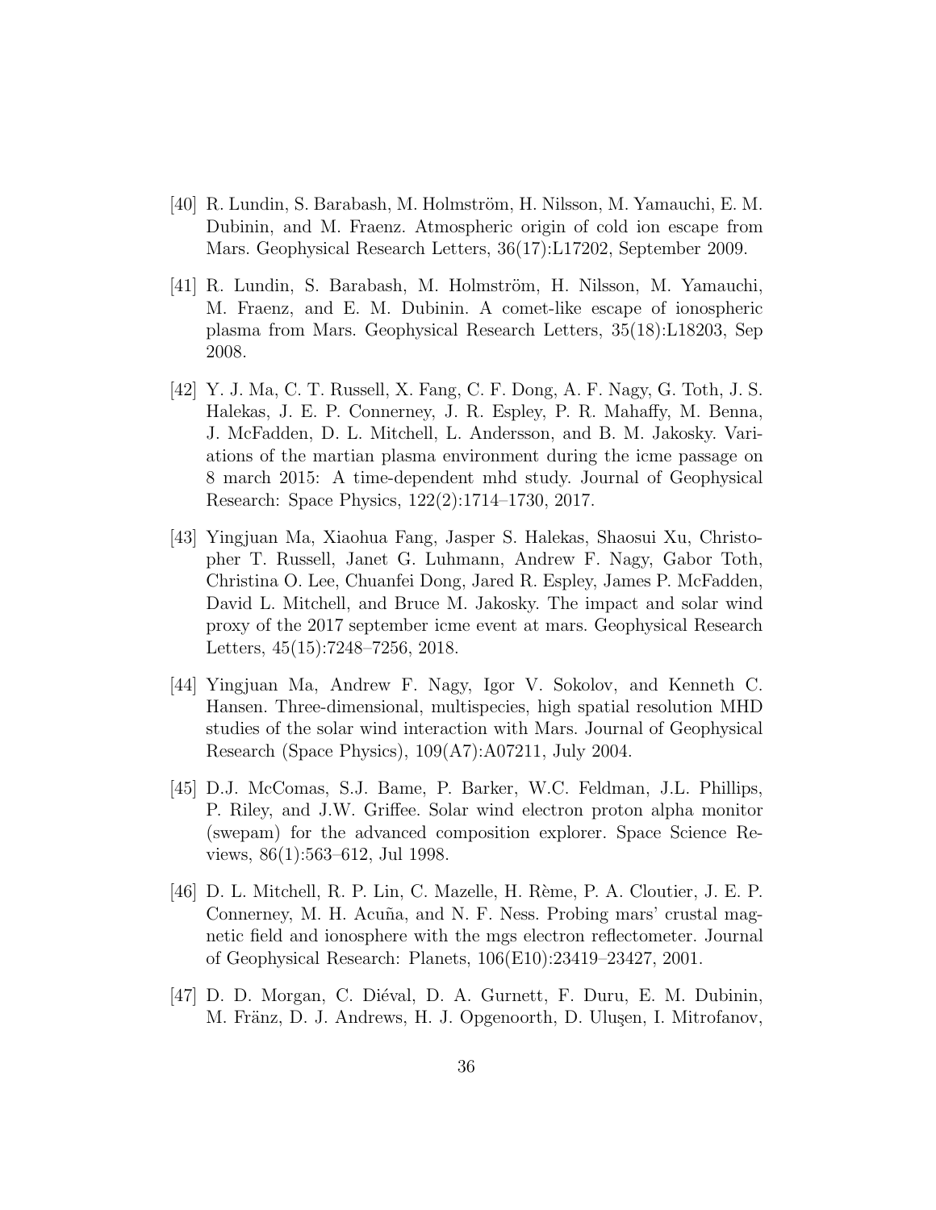[40] R. Lundin, S. Barabash, M. Holmström, H. Nilsson, M. Yamauchi, E. M. Dubinin, and M. Fraenz. Atmospheric origin of cold ion escape from Mars. Geophysical Research Letters, 36(17):L17202, September 2009.

[41] R. Lundin, S. Barabash, M. Holmström, H. Nilsson, M. Yamauchi, M. Fraenz, and E. M. Dubinin. A comet-like escape of ionospheric plasma from Mars. Geophysical Research Letters, 35(18):L18203, Sep 2008.

[42] Y. J. Ma, C. T. Russell, X. Fang, C. F. Dong, A. F. Nagy, G. Toth, J. S. Halekas, J. E. P. Connerney, J. R. Espley, P. R. Mahaffy, M. Benna, J. McFadden, D. L. Mitchell, L. Andersson, and B. M. Jakosky. Variations of the martian plasma environment during the icme passage on 8 march 2015: A time-dependent mhd study. Journal of Geophysical Research: Space Physics, 122(2):1714–1730, 2017.

[43] Yingjuan Ma, Xiaohua Fang, Jasper S. Halekas, Shaosui Xu, Christopher T. Russell, Janet G. Luhmann, Andrew F. Nagy, Gabor Toth, Christina O. Lee, Chuanfei Dong, Jared R. Espley, James P. McFadden, David L. Mitchell, and Bruce M. Jakosky. The impact and solar wind proxy of the 2017 september icme event at mars. Geophysical Research Letters, 45(15):7248–7256, 2018.

[44] Yingjuan Ma, Andrew F. Nagy, Igor V. Sokolov, and Kenneth C. Hansen. Three-dimensional, multispecies, high spatial resolution MHD studies of the solar wind interaction with Mars. Journal of Geophysical Research (Space Physics), 109(A7):A07211, July 2004.

[45] D.J. McComas, S.J. Bame, P. Barker, W.C. Feldman, J.L. Phillips, P. Riley, and J.W. Griffee. Solar wind electron proton alpha monitor (swepam) for the advanced composition explorer. Space Science Reviews, 86(1):563–612, Jul 1998.

[46] D. L. Mitchell, R. P. Lin, C. Mazelle, H. Rème, P. A. Cloutier, J. E. P. Connerney, M. H. Acuña, and N. F. Ness. Probing mars' crustal magnetic field and ionosphere with the mgs electron reflectometer. Journal of Geophysical Research: Planets, 106(E10):23419–23427, 2001.

[47] D. D. Morgan, C. Diéval, D. A. Gurnett, F. Duru, E. M. Dubinin, M. Fränz, D. J. Andrews, H. J. Opgenoorth, D. Uluşen, I. Mitrofanov,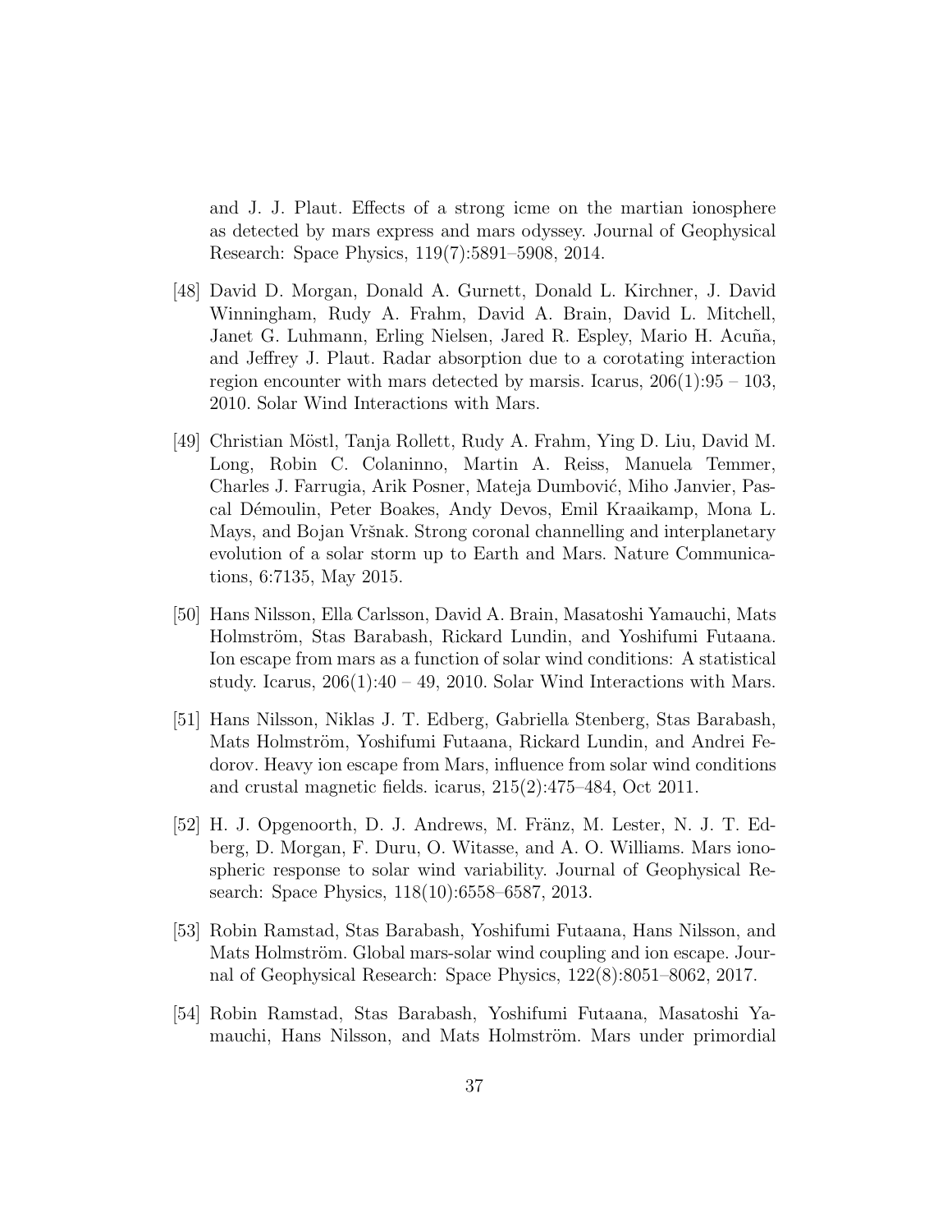and J. J. Plaut. Effects of a strong icme on the martian ionosphere as detected by mars express and mars odyssey. Journal of Geophysical Research: Space Physics, 119(7):5891–5908, 2014.

[48] David D. Morgan, Donald A. Gurnett, Donald L. Kirchner, J. David Winningham, Rudy A. Frahm, David A. Brain, David L. Mitchell, Janet G. Luhmann, Erling Nielsen, Jared R. Espley, Mario H. Acuña, and Jeffrey J. Plaut. Radar absorption due to a corotating interaction region encounter with mars detected by marsis. Icarus, 206(1):95 – 103, 2010. Solar Wind Interactions with Mars.

[49] Christian Möstl, Tanja Rollett, Rudy A. Frahm, Ying D. Liu, David M. Long, Robin C. Colaninno, Martin A. Reiss, Manuela Temmer, Charles J. Farrugia, Arik Posner, Mateja Dumbović, Miho Janvier, Pascal Démoulin, Peter Boakes, Andy Devos, Emil Kraaikamp, Mona L. Mays, and Bojan Vršnak. Strong coronal channelling and interplanetary evolution of a solar storm up to Earth and Mars. Nature Communications, 6:7135, May 2015.

[50] Hans Nilsson, Ella Carlsson, David A. Brain, Masatoshi Yamauchi, Mats Holmström, Stas Barabash, Rickard Lundin, and Yoshifumi Futaana. Ion escape from mars as a function of solar wind conditions: A statistical study. Icarus, 206(1):40 – 49, 2010. Solar Wind Interactions with Mars.

[51] Hans Nilsson, Niklas J. T. Edberg, Gabriella Stenberg, Stas Barabash, Mats Holmström, Yoshifumi Futaana, Rickard Lundin, and Andrei Fedorov. Heavy ion escape from Mars, influence from solar wind conditions and crustal magnetic fields. icarus, 215(2):475–484, Oct 2011.

[52] H. J. Opgenoorth, D. J. Andrews, M. Fränz, M. Lester, N. J. T. Edberg, D. Morgan, F. Duru, O. Witasse, and A. O. Williams. Mars ionospheric response to solar wind variability. Journal of Geophysical Research: Space Physics, 118(10):6558–6587, 2013.

[53] Robin Ramstad, Stas Barabash, Yoshifumi Futaana, Hans Nilsson, and Mats Holmström. Global mars-solar wind coupling and ion escape. Journal of Geophysical Research: Space Physics, 122(8):8051–8062, 2017.

[54] Robin Ramstad, Stas Barabash, Yoshifumi Futaana, Masatoshi Yamauchi, Hans Nilsson, and Mats Holmström. Mars under primordial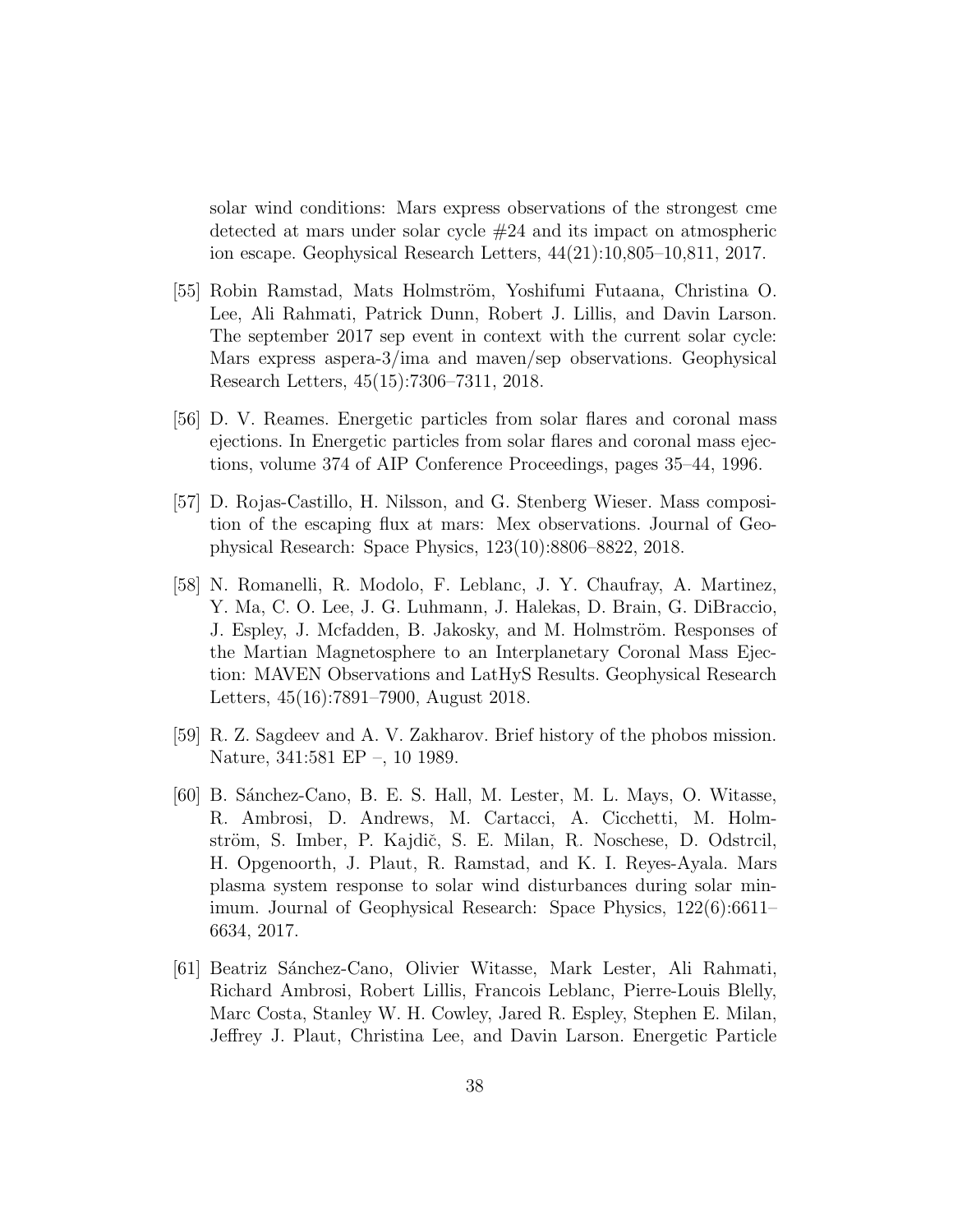solar wind conditions: Mars express observations of the strongest cme detected at mars under solar cycle #24 and its impact on atmospheric ion escape. Geophysical Research Letters, 44(21):10,805–10,811, 2017.

[55] Robin Ramstad, Mats Holmström, Yoshifumi Futaana, Christina O. Lee, Ali Rahmati, Patrick Dunn, Robert J. Lillis, and Davin Larson. The september 2017 sep event in context with the current solar cycle: Mars express aspera-3/ima and maven/sep observations. Geophysical Research Letters, 45(15):7306–7311, 2018.

[56] D. V. Reames. Energetic particles from solar flares and coronal mass ejections. In Energetic particles from solar flares and coronal mass ejections, volume 374 of AIP Conference Proceedings, pages 35–44, 1996.

[57] D. Rojas-Castillo, H. Nilsson, and G. Stenberg Wieser. Mass composition of the escaping flux at mars: Mex observations. Journal of Geophysical Research: Space Physics, 123(10):8806–8822, 2018.

[58] N. Romanelli, R. Modolo, F. Leblanc, J. Y. Chaufray, A. Martinez, Y. Ma, C. O. Lee, J. G. Luhmann, J. Halekas, D. Brain, G. DiBraccio, J. Espley, J. Mcfadden, B. Jakosky, and M. Holmström. Responses of the Martian Magnetosphere to an Interplanetary Coronal Mass Ejection: MAVEN Observations and LatHyS Results. Geophysical Research Letters, 45(16):7891–7900, August 2018.

[59] R. Z. Sagdeev and A. V. Zakharov. Brief history of the phobos mission. Nature, 341:581 EP –, 10 1989.

[60] B. Sánchez-Cano, B. E. S. Hall, M. Lester, M. L. Mays, O. Witasse, R. Ambrosi, D. Andrews, M. Cartacci, A. Cicchetti, M. Holmström, S. Imber, P. Kajdič, S. E. Milan, R. Noschese, D. Odstrcil, H. Opgenoorth, J. Plaut, R. Ramstad, and K. I. Reyes-Ayala. Mars plasma system response to solar wind disturbances during solar minimum. Journal of Geophysical Research: Space Physics, 122(6):6611–6634, 2017.

[61] Beatriz Sánchez-Cano, Olivier Witasse, Mark Lester, Ali Rahmati, Richard Ambrosi, Robert Lillis, Francois Leblanc, Pierre-Louis Blelly, Marc Costa, Stanley W. H. Cowley, Jared R. Espley, Stephen E. Milan, Jeffrey J. Plaut, Christina Lee, and Davin Larson. Energetic Particle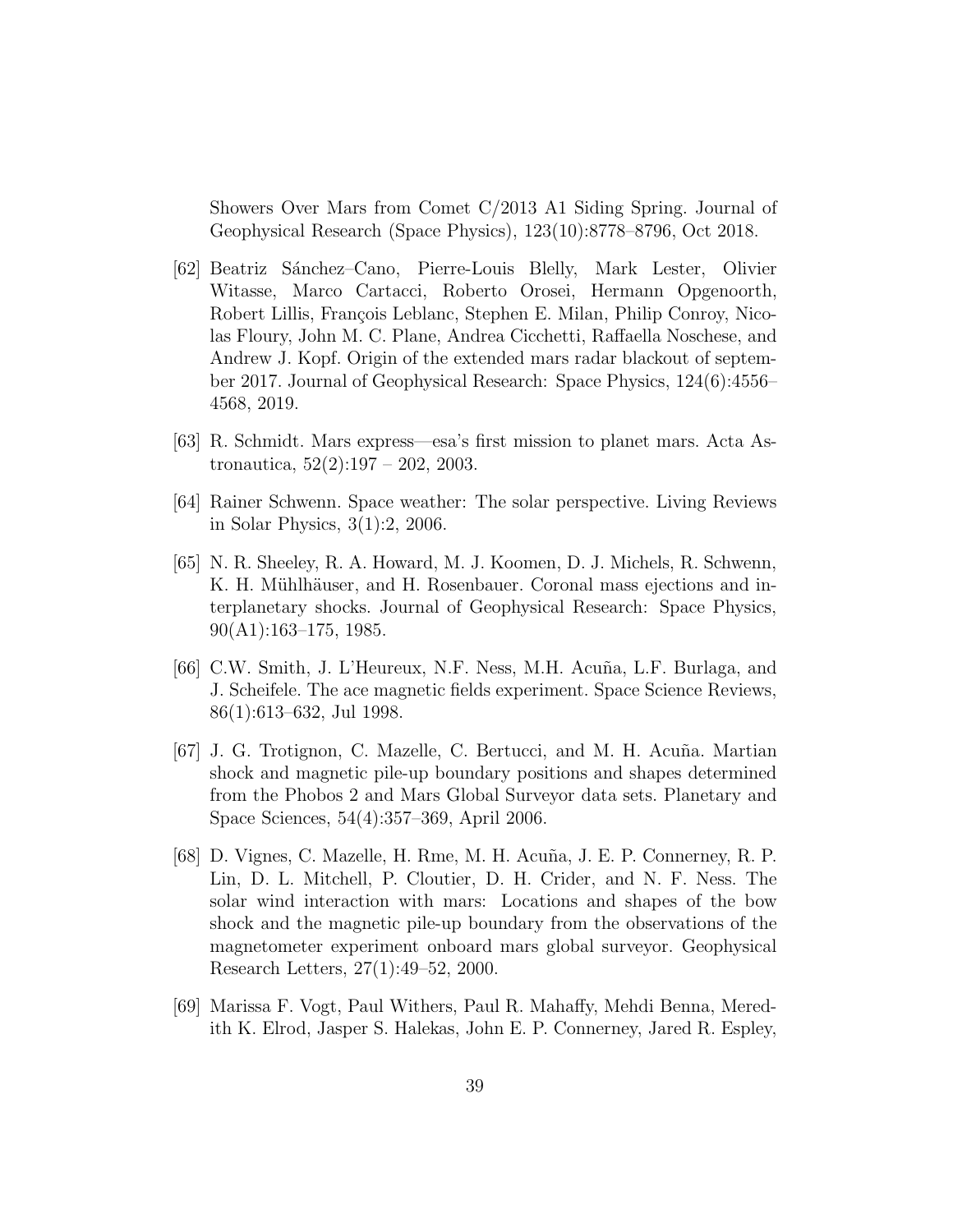Showers Over Mars from Comet C/2013 A1 Siding Spring. Journal of Geophysical Research (Space Physics), 123(10):8778–8796, Oct 2018.

[62] Beatriz Sánchez–Cano, Pierre-Louis Blelly, Mark Lester, Olivier Witasse, Marco Cartacci, Roberto Orosei, Hermann Opgenoorth, Robert Lillis, François Leblanc, Stephen E. Milan, Philip Conroy, Nicolas Floury, John M. C. Plane, Andrea Cicchetti, Raffaella Noschese, and Andrew J. Kopf. Origin of the extended mars radar blackout of september 2017. Journal of Geophysical Research: Space Physics, 124(6):4556–4568, 2019.

[63] R. Schmidt. Mars express—esa's first mission to planet mars. Acta Astronautica, 52(2):197 – 202, 2003.

[64] Rainer Schwenn. Space weather: The solar perspective. Living Reviews in Solar Physics, 3(1):2, 2006.

[65] N. R. Sheeley, R. A. Howard, M. J. Koomen, D. J. Michels, R. Schwenn, K. H. Mühlhäuser, and H. Rosenbauer. Coronal mass ejections and interplanetary shocks. Journal of Geophysical Research: Space Physics, 90(A1):163–175, 1985.

[66] C.W. Smith, J. L'Heureux, N.F. Ness, M.H. Acuña, L.F. Burlaga, and J. Scheifele. The ace magnetic fields experiment. Space Science Reviews, 86(1):613–632, Jul 1998.

[67] J. G. Trotignon, C. Mazelle, C. Bertucci, and M. H. Acuña. Martian shock and magnetic pile-up boundary positions and shapes determined from the Phobos 2 and Mars Global Surveyor data sets. Planetary and Space Sciences, 54(4):357–369, April 2006.

[68] D. Vignes, C. Mazelle, H. Rme, M. H. Acuña, J. E. P. Connerney, R. P. Lin, D. L. Mitchell, P. Cloutier, D. H. Crider, and N. F. Ness. The solar wind interaction with mars: Locations and shapes of the bow shock and the magnetic pile-up boundary from the observations of the magnetometer experiment onboard mars global surveyor. Geophysical Research Letters, 27(1):49–52, 2000.

[69] Marissa F. Vogt, Paul Withers, Paul R. Mahaffy, Mehdi Benna, Meredith K. Elrod, Jasper S. Halekas, John E. P. Connerney, Jared R. Espley,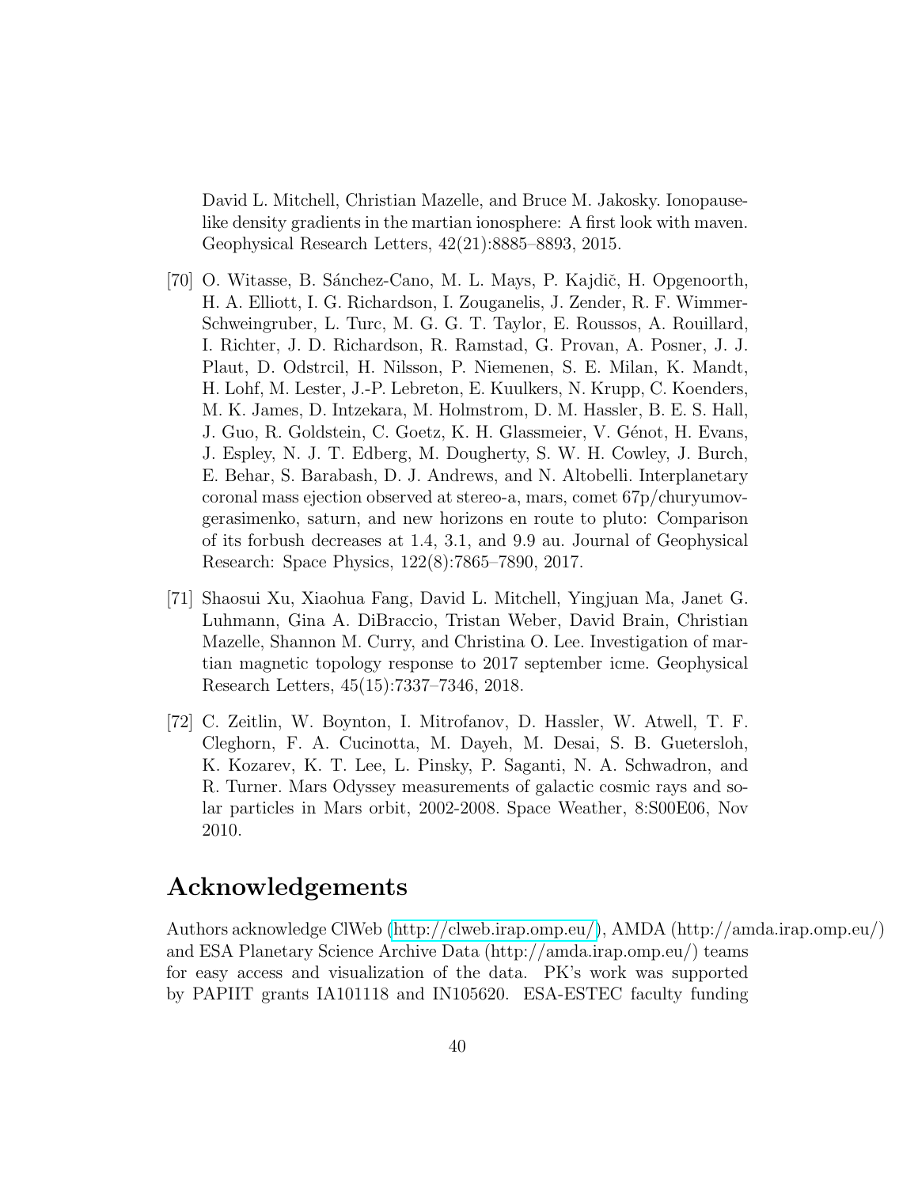David L. Mitchell, Christian Mazelle, and Bruce M. Jakosky. Ionopause-like density gradients in the martian ionosphere: A first look with maven. Geophysical Research Letters, 42(21):8885–8893, 2015.

[70] O. Witasse, B. Sánchez-Cano, M. L. Mays, P. Kajdič, H. Opgenoorth, H. A. Elliott, I. G. Richardson, I. Zouganelis, J. Zender, R. F. Wimmer-Schweingruber, L. Turc, M. G. G. T. Taylor, E. Roussos, A. Rouillard, I. Richter, J. D. Richardson, R. Ramstad, G. Provan, A. Posner, J. J. Plaut, D. Odstrcil, H. Nilsson, P. Niemenen, S. E. Milan, K. Mandt, H. Lohf, M. Lester, J.-P. Lebreton, E. Kuulkers, N. Krupp, C. Koenders, M. K. James, D. Intzekara, M. Holmstrom, D. M. Hassler, B. E. S. Hall, J. Guo, R. Goldstein, C. Goetz, K. H. Glassmeier, V. Génot, H. Evans, J. Espley, N. J. T. Edberg, M. Dougherty, S. W. H. Cowley, J. Burch, E. Behar, S. Barabash, D. J. Andrews, and N. Altobelli. Interplanetary coronal mass ejection observed at stereo-a, mars, comet 67p/churyumov-gerasimenko, saturn, and new horizons en route to pluto: Comparison of its forbush decreases at 1.4, 3.1, and 9.9 au. Journal of Geophysical Research: Space Physics, 122(8):7865–7890, 2017.

[71] Shaosui Xu, Xiaohua Fang, David L. Mitchell, Yingjuan Ma, Janet G. Luhmann, Gina A. DiBraccio, Tristan Weber, David Brain, Christian Mazelle, Shannon M. Curry, and Christina O. Lee. Investigation of martian magnetic topology response to 2017 september icme. Geophysical Research Letters, 45(15):7337–7346, 2018.

[72] C. Zeitlin, W. Boynton, I. Mitrofanov, D. Hassler, W. Atwell, T. F. Cleghorn, F. A. Cucinotta, M. Dayeh, M. Desai, S. B. Guetersloh, K. Kozarev, K. T. Lee, L. Pinsky, P. Saganti, N. A. Schwadron, and R. Turner. Mars Odyssey measurements of galactic cosmic rays and solar particles in Mars orbit, 2002-2008. Space Weather, 8:S00E06, Nov 2010.

# Acknowledgements

Authors acknowledge ClWeb (http://clweb.irap.omp.eu/), AMDA (http://amda.irap.omp.eu/) and ESA Planetary Science Archive Data (http://amda.irap.omp.eu/) teams for easy access and visualization of the data. PK's work was supported by PAPIIT grants IA101118 and IN105620. ESA-ESTEC faculty funding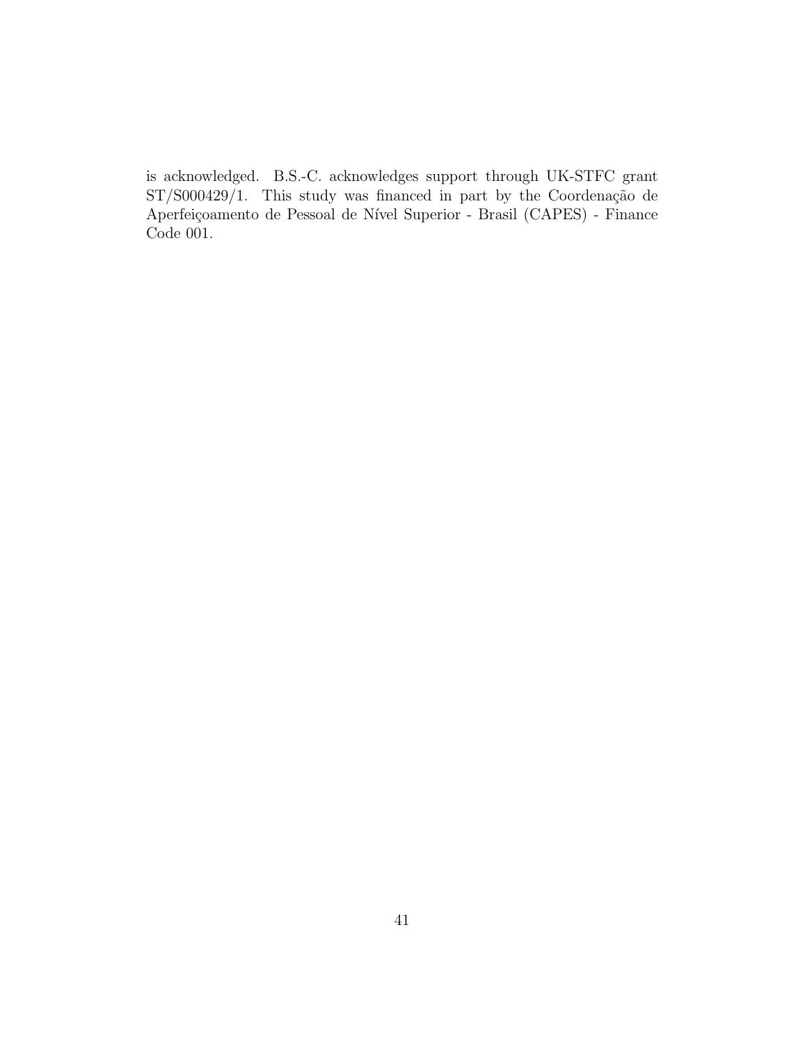is acknowledged. B.S.-C. acknowledges support through UK-STFC grant ST/S000429/1. This study was financed in part by the Coordenação de Aperfeiçoamento de Pessoal de Nível Superior - Brasil (CAPES) - Finance Code 001.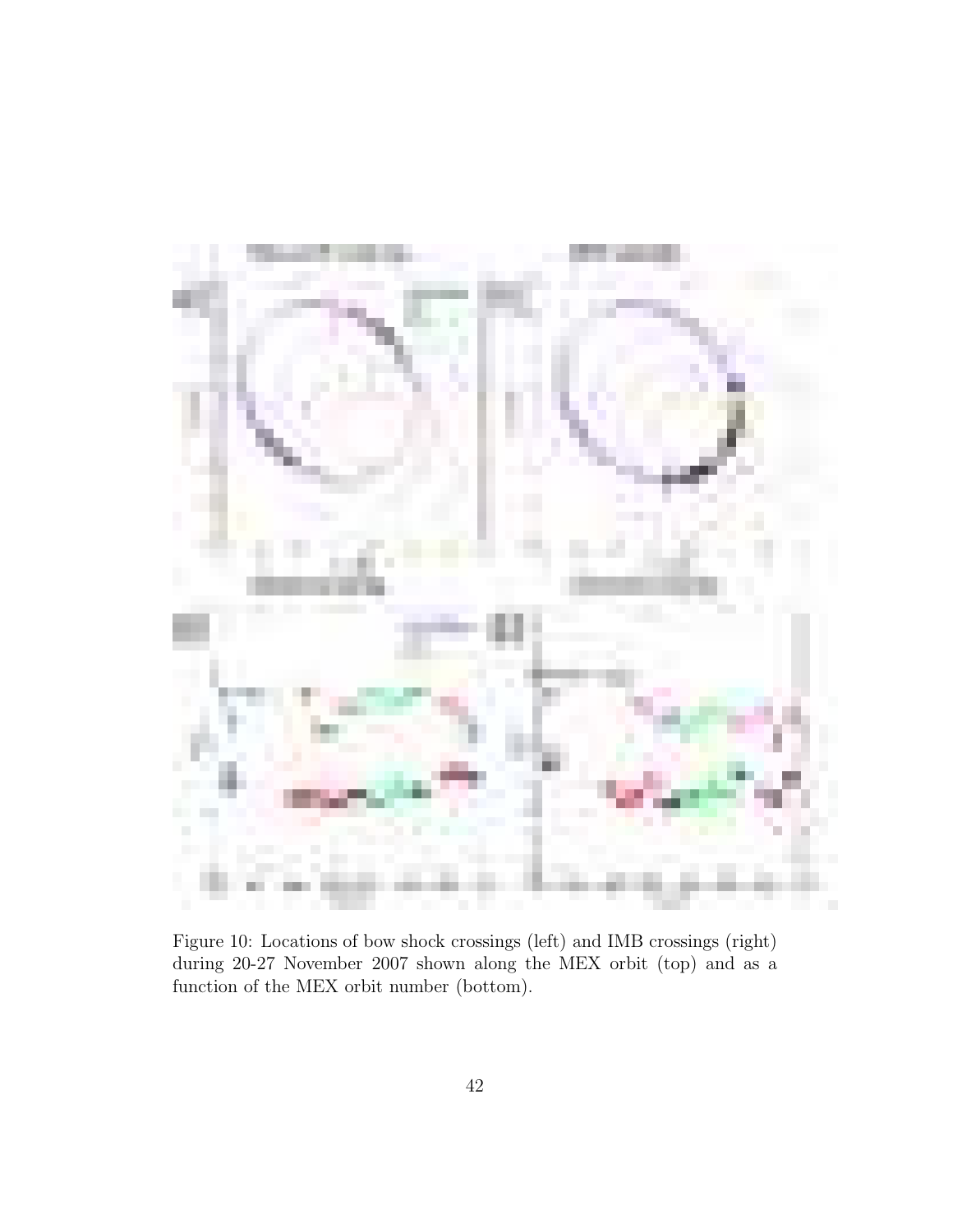Figure 10: Locations of bow shock crossings (left) and IMB crossings (right) during 20-27 November 2007 shown along the MEX orbit (top) and as a function of the MEX orbit number (bottom).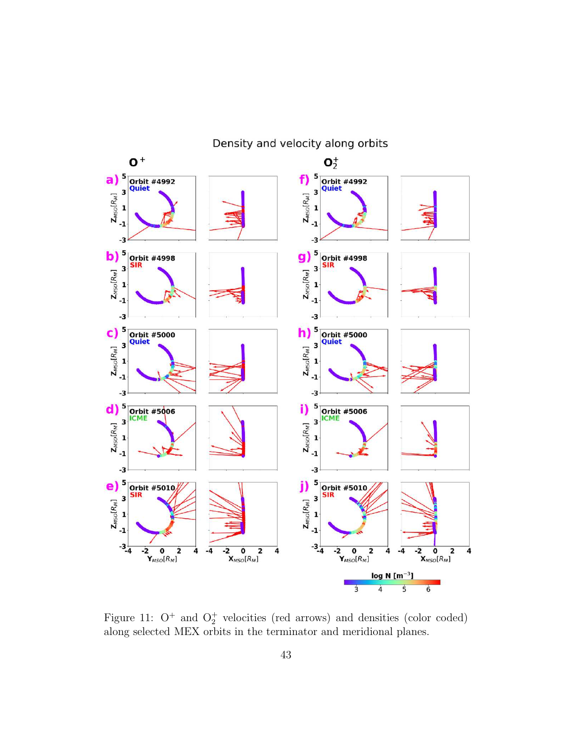Density and velocity along orbits

$O^+$

$O_2^+$

a) Orbit #4992 Quiet

b) Orbit #4998 SIR

c) Orbit #5000 Quiet

d) Orbit #5006 ICME

e) Orbit #5010 SIR

f) Orbit #4992 Quiet

g) Orbit #4998 SIR

h) Orbit #5000 Quiet

i) Orbit #5006 ICME

j) Orbit #5010 SIR

$Z_{MSO}[R_M]$

$Y_{MSO}[R_M]$

$X_{MSO}[R_M]$

log N $[m^{-3}]$

3 4 5 6

Figure 11: $O^+$ and $O_2^+$ velocities (red arrows) and densities (color coded) along selected MEX orbits in the terminator and meridional planes.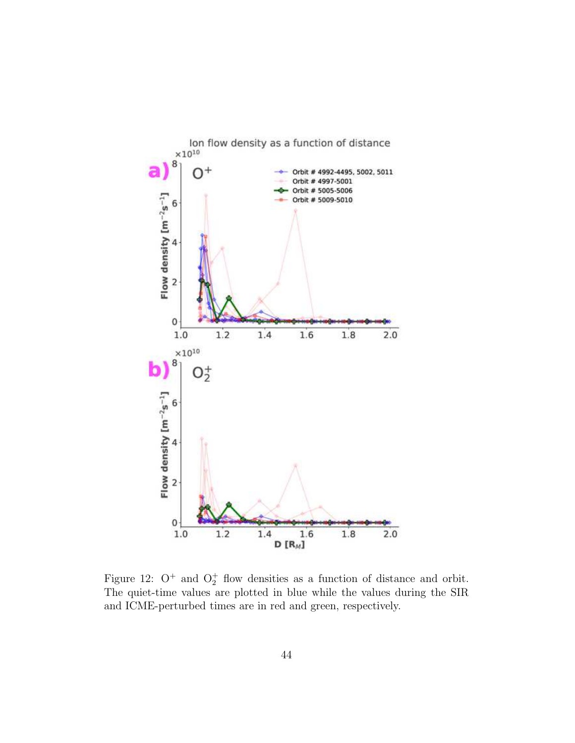Ion flow density as a function of distance

a) $O^+$

$\times 10^{10}$

Flow density [$m^{-2}s^{-1}$]

Orbit # 4992-4495, 5002, 5011
Orbit # 4997-5001
Orbit # 5005-5006
Orbit # 5009-5010

b) $O_2^+$

$\times 10^{10}$

Flow density [$m^{-2}s^{-1}$]

D [$R_M$]

Figure 12: $O^+$ and $O_2^+$ flow densities as a function of distance and orbit. The quiet-time values are plotted in blue while the values during the SIR and ICME-perturbed times are in red and green, respectively.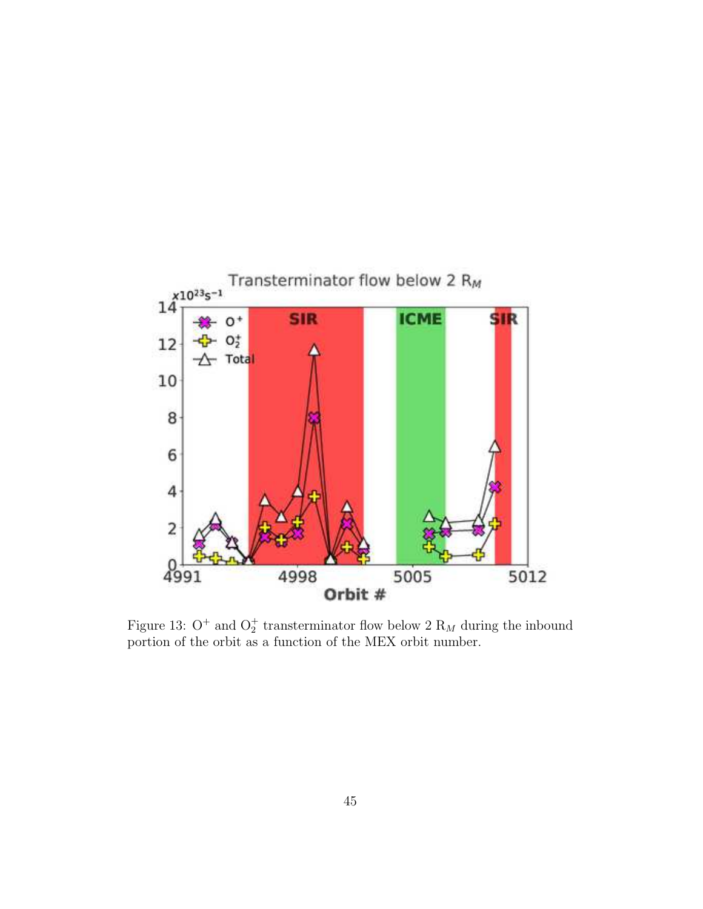Transterminator flow below 2 $R_M$

$x10^{23}s^{-1}$

14
12
10
8
6
4
2
0

$O^+$
$O_2^+$
Total

SIR
ICME
SIR

4991
4998
5005
5012

Orbit #

Figure 13: $O^+$ and $O_2^+$ transterminator flow below 2 $R_M$ during the inbound portion of the orbit as a function of the MEX orbit number.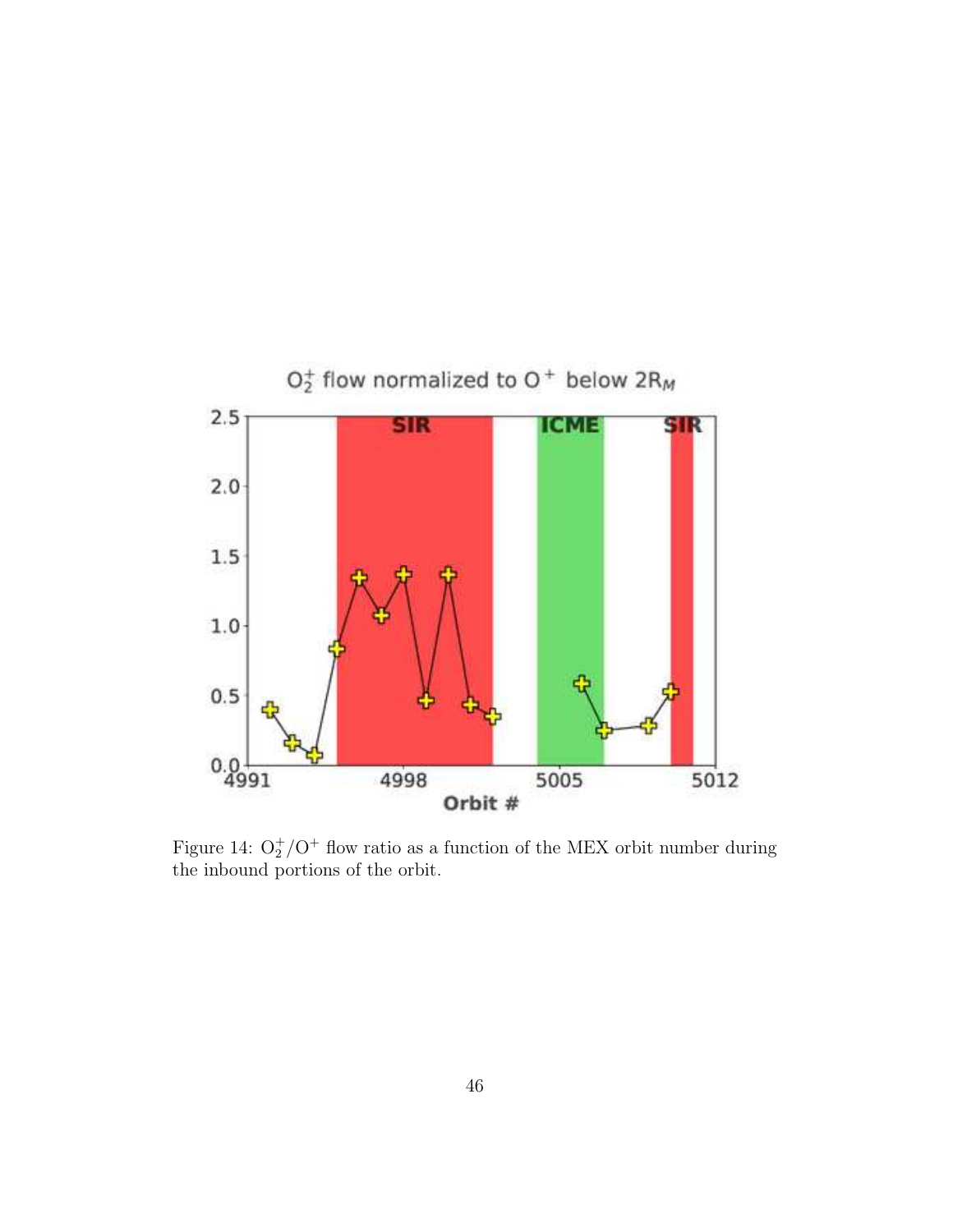$O_2^+$ flow normalized to $O^+$ below $2R_M$

2.5
2.0
1.5
1.0
0.5
0.0

SIR
ICME
SIR

4991
4998
5005
5012

Orbit #

Figure 14: $O_2^+/O^+$ flow ratio as a function of the MEX orbit number during the inbound portions of the orbit.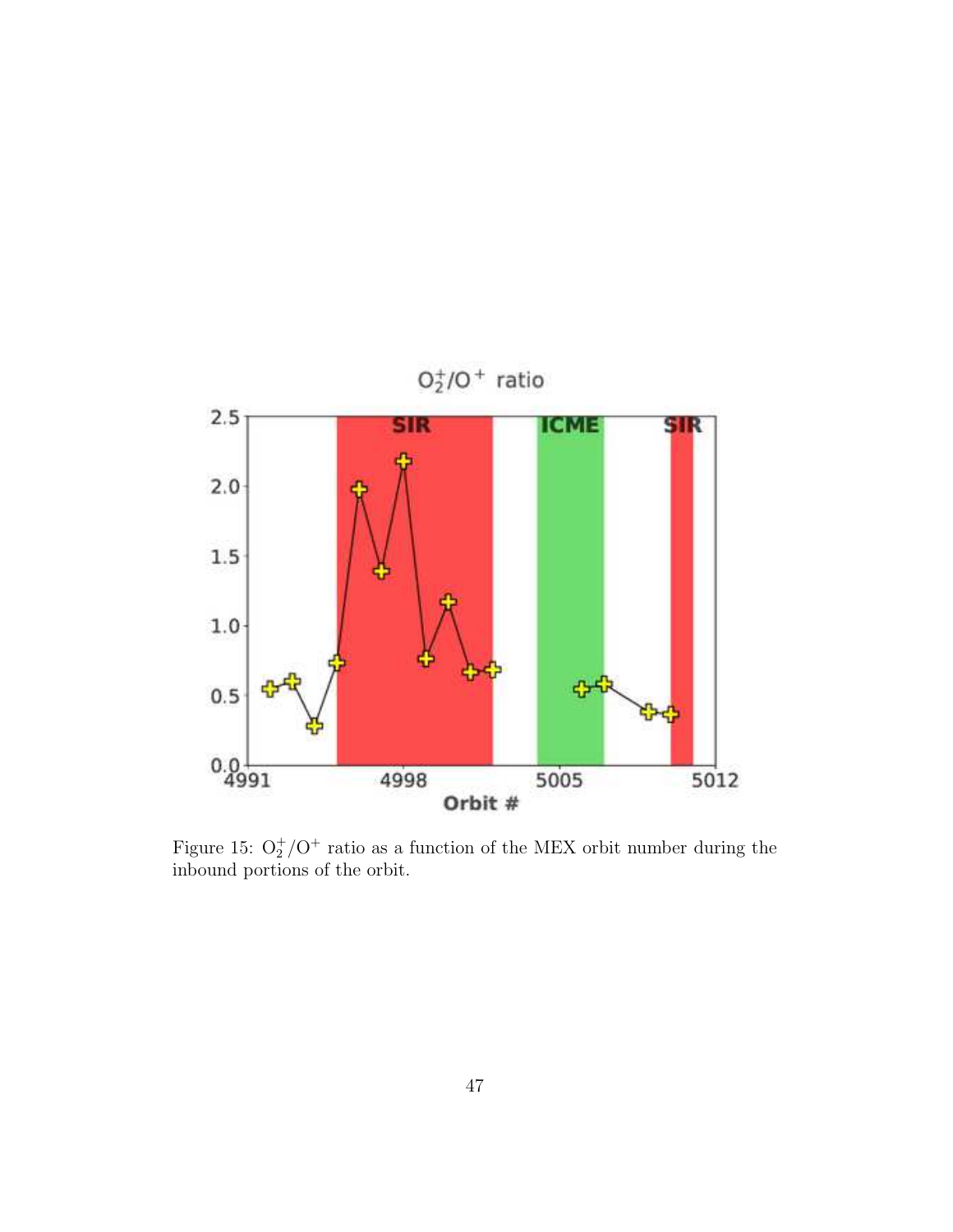$O_2^+/O^+$ ratio

2.5
2.0
1.5
1.0
0.5
0.0

SIR
ICME
SIR

4991
4998
5005
5012

Orbit #

Figure 15: $O_2^+/O^+$ ratio as a function of the MEX orbit number during the inbound portions of the orbit.